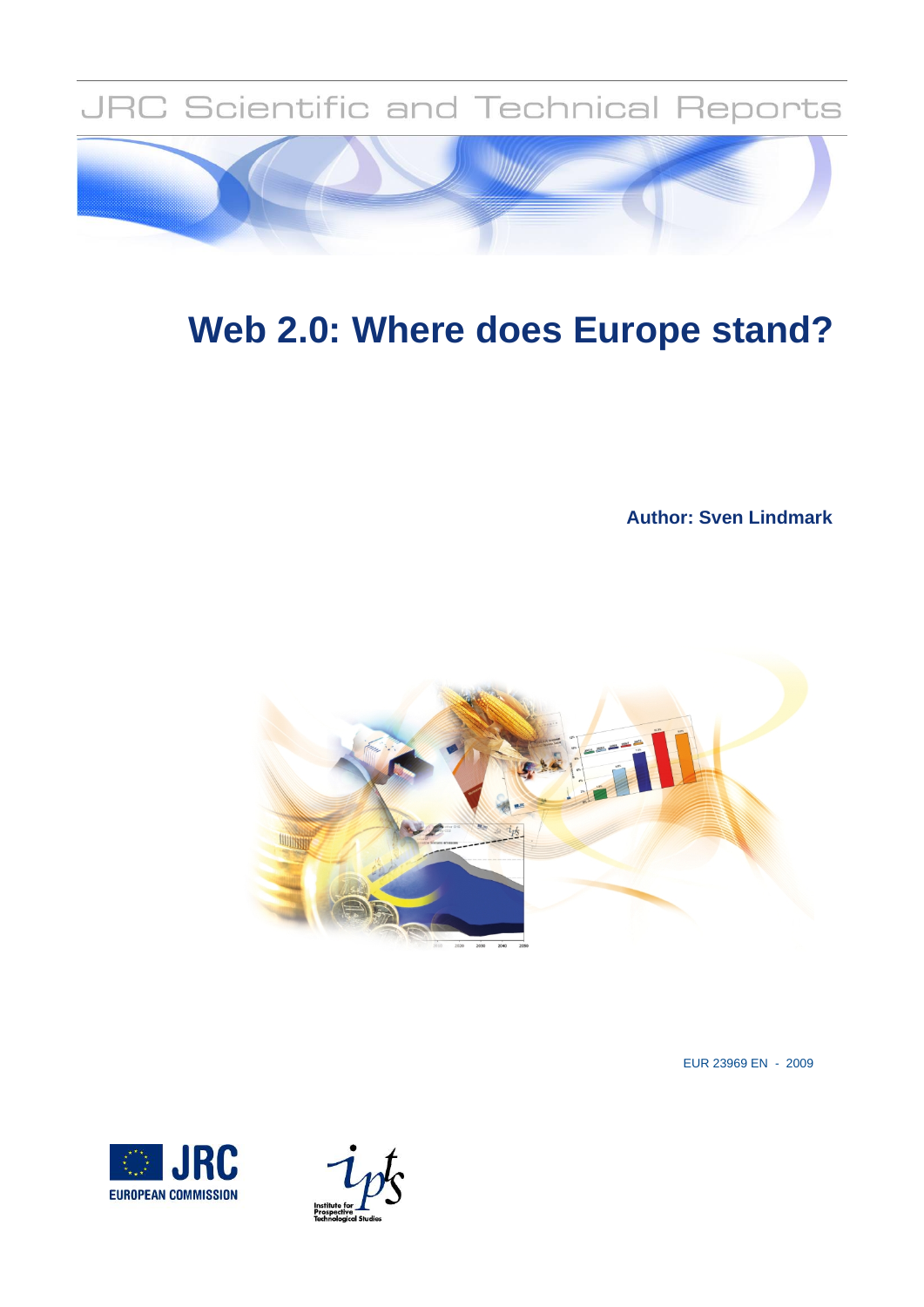JRC Scientific and Technical Reports

# Web 2.0: Where does Europe stand?

**Author: Sven Lindmark**

EUR 23969 EN - 2009

EUROPEAN COMMISSION

Institute for Prospective Technological Studies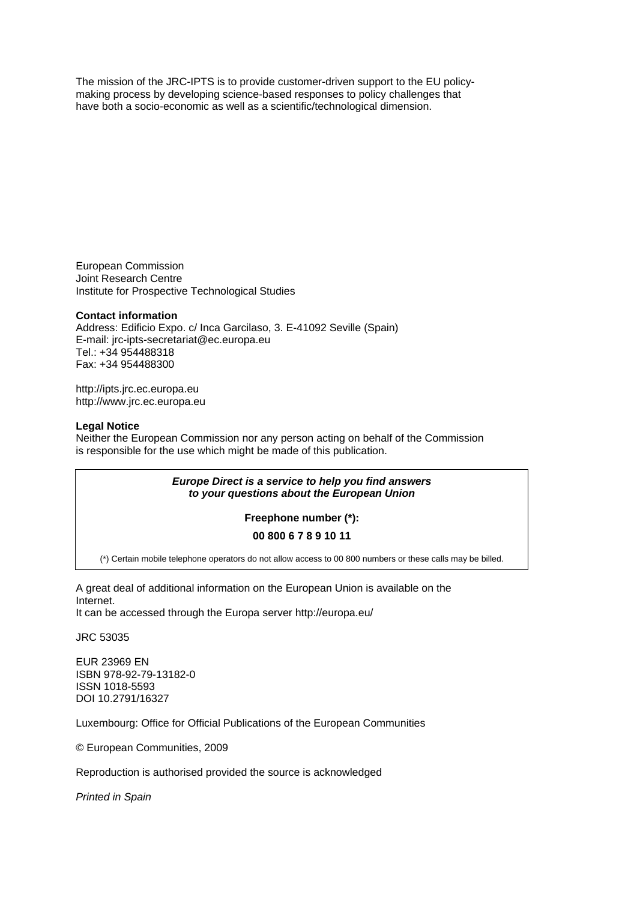The mission of the JRC-IPTS is to provide customer-driven support to the EU policy-making process by developing science-based responses to policy challenges that have both a socio-economic as well as a scientific/technological dimension.

European Commission
Joint Research Centre
Institute for Prospective Technological Studies

**Contact information**
Address: Edificio Expo. c/ Inca Garcilaso, 3. E-41092 Seville (Spain)
E-mail: jrc-ipts-secretariat@ec.europa.eu
Tel.: +34 954488318
Fax: +34 954488300

http://ipts.jrc.ec.europa.eu
http://www.jrc.ec.europa.eu

**Legal Notice**
Neither the European Commission nor any person acting on behalf of the Commission is responsible for the use which might be made of this publication.

***Europe Direct is a service to help you find answers to your questions about the European Union***

**Freephone number (*):**

**00 800 6 7 8 9 10 11**

(*) Certain mobile telephone operators do not allow access to 00 800 numbers or these calls may be billed.

A great deal of additional information on the European Union is available on the Internet.
It can be accessed through the Europa server http://europa.eu/

JRC 53035

EUR 23969 EN
ISBN 978-92-79-13182-0
ISSN 1018-5593
DOI 10.2791/16327

Luxembourg: Office for Official Publications of the European Communities

© European Communities, 2009

Reproduction is authorised provided the source is acknowledged

*Printed in Spain*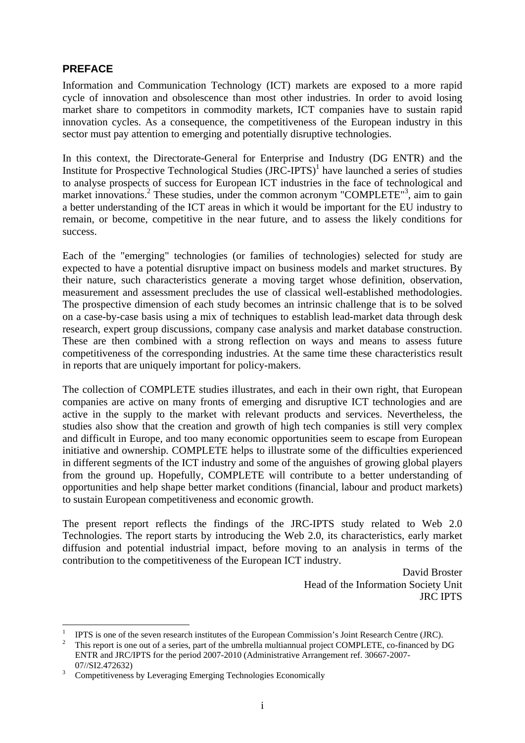## PREFACE

Information and Communication Technology (ICT) markets are exposed to a more rapid cycle of innovation and obsolescence than most other industries. In order to avoid losing market share to competitors in commodity markets, ICT companies have to sustain rapid innovation cycles. As a consequence, the competitiveness of the European industry in this sector must pay attention to emerging and potentially disruptive technologies.

In this context, the Directorate-General for Enterprise and Industry (DG ENTR) and the Institute for Prospective Technological Studies (JRC-IPTS)[1] have launched a series of studies to analyse prospects of success for European ICT industries in the face of technological and market innovations.[2] These studies, under the common acronym "COMPLETE"[3], aim to gain a better understanding of the ICT areas in which it would be important for the EU industry to remain, or become, competitive in the near future, and to assess the likely conditions for success.

Each of the "emerging" technologies (or families of technologies) selected for study are expected to have a potential disruptive impact on business models and market structures. By their nature, such characteristics generate a moving target whose definition, observation, measurement and assessment precludes the use of classical well-established methodologies. The prospective dimension of each study becomes an intrinsic challenge that is to be solved on a case-by-case basis using a mix of techniques to establish lead-market data through desk research, expert group discussions, company case analysis and market database construction. These are then combined with a strong reflection on ways and means to assess future competitiveness of the corresponding industries. At the same time these characteristics result in reports that are uniquely important for policy-makers.

The collection of COMPLETE studies illustrates, and each in their own right, that European companies are active on many fronts of emerging and disruptive ICT technologies and are active in the supply to the market with relevant products and services. Nevertheless, the studies also show that the creation and growth of high tech companies is still very complex and difficult in Europe, and too many economic opportunities seem to escape from European initiative and ownership. COMPLETE helps to illustrate some of the difficulties experienced in different segments of the ICT industry and some of the anguishes of growing global players from the ground up. Hopefully, COMPLETE will contribute to a better understanding of opportunities and help shape better market conditions (financial, labour and product markets) to sustain European competitiveness and economic growth.

The present report reflects the findings of the JRC-IPTS study related to Web 2.0 Technologies. The report starts by introducing the Web 2.0, its characteristics, early market diffusion and potential industrial impact, before moving to an analysis in terms of the contribution to the competitiveness of the European ICT industry.

David Broster
Head of the Information Society Unit
JRC IPTS

---

[1] IPTS is one of the seven research institutes of the European Commission's Joint Research Centre (JRC).

[2] This report is one out of a series, part of the umbrella multiannual project COMPLETE, co-financed by DG ENTR and JRC/IPTS for the period 2007-2010 (Administrative Arrangement ref. 30667-2007-07//SI2.472632)

[3] Competitiveness by Leveraging Emerging Technologies Economically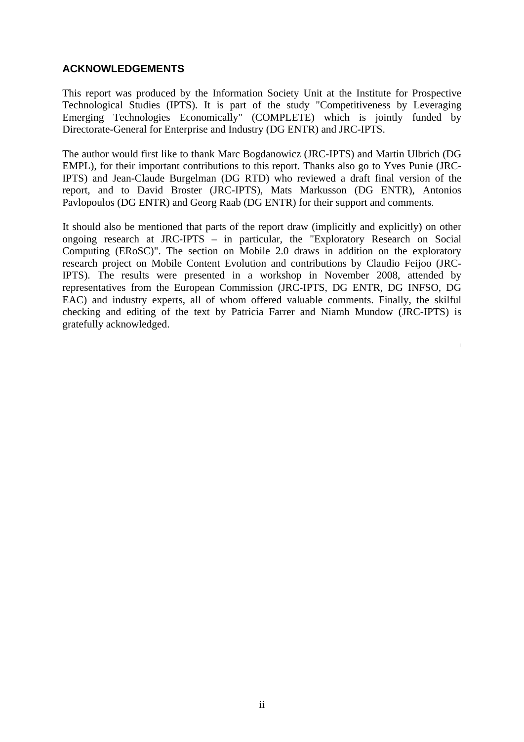## ACKNOWLEDGEMENTS

This report was produced by the Information Society Unit at the Institute for Prospective Technological Studies (IPTS). It is part of the study "Competitiveness by Leveraging Emerging Technologies Economically" (COMPLETE) which is jointly funded by Directorate-General for Enterprise and Industry (DG ENTR) and JRC-IPTS.

The author would first like to thank Marc Bogdanowicz (JRC-IPTS) and Martin Ulbrich (DG EMPL), for their important contributions to this report. Thanks also go to Yves Punie (JRC-IPTS) and Jean-Claude Burgelman (DG RTD) who reviewed a draft final version of the report, and to David Broster (JRC-IPTS), Mats Markusson (DG ENTR), Antonios Pavlopoulos (DG ENTR) and Georg Raab (DG ENTR) for their support and comments.

It should also be mentioned that parts of the report draw (implicitly and explicitly) on other ongoing research at JRC-IPTS – in particular, the "Exploratory Research on Social Computing (ERoSC)". The section on Mobile 2.0 draws in addition on the exploratory research project on Mobile Content Evolution and contributions by Claudio Feijoo (JRC-IPTS). The results were presented in a workshop in November 2008, attended by representatives from the European Commission (JRC-IPTS, DG ENTR, DG INFSO, DG EAC) and industry experts, all of whom offered valuable comments. Finally, the skilful checking and editing of the text by Patricia Farrer and Niamh Mundow (JRC-IPTS) is gratefully acknowledged.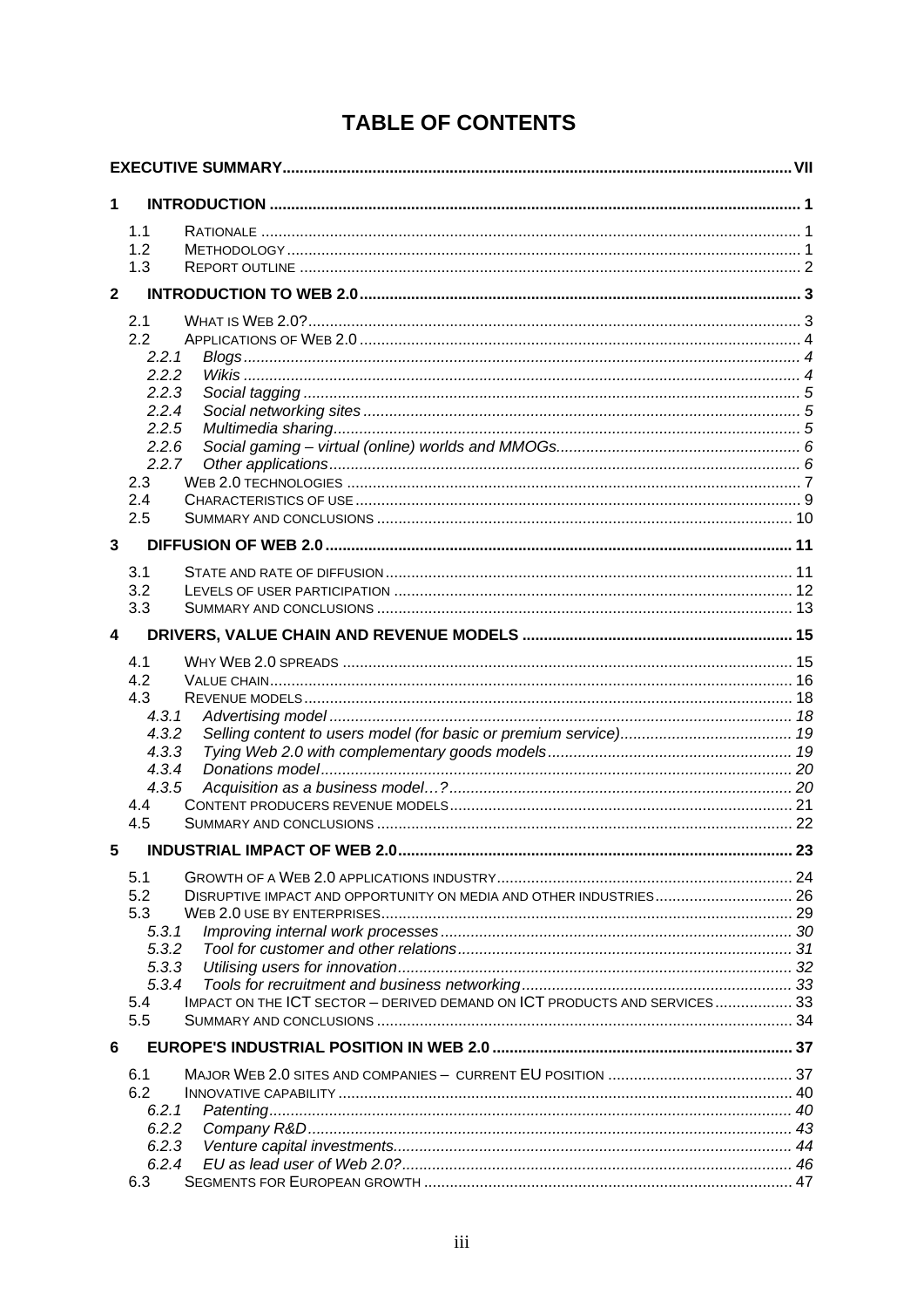# TABLE OF CONTENTS

**EXECUTIVE SUMMARY** .......... VII

**1 INTRODUCTION** .......... 1

- 1.1 RATIONALE .......... 1
- 1.2 METHODOLOGY .......... 1
- 1.3 REPORT OUTLINE .......... 2

**2 INTRODUCTION TO WEB 2.0** .......... 3

- 2.1 WHAT IS WEB 2.0? .......... 3
- 2.2 APPLICATIONS OF WEB 2.0 .......... 4
  - 2.2.1 *Blogs* .......... 4
  - 2.2.2 *Wikis* .......... 4
  - 2.2.3 *Social tagging* .......... 5
  - 2.2.4 *Social networking sites* .......... 5
  - 2.2.5 *Multimedia sharing* .......... 5
  - 2.2.6 *Social gaming – virtual (online) worlds and MMOGs* .......... 6
  - 2.2.7 *Other applications* .......... 6
- 2.3 WEB 2.0 TECHNOLOGIES .......... 7
- 2.4 CHARACTERISTICS OF USE .......... 9
- 2.5 SUMMARY AND CONCLUSIONS .......... 10

**3 DIFFUSION OF WEB 2.0** .......... 11

- 3.1 STATE AND RATE OF DIFFUSION .......... 11
- 3.2 LEVELS OF USER PARTICIPATION .......... 12
- 3.3 SUMMARY AND CONCLUSIONS .......... 13

**4 DRIVERS, VALUE CHAIN AND REVENUE MODELS** .......... 15

- 4.1 WHY WEB 2.0 SPREADS .......... 15
- 4.2 VALUE CHAIN .......... 16
- 4.3 REVENUE MODELS .......... 18
  - 4.3.1 *Advertising model* .......... 18
  - 4.3.2 *Selling content to users model (for basic or premium service)* .......... 19
  - 4.3.3 *Tying Web 2.0 with complementary goods models* .......... 19
  - 4.3.4 *Donations model* .......... 20
  - 4.3.5 *Acquisition as a business model…?* .......... 20
- 4.4 CONTENT PRODUCERS REVENUE MODELS .......... 21
- 4.5 SUMMARY AND CONCLUSIONS .......... 22

**5 INDUSTRIAL IMPACT OF WEB 2.0** .......... 23

- 5.1 GROWTH OF A WEB 2.0 APPLICATIONS INDUSTRY .......... 24
- 5.2 DISRUPTIVE IMPACT AND OPPORTUNITY ON MEDIA AND OTHER INDUSTRIES .......... 26
- 5.3 WEB 2.0 USE BY ENTERPRISES .......... 29
  - 5.3.1 *Improving internal work processes* .......... 30
  - 5.3.2 *Tool for customer and other relations* .......... 31
  - 5.3.3 *Utilising users for innovation* .......... 32
  - 5.3.4 *Tools for recruitment and business networking* .......... 33
- 5.4 IMPACT ON THE ICT SECTOR – DERIVED DEMAND ON ICT PRODUCTS AND SERVICES .......... 33
- 5.5 SUMMARY AND CONCLUSIONS .......... 34

**6 EUROPE'S INDUSTRIAL POSITION IN WEB 2.0** .......... 37

- 6.1 MAJOR WEB 2.0 SITES AND COMPANIES – CURRENT EU POSITION .......... 37
- 6.2 INNOVATIVE CAPABILITY .......... 40
  - 6.2.1 *Patenting* .......... 40
  - 6.2.2 *Company R&D* .......... 43
  - 6.2.3 *Venture capital investments* .......... 44
  - 6.2.4 *EU as lead user of Web 2.0?* .......... 46
- 6.3 SEGMENTS FOR EUROPEAN GROWTH .......... 47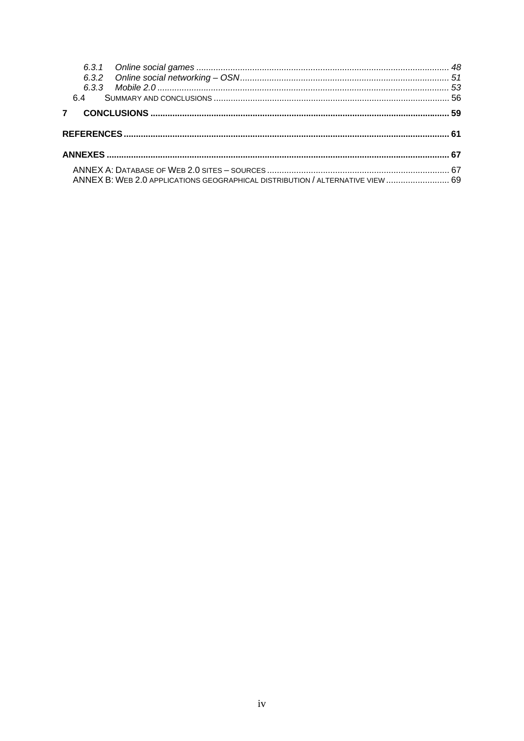- *6.3.1 Online social games* ........ *48*
- *6.3.2 Online social networking – OSN* ........ *51*
- *6.3.3 Mobile 2.0* ........ *53*
- 6.4 SUMMARY AND CONCLUSIONS ........ 56

**7 CONCLUSIONS ........ 59**

**REFERENCES ........ 61**

**ANNEXES ........ 67**

- ANNEX A: DATABASE OF WEB 2.0 SITES – SOURCES ........ 67
- ANNEX B: WEB 2.0 APPLICATIONS GEOGRAPHICAL DISTRIBUTION / ALTERNATIVE VIEW ........ 69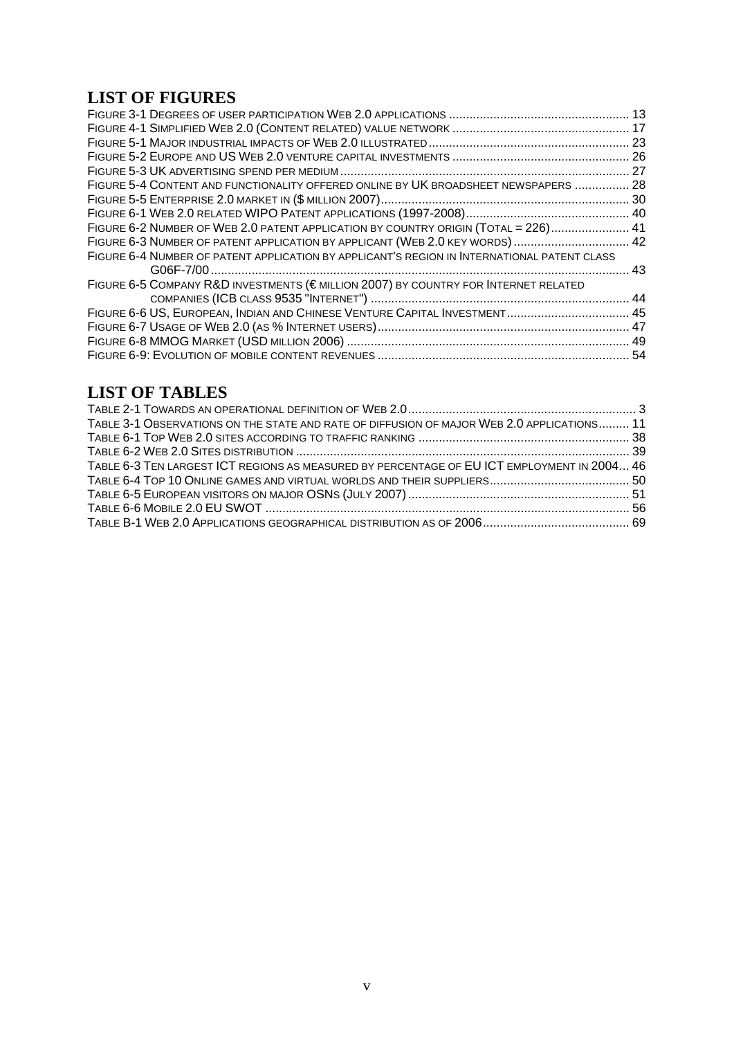## LIST OF FIGURES

FIGURE 3-1 DEGREES OF USER PARTICIPATION WEB 2.0 APPLICATIONS .................................................... 13
FIGURE 4-1 SIMPLIFIED WEB 2.0 (CONTENT RELATED) VALUE NETWORK .................................................. 17
FIGURE 5-1 MAJOR INDUSTRIAL IMPACTS OF WEB 2.0 ILLUSTRATED ........................................................ 23
FIGURE 5-2 EUROPE AND US WEB 2.0 VENTURE CAPITAL INVESTMENTS ................................................. 26
FIGURE 5-3 UK ADVERTISING SPEND PER MEDIUM ................................................................................. 27
FIGURE 5-4 CONTENT AND FUNCTIONALITY OFFERED ONLINE BY UK BROADSHEET NEWSPAPERS ................ 28
FIGURE 5-5 ENTERPRISE 2.0 MARKET IN ($ MILLION 2007) ...................................................................... 30
FIGURE 6-1 WEB 2.0 RELATED WIPO PATENT APPLICATIONS (1997-2008) ............................................... 40
FIGURE 6-2 NUMBER OF WEB 2.0 PATENT APPLICATION BY COUNTRY ORIGIN (TOTAL = 226) ....................... 41
FIGURE 6-3 NUMBER OF PATENT APPLICATION BY APPLICANT (WEB 2.0 KEY WORDS) ................................. 42
FIGURE 6-4 NUMBER OF PATENT APPLICATION BY APPLICANT'S REGION IN INTERNATIONAL PATENT CLASS G06F-7/00 ....................................................................................................................... 43
FIGURE 6-5 COMPANY R&D INVESTMENTS (€ MILLION 2007) BY COUNTRY FOR INTERNET RELATED COMPANIES (ICB CLASS 9535 "INTERNET") .................................................................................. 44
FIGURE 6-6 US, EUROPEAN, INDIAN AND CHINESE VENTURE CAPITAL INVESTMENT ................................... 45
FIGURE 6-7 USAGE OF WEB 2.0 (AS % INTERNET USERS) ........................................................................ 47
FIGURE 6-8 MMOG MARKET (USD MILLION 2006) .................................................................................. 49
FIGURE 6-9: EVOLUTION OF MOBILE CONTENT REVENUES ......................................................................... 54

## LIST OF TABLES

TABLE 2-1 TOWARDS AN OPERATIONAL DEFINITION OF WEB 2.0 .................................................................. 3
TABLE 3-1 OBSERVATIONS ON THE STATE AND RATE OF DIFFUSION OF MAJOR WEB 2.0 APPLICATIONS ......... 11
TABLE 6-1 TOP WEB 2.0 SITES ACCORDING TO TRAFFIC RANKING ............................................................. 38
TABLE 6-2 WEB 2.0 SITES DISTRIBUTION ................................................................................................ 39
TABLE 6-3 TEN LARGEST ICT REGIONS AS MEASURED BY PERCENTAGE OF EU ICT EMPLOYMENT IN 2004 ... 46
TABLE 6-4 TOP 10 ONLINE GAMES AND VIRTUAL WORLDS AND THEIR SUPPLIERS ......................................... 50
TABLE 6-5 EUROPEAN VISITORS ON MAJOR OSNS (JULY 2007) ................................................................ 51
TABLE 6-6 MOBILE 2.0 EU SWOT ........................................................................................................... 56
TABLE B-1 WEB 2.0 APPLICATIONS GEOGRAPHICAL DISTRIBUTION AS OF 2006 .......................................... 69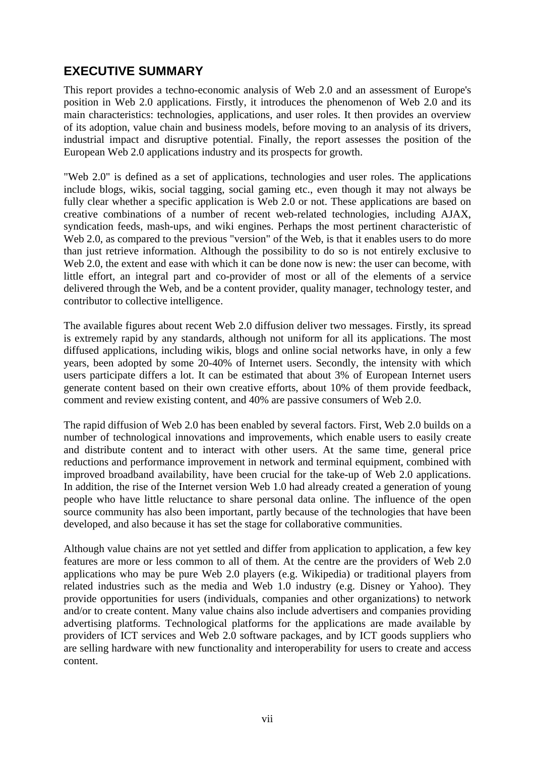## EXECUTIVE SUMMARY

This report provides a techno-economic analysis of Web 2.0 and an assessment of Europe's position in Web 2.0 applications. Firstly, it introduces the phenomenon of Web 2.0 and its main characteristics: technologies, applications, and user roles. It then provides an overview of its adoption, value chain and business models, before moving to an analysis of its drivers, industrial impact and disruptive potential. Finally, the report assesses the position of the European Web 2.0 applications industry and its prospects for growth.

"Web 2.0" is defined as a set of applications, technologies and user roles. The applications include blogs, wikis, social tagging, social gaming etc., even though it may not always be fully clear whether a specific application is Web 2.0 or not. These applications are based on creative combinations of a number of recent web-related technologies, including AJAX, syndication feeds, mash-ups, and wiki engines. Perhaps the most pertinent characteristic of Web 2.0, as compared to the previous "version" of the Web, is that it enables users to do more than just retrieve information. Although the possibility to do so is not entirely exclusive to Web 2.0, the extent and ease with which it can be done now is new: the user can become, with little effort, an integral part and co-provider of most or all of the elements of a service delivered through the Web, and be a content provider, quality manager, technology tester, and contributor to collective intelligence.

The available figures about recent Web 2.0 diffusion deliver two messages. Firstly, its spread is extremely rapid by any standards, although not uniform for all its applications. The most diffused applications, including wikis, blogs and online social networks have, in only a few years, been adopted by some 20-40% of Internet users. Secondly, the intensity with which users participate differs a lot. It can be estimated that about 3% of European Internet users generate content based on their own creative efforts, about 10% of them provide feedback, comment and review existing content, and 40% are passive consumers of Web 2.0.

The rapid diffusion of Web 2.0 has been enabled by several factors. First, Web 2.0 builds on a number of technological innovations and improvements, which enable users to easily create and distribute content and to interact with other users. At the same time, general price reductions and performance improvement in network and terminal equipment, combined with improved broadband availability, have been crucial for the take-up of Web 2.0 applications. In addition, the rise of the Internet version Web 1.0 had already created a generation of young people who have little reluctance to share personal data online. The influence of the open source community has also been important, partly because of the technologies that have been developed, and also because it has set the stage for collaborative communities.

Although value chains are not yet settled and differ from application to application, a few key features are more or less common to all of them. At the centre are the providers of Web 2.0 applications who may be pure Web 2.0 players (e.g. Wikipedia) or traditional players from related industries such as the media and Web 1.0 industry (e.g. Disney or Yahoo). They provide opportunities for users (individuals, companies and other organizations) to network and/or to create content. Many value chains also include advertisers and companies providing advertising platforms. Technological platforms for the applications are made available by providers of ICT services and Web 2.0 software packages, and by ICT goods suppliers who are selling hardware with new functionality and interoperability for users to create and access content.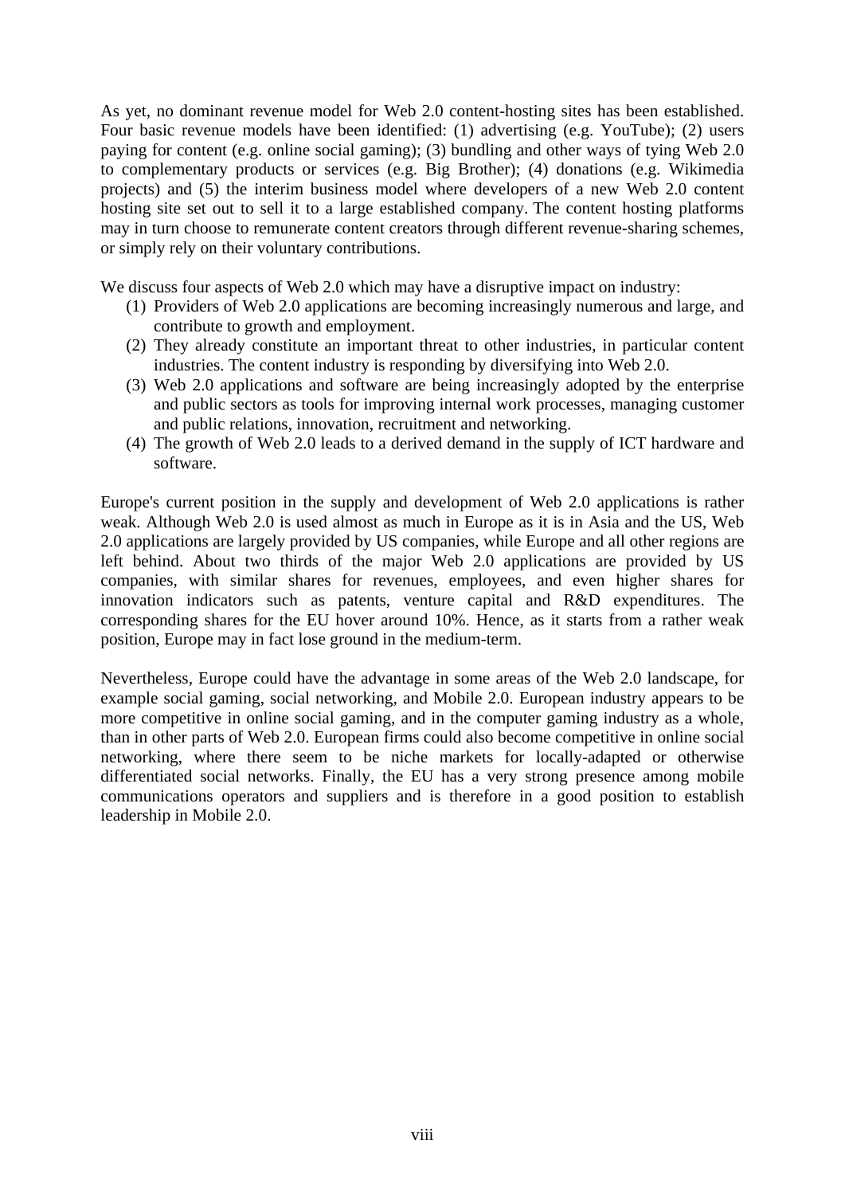As yet, no dominant revenue model for Web 2.0 content-hosting sites has been established. Four basic revenue models have been identified: (1) advertising (e.g. YouTube); (2) users paying for content (e.g. online social gaming); (3) bundling and other ways of tying Web 2.0 to complementary products or services (e.g. Big Brother); (4) donations (e.g. Wikimedia projects) and (5) the interim business model where developers of a new Web 2.0 content hosting site set out to sell it to a large established company. The content hosting platforms may in turn choose to remunerate content creators through different revenue-sharing schemes, or simply rely on their voluntary contributions.

We discuss four aspects of Web 2.0 which may have a disruptive impact on industry:

1. Providers of Web 2.0 applications are becoming increasingly numerous and large, and contribute to growth and employment.
2. They already constitute an important threat to other industries, in particular content industries. The content industry is responding by diversifying into Web 2.0.
3. Web 2.0 applications and software are being increasingly adopted by the enterprise and public sectors as tools for improving internal work processes, managing customer and public relations, innovation, recruitment and networking.
4. The growth of Web 2.0 leads to a derived demand in the supply of ICT hardware and software.

Europe's current position in the supply and development of Web 2.0 applications is rather weak. Although Web 2.0 is used almost as much in Europe as it is in Asia and the US, Web 2.0 applications are largely provided by US companies, while Europe and all other regions are left behind. About two thirds of the major Web 2.0 applications are provided by US companies, with similar shares for revenues, employees, and even higher shares for innovation indicators such as patents, venture capital and R&D expenditures. The corresponding shares for the EU hover around 10%. Hence, as it starts from a rather weak position, Europe may in fact lose ground in the medium-term.

Nevertheless, Europe could have the advantage in some areas of the Web 2.0 landscape, for example social gaming, social networking, and Mobile 2.0. European industry appears to be more competitive in online social gaming, and in the computer gaming industry as a whole, than in other parts of Web 2.0. European firms could also become competitive in online social networking, where there seem to be niche markets for locally-adapted or otherwise differentiated social networks. Finally, the EU has a very strong presence among mobile communications operators and suppliers and is therefore in a good position to establish leadership in Mobile 2.0.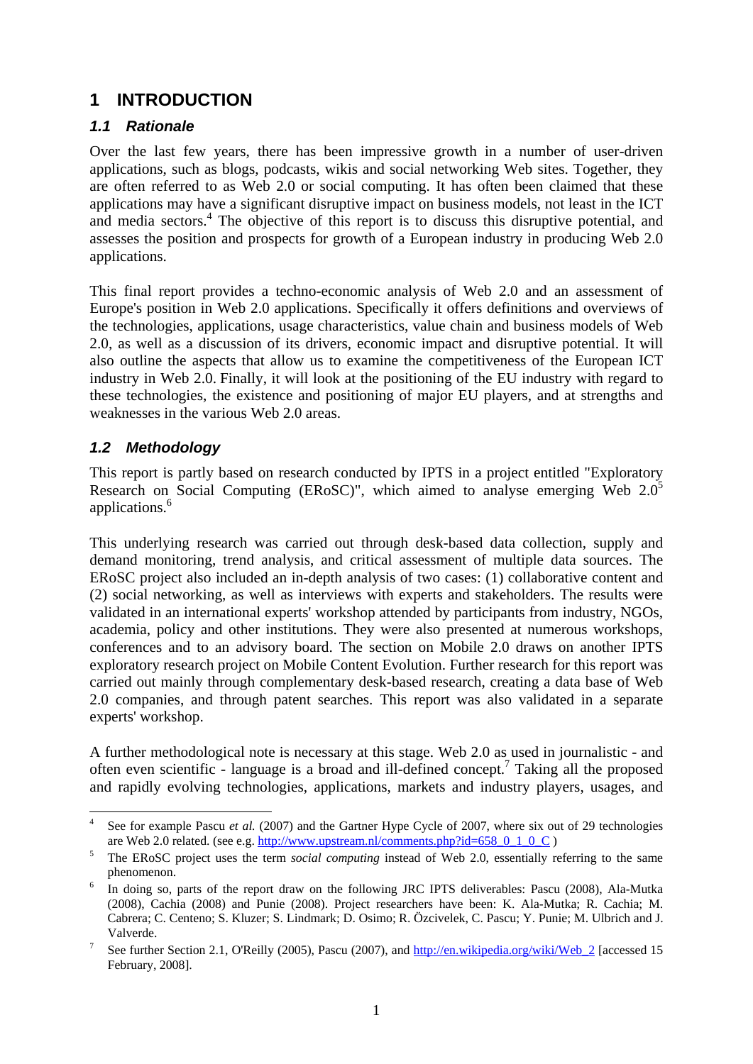# 1 INTRODUCTION

## 1.1 Rationale

Over the last few years, there has been impressive growth in a number of user-driven applications, such as blogs, podcasts, wikis and social networking Web sites. Together, they are often referred to as Web 2.0 or social computing. It has often been claimed that these applications may have a significant disruptive impact on business models, not least in the ICT and media sectors.[4] The objective of this report is to discuss this disruptive potential, and assesses the position and prospects for growth of a European industry in producing Web 2.0 applications.

This final report provides a techno-economic analysis of Web 2.0 and an assessment of Europe's position in Web 2.0 applications. Specifically it offers definitions and overviews of the technologies, applications, usage characteristics, value chain and business models of Web 2.0, as well as a discussion of its drivers, economic impact and disruptive potential. It will also outline the aspects that allow us to examine the competitiveness of the European ICT industry in Web 2.0. Finally, it will look at the positioning of the EU industry with regard to these technologies, the existence and positioning of major EU players, and at strengths and weaknesses in the various Web 2.0 areas.

## 1.2 Methodology

This report is partly based on research conducted by IPTS in a project entitled "Exploratory Research on Social Computing (ERoSC)", which aimed to analyse emerging Web 2.0[5] applications.[6]

This underlying research was carried out through desk-based data collection, supply and demand monitoring, trend analysis, and critical assessment of multiple data sources. The ERoSC project also included an in-depth analysis of two cases: (1) collaborative content and (2) social networking, as well as interviews with experts and stakeholders. The results were validated in an international experts' workshop attended by participants from industry, NGOs, academia, policy and other institutions. They were also presented at numerous workshops, conferences and to an advisory board. The section on Mobile 2.0 draws on another IPTS exploratory research project on Mobile Content Evolution. Further research for this report was carried out mainly through complementary desk-based research, creating a data base of Web 2.0 companies, and through patent searches. This report was also validated in a separate experts' workshop.

A further methodological note is necessary at this stage. Web 2.0 as used in journalistic - and often even scientific - language is a broad and ill-defined concept.[7] Taking all the proposed and rapidly evolving technologies, applications, markets and industry players, usages, and

---

[4] See for example Pascu *et al.* (2007) and the Gartner Hype Cycle of 2007, where six out of 29 technologies are Web 2.0 related. (see e.g. http://www.upstream.nl/comments.php?id=658_0_1_0_C )

[5] The ERoSC project uses the term *social computing* instead of Web 2.0, essentially referring to the same phenomenon.

[6] In doing so, parts of the report draw on the following JRC IPTS deliverables: Pascu (2008), Ala-Mutka (2008), Cachia (2008) and Punie (2008). Project researchers have been: K. Ala-Mutka; R. Cachia; M. Cabrera; C. Centeno; S. Kluzer; S. Lindmark; D. Osimo; R. Özcivelek, C. Pascu; Y. Punie; M. Ulbrich and J. Valverde.

[7] See further Section 2.1, O'Reilly (2005), Pascu (2007), and http://en.wikipedia.org/wiki/Web_2 [accessed 15 February, 2008].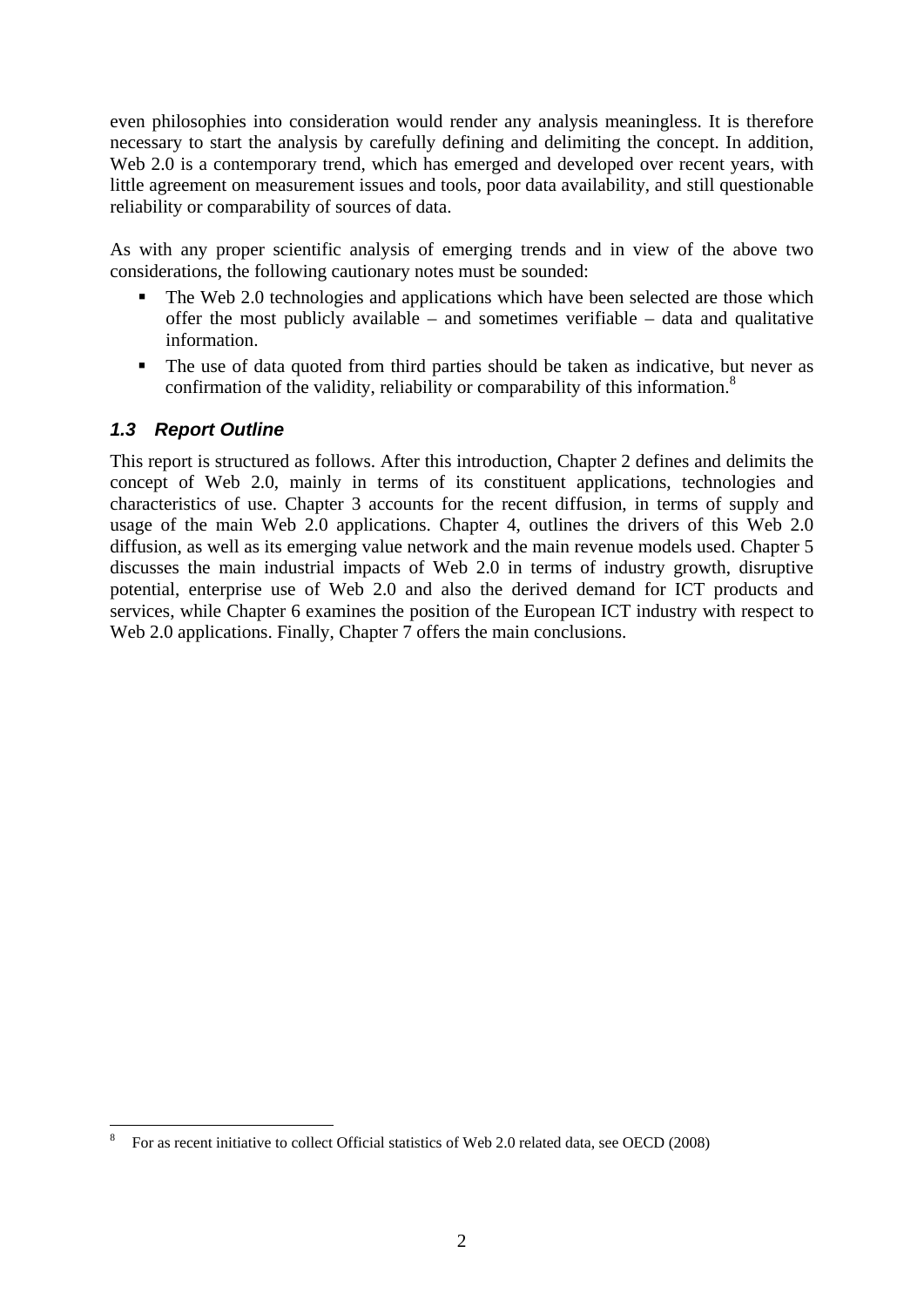even philosophies into consideration would render any analysis meaningless. It is therefore necessary to start the analysis by carefully defining and delimiting the concept. In addition, Web 2.0 is a contemporary trend, which has emerged and developed over recent years, with little agreement on measurement issues and tools, poor data availability, and still questionable reliability or comparability of sources of data.

As with any proper scientific analysis of emerging trends and in view of the above two considerations, the following cautionary notes must be sounded:

- The Web 2.0 technologies and applications which have been selected are those which offer the most publicly available – and sometimes verifiable – data and qualitative information.
- The use of data quoted from third parties should be taken as indicative, but never as confirmation of the validity, reliability or comparability of this information.[8]

### *1.3 Report Outline*

This report is structured as follows. After this introduction, Chapter 2 defines and delimits the concept of Web 2.0, mainly in terms of its constituent applications, technologies and characteristics of use. Chapter 3 accounts for the recent diffusion, in terms of supply and usage of the main Web 2.0 applications. Chapter 4, outlines the drivers of this Web 2.0 diffusion, as well as its emerging value network and the main revenue models used. Chapter 5 discusses the main industrial impacts of Web 2.0 in terms of industry growth, disruptive potential, enterprise use of Web 2.0 and also the derived demand for ICT products and services, while Chapter 6 examines the position of the European ICT industry with respect to Web 2.0 applications. Finally, Chapter 7 offers the main conclusions.

---

[8] For as recent initiative to collect Official statistics of Web 2.0 related data, see OECD (2008)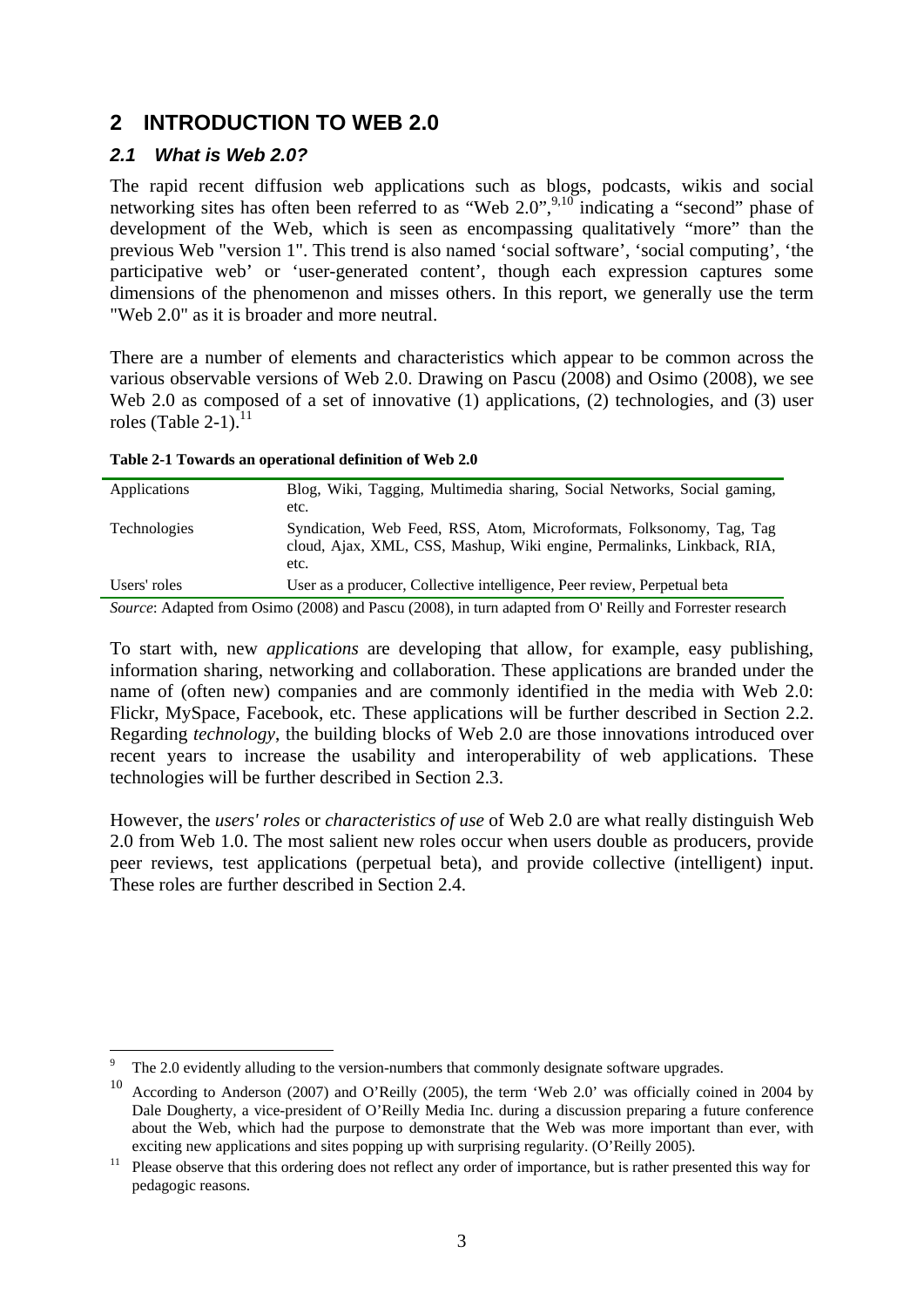# 2 INTRODUCTION TO WEB 2.0

## *2.1 What is Web 2.0?*

The rapid recent diffusion web applications such as blogs, podcasts, wikis and social networking sites has often been referred to as "Web 2.0",[9,10] indicating a "second" phase of development of the Web, which is seen as encompassing qualitatively "more" than the previous Web "version 1". This trend is also named 'social software', 'social computing', 'the participative web' or 'user-generated content', though each expression captures some dimensions of the phenomenon and misses others. In this report, we generally use the term "Web 2.0" as it is broader and more neutral.

There are a number of elements and characteristics which appear to be common across the various observable versions of Web 2.0. Drawing on Pascu (2008) and Osimo (2008), we see Web 2.0 as composed of a set of innovative (1) applications, (2) technologies, and (3) user roles (Table 2-1).[11]

**Table 2-1 Towards an operational definition of Web 2.0**

| | |
|---|---|
| Applications | Blog, Wiki, Tagging, Multimedia sharing, Social Networks, Social gaming, etc. |
| Technologies | Syndication, Web Feed, RSS, Atom, Microformats, Folksonomy, Tag, Tag cloud, Ajax, XML, CSS, Mashup, Wiki engine, Permalinks, Linkback, RIA, etc. |
| Users' roles | User as a producer, Collective intelligence, Peer review, Perpetual beta |

*Source*: Adapted from Osimo (2008) and Pascu (2008), in turn adapted from O' Reilly and Forrester research

To start with, new *applications* are developing that allow, for example, easy publishing, information sharing, networking and collaboration. These applications are branded under the name of (often new) companies and are commonly identified in the media with Web 2.0: Flickr, MySpace, Facebook, etc. These applications will be further described in Section 2.2. Regarding *technology*, the building blocks of Web 2.0 are those innovations introduced over recent years to increase the usability and interoperability of web applications. These technologies will be further described in Section 2.3.

However, the *users' roles* or *characteristics of use* of Web 2.0 are what really distinguish Web 2.0 from Web 1.0. The most salient new roles occur when users double as producers, provide peer reviews, test applications (perpetual beta), and provide collective (intelligent) input. These roles are further described in Section 2.4.

---

[9] The 2.0 evidently alluding to the version-numbers that commonly designate software upgrades.

[10] According to Anderson (2007) and O'Reilly (2005), the term 'Web 2.0' was officially coined in 2004 by Dale Dougherty, a vice-president of O'Reilly Media Inc. during a discussion preparing a future conference about the Web, which had the purpose to demonstrate that the Web was more important than ever, with exciting new applications and sites popping up with surprising regularity. (O'Reilly 2005).

[11] Please observe that this ordering does not reflect any order of importance, but is rather presented this way for pedagogic reasons.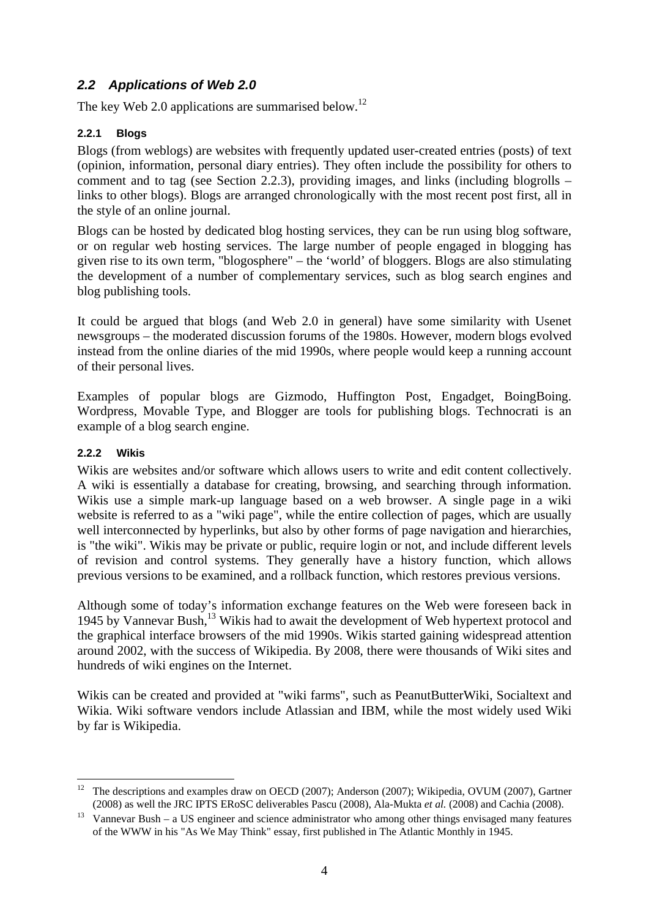## 2.2 Applications of Web 2.0

The key Web 2.0 applications are summarised below.[12]

### 2.2.1 Blogs

Blogs (from weblogs) are websites with frequently updated user-created entries (posts) of text (opinion, information, personal diary entries). They often include the possibility for others to comment and to tag (see Section 2.2.3), providing images, and links (including blogrolls – links to other blogs). Blogs are arranged chronologically with the most recent post first, all in the style of an online journal.

Blogs can be hosted by dedicated blog hosting services, they can be run using blog software, or on regular web hosting services. The large number of people engaged in blogging has given rise to its own term, "blogosphere" – the 'world' of bloggers. Blogs are also stimulating the development of a number of complementary services, such as blog search engines and blog publishing tools.

It could be argued that blogs (and Web 2.0 in general) have some similarity with Usenet newsgroups – the moderated discussion forums of the 1980s. However, modern blogs evolved instead from the online diaries of the mid 1990s, where people would keep a running account of their personal lives.

Examples of popular blogs are Gizmodo, Huffington Post, Engadget, BoingBoing. Wordpress, Movable Type, and Blogger are tools for publishing blogs. Technocrati is an example of a blog search engine.

### 2.2.2 Wikis

Wikis are websites and/or software which allows users to write and edit content collectively. A wiki is essentially a database for creating, browsing, and searching through information. Wikis use a simple mark-up language based on a web browser. A single page in a wiki website is referred to as a "wiki page", while the entire collection of pages, which are usually well interconnected by hyperlinks, but also by other forms of page navigation and hierarchies, is "the wiki". Wikis may be private or public, require login or not, and include different levels of revision and control systems. They generally have a history function, which allows previous versions to be examined, and a rollback function, which restores previous versions.

Although some of today's information exchange features on the Web were foreseen back in 1945 by Vannevar Bush,[13] Wikis had to await the development of Web hypertext protocol and the graphical interface browsers of the mid 1990s. Wikis started gaining widespread attention around 2002, with the success of Wikipedia. By 2008, there were thousands of Wiki sites and hundreds of wiki engines on the Internet.

Wikis can be created and provided at "wiki farms", such as PeanutButterWiki, Socialtext and Wikia. Wiki software vendors include Atlassian and IBM, while the most widely used Wiki by far is Wikipedia.

---

[12] The descriptions and examples draw on OECD (2007); Anderson (2007); Wikipedia, OVUM (2007), Gartner (2008) as well the JRC IPTS ERoSC deliverables Pascu (2008), Ala-Mukta *et al.* (2008) and Cachia (2008).

[13] Vannevar Bush – a US engineer and science administrator who among other things envisaged many features of the WWW in his "As We May Think" essay, first published in The Atlantic Monthly in 1945.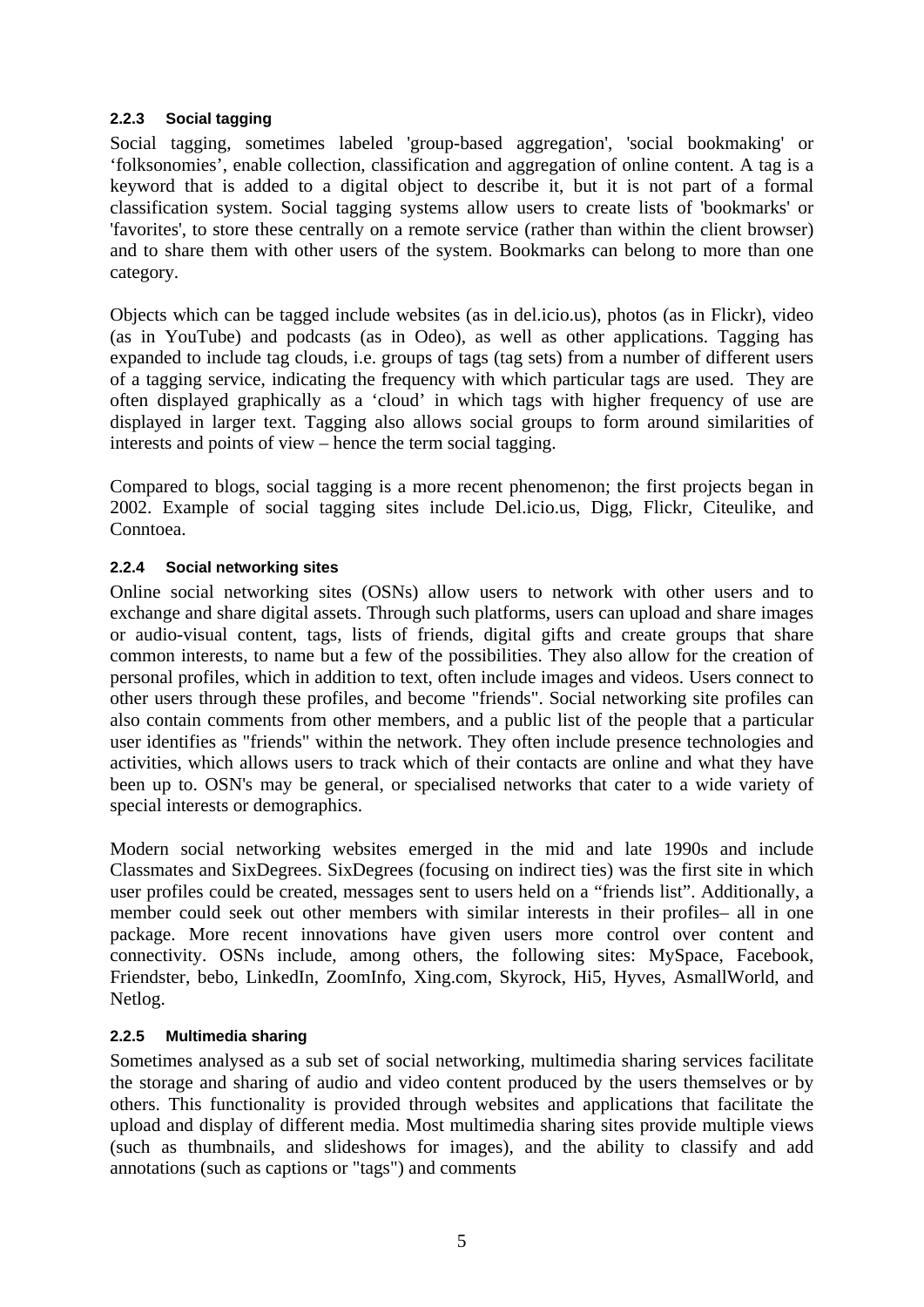### 2.2.3 Social tagging

Social tagging, sometimes labeled 'group-based aggregation', 'social bookmaking' or ‘folksonomies’, enable collection, classification and aggregation of online content. A tag is a keyword that is added to a digital object to describe it, but it is not part of a formal classification system. Social tagging systems allow users to create lists of 'bookmarks' or 'favorites', to store these centrally on a remote service (rather than within the client browser) and to share them with other users of the system. Bookmarks can belong to more than one category.

Objects which can be tagged include websites (as in del.icio.us), photos (as in Flickr), video (as in YouTube) and podcasts (as in Odeo), as well as other applications. Tagging has expanded to include tag clouds, i.e. groups of tags (tag sets) from a number of different users of a tagging service, indicating the frequency with which particular tags are used. They are often displayed graphically as a ‘cloud’ in which tags with higher frequency of use are displayed in larger text. Tagging also allows social groups to form around similarities of interests and points of view – hence the term social tagging.

Compared to blogs, social tagging is a more recent phenomenon; the first projects began in 2002. Example of social tagging sites include Del.icio.us, Digg, Flickr, Citeulike, and Conntoea.

### 2.2.4 Social networking sites

Online social networking sites (OSNs) allow users to network with other users and to exchange and share digital assets. Through such platforms, users can upload and share images or audio-visual content, tags, lists of friends, digital gifts and create groups that share common interests, to name but a few of the possibilities. They also allow for the creation of personal profiles, which in addition to text, often include images and videos. Users connect to other users through these profiles, and become "friends". Social networking site profiles can also contain comments from other members, and a public list of the people that a particular user identifies as "friends" within the network. They often include presence technologies and activities, which allows users to track which of their contacts are online and what they have been up to. OSN's may be general, or specialised networks that cater to a wide variety of special interests or demographics.

Modern social networking websites emerged in the mid and late 1990s and include Classmates and SixDegrees. SixDegrees (focusing on indirect ties) was the first site in which user profiles could be created, messages sent to users held on a “friends list”. Additionally, a member could seek out other members with similar interests in their profiles– all in one package. More recent innovations have given users more control over content and connectivity. OSNs include, among others, the following sites: MySpace, Facebook, Friendster, bebo, LinkedIn, ZoomInfo, Xing.com, Skyrock, Hi5, Hyves, AsmallWorld, and Netlog.

### 2.2.5 Multimedia sharing

Sometimes analysed as a sub set of social networking, multimedia sharing services facilitate the storage and sharing of audio and video content produced by the users themselves or by others. This functionality is provided through websites and applications that facilitate the upload and display of different media. Most multimedia sharing sites provide multiple views (such as thumbnails, and slideshows for images), and the ability to classify and add annotations (such as captions or "tags") and comments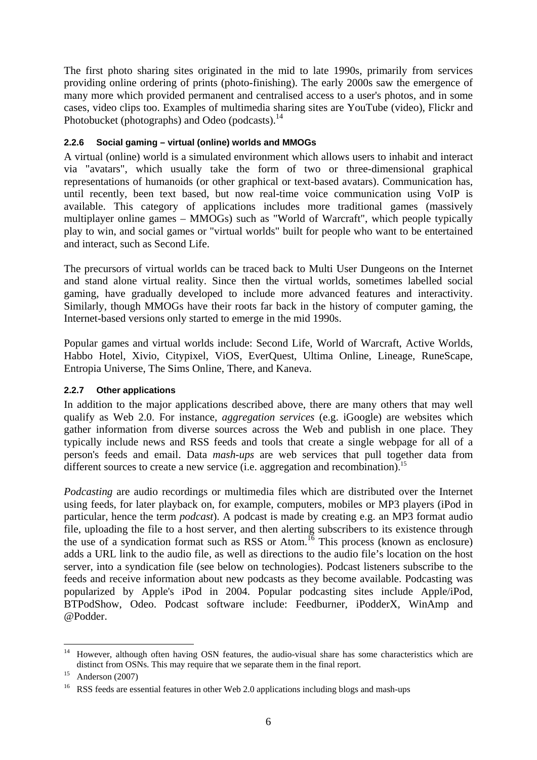The first photo sharing sites originated in the mid to late 1990s, primarily from services providing online ordering of prints (photo-finishing). The early 2000s saw the emergence of many more which provided permanent and centralised access to a user's photos, and in some cases, video clips too. Examples of multimedia sharing sites are YouTube (video), Flickr and Photobucket (photographs) and Odeo (podcasts).[14]

#### 2.2.6 Social gaming – virtual (online) worlds and MMOGs

A virtual (online) world is a simulated environment which allows users to inhabit and interact via "avatars", which usually take the form of two or three-dimensional graphical representations of humanoids (or other graphical or text-based avatars). Communication has, until recently, been text based, but now real-time voice communication using VoIP is available. This category of applications includes more traditional games (massively multiplayer online games – MMOGs) such as "World of Warcraft", which people typically play to win, and social games or "virtual worlds" built for people who want to be entertained and interact, such as Second Life.

The precursors of virtual worlds can be traced back to Multi User Dungeons on the Internet and stand alone virtual reality. Since then the virtual worlds, sometimes labelled social gaming, have gradually developed to include more advanced features and interactivity. Similarly, though MMOGs have their roots far back in the history of computer gaming, the Internet-based versions only started to emerge in the mid 1990s.

Popular games and virtual worlds include: Second Life, World of Warcraft, Active Worlds, Habbo Hotel, Xivio, Citypixel, ViOS, EverQuest, Ultima Online, Lineage, RuneScape, Entropia Universe, The Sims Online, There, and Kaneva.

#### 2.2.7 Other applications

In addition to the major applications described above, there are many others that may well qualify as Web 2.0. For instance, *aggregation services* (e.g. iGoogle) are websites which gather information from diverse sources across the Web and publish in one place. They typically include news and RSS feeds and tools that create a single webpage for all of a person's feeds and email. Data *mash-ups* are web services that pull together data from different sources to create a new service (i.e. aggregation and recombination).[15]

*Podcasting* are audio recordings or multimedia files which are distributed over the Internet using feeds, for later playback on, for example, computers, mobiles or MP3 players (iPod in particular, hence the term *podcast*). A podcast is made by creating e.g. an MP3 format audio file, uploading the file to a host server, and then alerting subscribers to its existence through the use of a syndication format such as RSS or Atom.[16] This process (known as enclosure) adds a URL link to the audio file, as well as directions to the audio file's location on the host server, into a syndication file (see below on technologies). Podcast listeners subscribe to the feeds and receive information about new podcasts as they become available. Podcasting was popularized by Apple's iPod in 2004. Popular podcasting sites include Apple/iPod, BTPodShow, Odeo. Podcast software include: Feedburner, iPodderX, WinAmp and @Podder.

---

[14] However, although often having OSN features, the audio-visual share has some characteristics which are distinct from OSNs. This may require that we separate them in the final report.

[15] Anderson (2007)

[16] RSS feeds are essential features in other Web 2.0 applications including blogs and mash-ups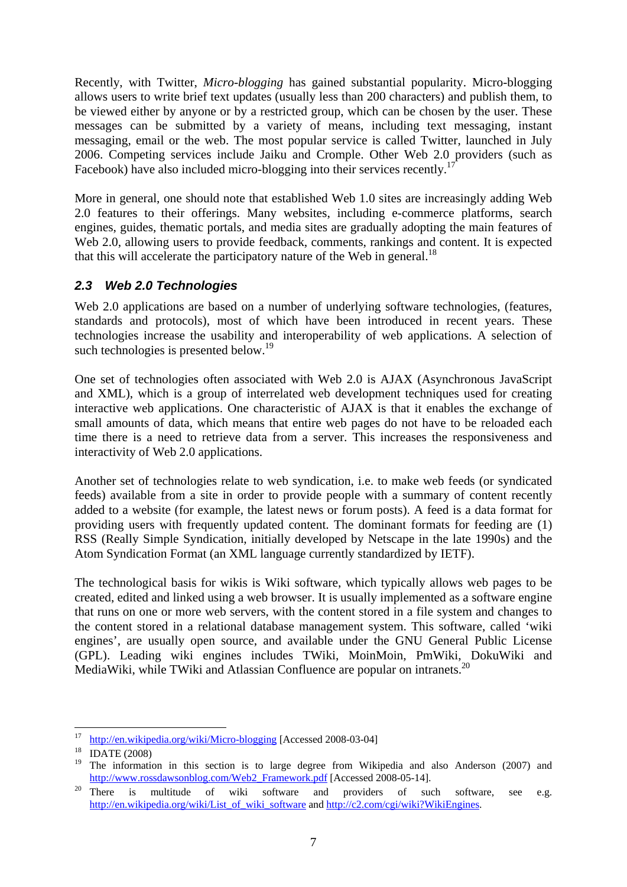Recently, with Twitter, *Micro-blogging* has gained substantial popularity. Micro-blogging allows users to write brief text updates (usually less than 200 characters) and publish them, to be viewed either by anyone or by a restricted group, which can be chosen by the user. These messages can be submitted by a variety of means, including text messaging, instant messaging, email or the web. The most popular service is called Twitter, launched in July 2006. Competing services include Jaiku and Cromple. Other Web 2.0 providers (such as Facebook) have also included micro-blogging into their services recently.[17]

More in general, one should note that established Web 1.0 sites are increasingly adding Web 2.0 features to their offerings. Many websites, including e-commerce platforms, search engines, guides, thematic portals, and media sites are gradually adopting the main features of Web 2.0, allowing users to provide feedback, comments, rankings and content. It is expected that this will accelerate the participatory nature of the Web in general.[18]

## *2.3 Web 2.0 Technologies*

Web 2.0 applications are based on a number of underlying software technologies, (features, standards and protocols), most of which have been introduced in recent years. These technologies increase the usability and interoperability of web applications. A selection of such technologies is presented below.[19]

One set of technologies often associated with Web 2.0 is AJAX (Asynchronous JavaScript and XML), which is a group of interrelated web development techniques used for creating interactive web applications. One characteristic of AJAX is that it enables the exchange of small amounts of data, which means that entire web pages do not have to be reloaded each time there is a need to retrieve data from a server. This increases the responsiveness and interactivity of Web 2.0 applications.

Another set of technologies relate to web syndication, i.e. to make web feeds (or syndicated feeds) available from a site in order to provide people with a summary of content recently added to a website (for example, the latest news or forum posts). A feed is a data format for providing users with frequently updated content. The dominant formats for feeding are (1) RSS (Really Simple Syndication, initially developed by Netscape in the late 1990s) and the Atom Syndication Format (an XML language currently standardized by IETF).

The technological basis for wikis is Wiki software, which typically allows web pages to be created, edited and linked using a web browser. It is usually implemented as a software engine that runs on one or more web servers, with the content stored in a file system and changes to the content stored in a relational database management system. This software, called 'wiki engines', are usually open source, and available under the GNU General Public License (GPL). Leading wiki engines includes TWiki, MoinMoin, PmWiki, DokuWiki and MediaWiki, while TWiki and Atlassian Confluence are popular on intranets.[20]

---

[17] http://en.wikipedia.org/wiki/Micro-blogging [Accessed 2008-03-04]

[18] IDATE (2008)

[19] The information in this section is to large degree from Wikipedia and also Anderson (2007) and http://www.rossdawsonblog.com/Web2_Framework.pdf [Accessed 2008-05-14].

[20] There is multitude of wiki software and providers of such software, see e.g. http://en.wikipedia.org/wiki/List_of_wiki_software and http://c2.com/cgi/wiki?WikiEngines.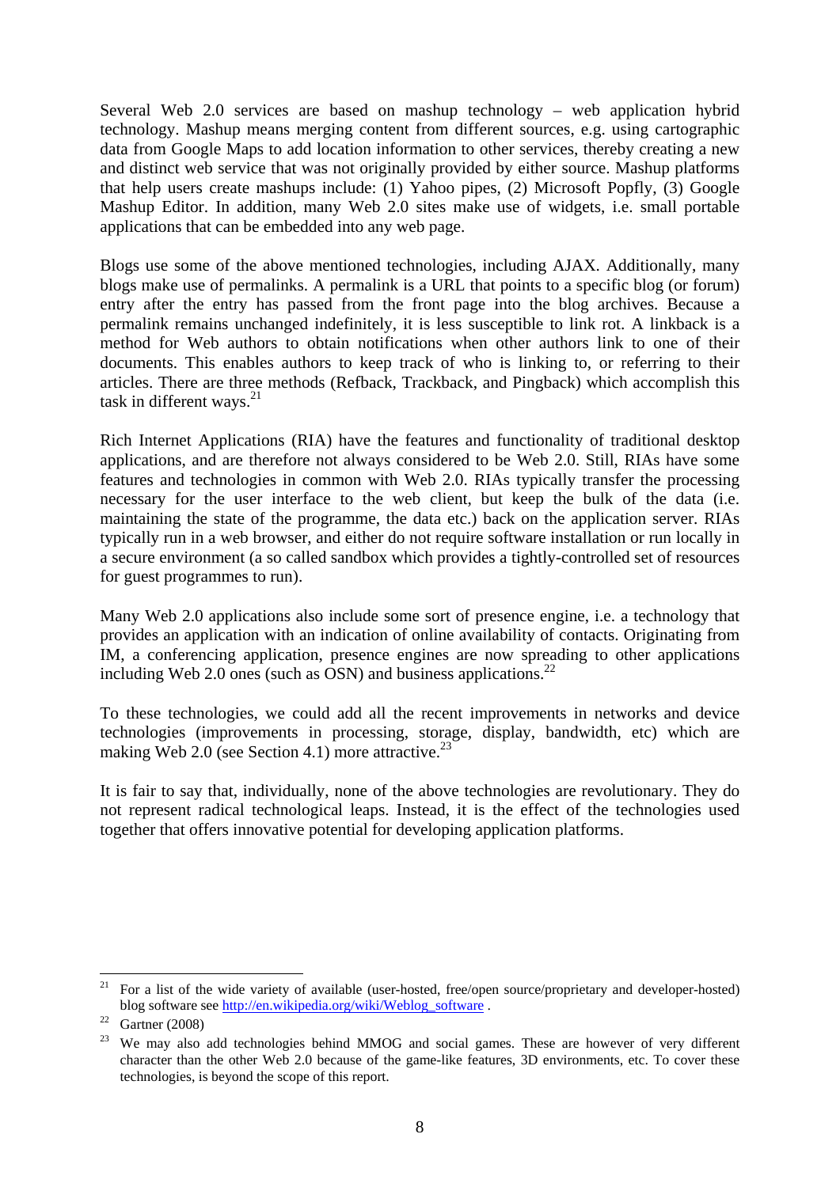Several Web 2.0 services are based on mashup technology – web application hybrid technology. Mashup means merging content from different sources, e.g. using cartographic data from Google Maps to add location information to other services, thereby creating a new and distinct web service that was not originally provided by either source. Mashup platforms that help users create mashups include: (1) Yahoo pipes, (2) Microsoft Popfly, (3) Google Mashup Editor. In addition, many Web 2.0 sites make use of widgets, i.e. small portable applications that can be embedded into any web page.

Blogs use some of the above mentioned technologies, including AJAX. Additionally, many blogs make use of permalinks. A permalink is a URL that points to a specific blog (or forum) entry after the entry has passed from the front page into the blog archives. Because a permalink remains unchanged indefinitely, it is less susceptible to link rot. A linkback is a method for Web authors to obtain notifications when other authors link to one of their documents. This enables authors to keep track of who is linking to, or referring to their articles. There are three methods (Refback, Trackback, and Pingback) which accomplish this task in different ways.[21]

Rich Internet Applications (RIA) have the features and functionality of traditional desktop applications, and are therefore not always considered to be Web 2.0. Still, RIAs have some features and technologies in common with Web 2.0. RIAs typically transfer the processing necessary for the user interface to the web client, but keep the bulk of the data (i.e. maintaining the state of the programme, the data etc.) back on the application server. RIAs typically run in a web browser, and either do not require software installation or run locally in a secure environment (a so called sandbox which provides a tightly-controlled set of resources for guest programmes to run).

Many Web 2.0 applications also include some sort of presence engine, i.e. a technology that provides an application with an indication of online availability of contacts. Originating from IM, a conferencing application, presence engines are now spreading to other applications including Web 2.0 ones (such as OSN) and business applications.[22]

To these technologies, we could add all the recent improvements in networks and device technologies (improvements in processing, storage, display, bandwidth, etc) which are making Web 2.0 (see Section 4.1) more attractive.[23]

It is fair to say that, individually, none of the above technologies are revolutionary. They do not represent radical technological leaps. Instead, it is the effect of the technologies used together that offers innovative potential for developing application platforms.

---

[21] For a list of the wide variety of available (user-hosted, free/open source/proprietary and developer-hosted) blog software see http://en.wikipedia.org/wiki/Weblog_software .

[22] Gartner (2008)

[23] We may also add technologies behind MMOG and social games. These are however of very different character than the other Web 2.0 because of the game-like features, 3D environments, etc. To cover these technologies, is beyond the scope of this report.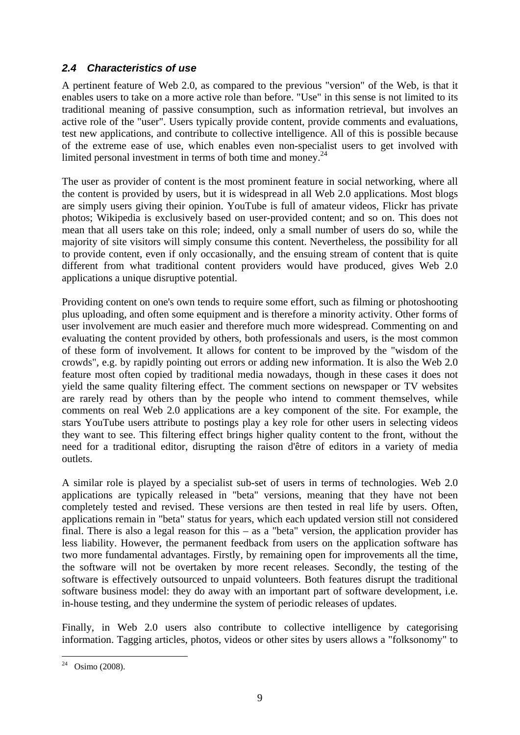## *2.4 Characteristics of use*

A pertinent feature of Web 2.0, as compared to the previous "version" of the Web, is that it enables users to take on a more active role than before. "Use" in this sense is not limited to its traditional meaning of passive consumption, such as information retrieval, but involves an active role of the "user". Users typically provide content, provide comments and evaluations, test new applications, and contribute to collective intelligence. All of this is possible because of the extreme ease of use, which enables even non-specialist users to get involved with limited personal investment in terms of both time and money.[24]

The user as provider of content is the most prominent feature in social networking, where all the content is provided by users, but it is widespread in all Web 2.0 applications. Most blogs are simply users giving their opinion. YouTube is full of amateur videos, Flickr has private photos; Wikipedia is exclusively based on user-provided content; and so on. This does not mean that all users take on this role; indeed, only a small number of users do so, while the majority of site visitors will simply consume this content. Nevertheless, the possibility for all to provide content, even if only occasionally, and the ensuing stream of content that is quite different from what traditional content providers would have produced, gives Web 2.0 applications a unique disruptive potential.

Providing content on one's own tends to require some effort, such as filming or photoshooting plus uploading, and often some equipment and is therefore a minority activity. Other forms of user involvement are much easier and therefore much more widespread. Commenting on and evaluating the content provided by others, both professionals and users, is the most common of these form of involvement. It allows for content to be improved by the "wisdom of the crowds", e.g. by rapidly pointing out errors or adding new information. It is also the Web 2.0 feature most often copied by traditional media nowadays, though in these cases it does not yield the same quality filtering effect. The comment sections on newspaper or TV websites are rarely read by others than by the people who intend to comment themselves, while comments on real Web 2.0 applications are a key component of the site. For example, the stars YouTube users attribute to postings play a key role for other users in selecting videos they want to see. This filtering effect brings higher quality content to the front, without the need for a traditional editor, disrupting the raison d'être of editors in a variety of media outlets.

A similar role is played by a specialist sub-set of users in terms of technologies. Web 2.0 applications are typically released in "beta" versions, meaning that they have not been completely tested and revised. These versions are then tested in real life by users. Often, applications remain in "beta" status for years, which each updated version still not considered final. There is also a legal reason for this – as a "beta" version, the application provider has less liability. However, the permanent feedback from users on the application software has two more fundamental advantages. Firstly, by remaining open for improvements all the time, the software will not be overtaken by more recent releases. Secondly, the testing of the software is effectively outsourced to unpaid volunteers. Both features disrupt the traditional software business model: they do away with an important part of software development, i.e. in-house testing, and they undermine the system of periodic releases of updates.

Finally, in Web 2.0 users also contribute to collective intelligence by categorising information. Tagging articles, photos, videos or other sites by users allows a "folksonomy" to

---

[24] Osimo (2008).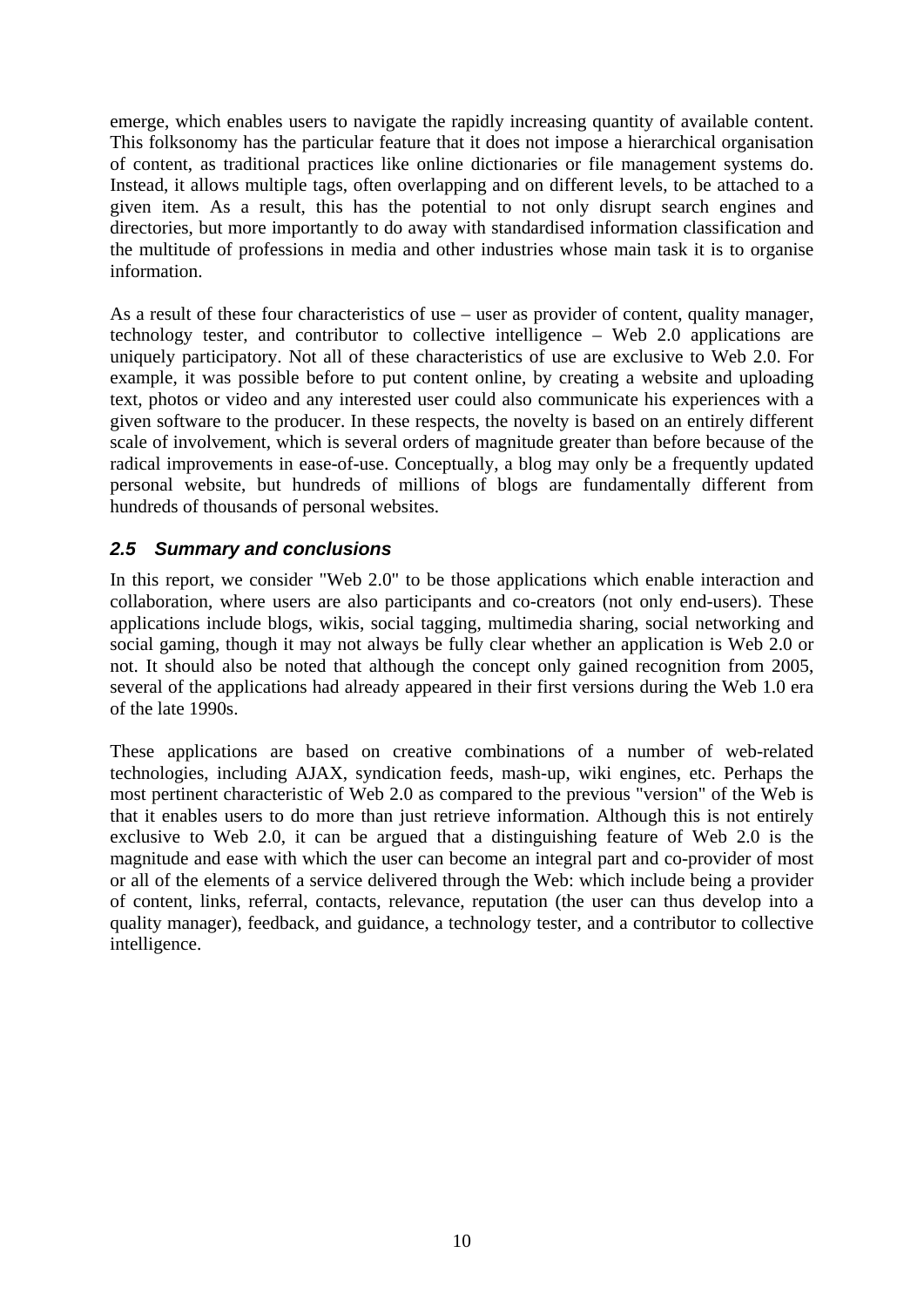emerge, which enables users to navigate the rapidly increasing quantity of available content. This folksonomy has the particular feature that it does not impose a hierarchical organisation of content, as traditional practices like online dictionaries or file management systems do. Instead, it allows multiple tags, often overlapping and on different levels, to be attached to a given item. As a result, this has the potential to not only disrupt search engines and directories, but more importantly to do away with standardised information classification and the multitude of professions in media and other industries whose main task it is to organise information.

As a result of these four characteristics of use – user as provider of content, quality manager, technology tester, and contributor to collective intelligence – Web 2.0 applications are uniquely participatory. Not all of these characteristics of use are exclusive to Web 2.0. For example, it was possible before to put content online, by creating a website and uploading text, photos or video and any interested user could also communicate his experiences with a given software to the producer. In these respects, the novelty is based on an entirely different scale of involvement, which is several orders of magnitude greater than before because of the radical improvements in ease-of-use. Conceptually, a blog may only be a frequently updated personal website, but hundreds of millions of blogs are fundamentally different from hundreds of thousands of personal websites.

### *2.5 Summary and conclusions*

In this report, we consider "Web 2.0" to be those applications which enable interaction and collaboration, where users are also participants and co-creators (not only end-users). These applications include blogs, wikis, social tagging, multimedia sharing, social networking and social gaming, though it may not always be fully clear whether an application is Web 2.0 or not. It should also be noted that although the concept only gained recognition from 2005, several of the applications had already appeared in their first versions during the Web 1.0 era of the late 1990s.

These applications are based on creative combinations of a number of web-related technologies, including AJAX, syndication feeds, mash-up, wiki engines, etc. Perhaps the most pertinent characteristic of Web 2.0 as compared to the previous "version" of the Web is that it enables users to do more than just retrieve information. Although this is not entirely exclusive to Web 2.0, it can be argued that a distinguishing feature of Web 2.0 is the magnitude and ease with which the user can become an integral part and co-provider of most or all of the elements of a service delivered through the Web: which include being a provider of content, links, referral, contacts, relevance, reputation (the user can thus develop into a quality manager), feedback, and guidance, a technology tester, and a contributor to collective intelligence.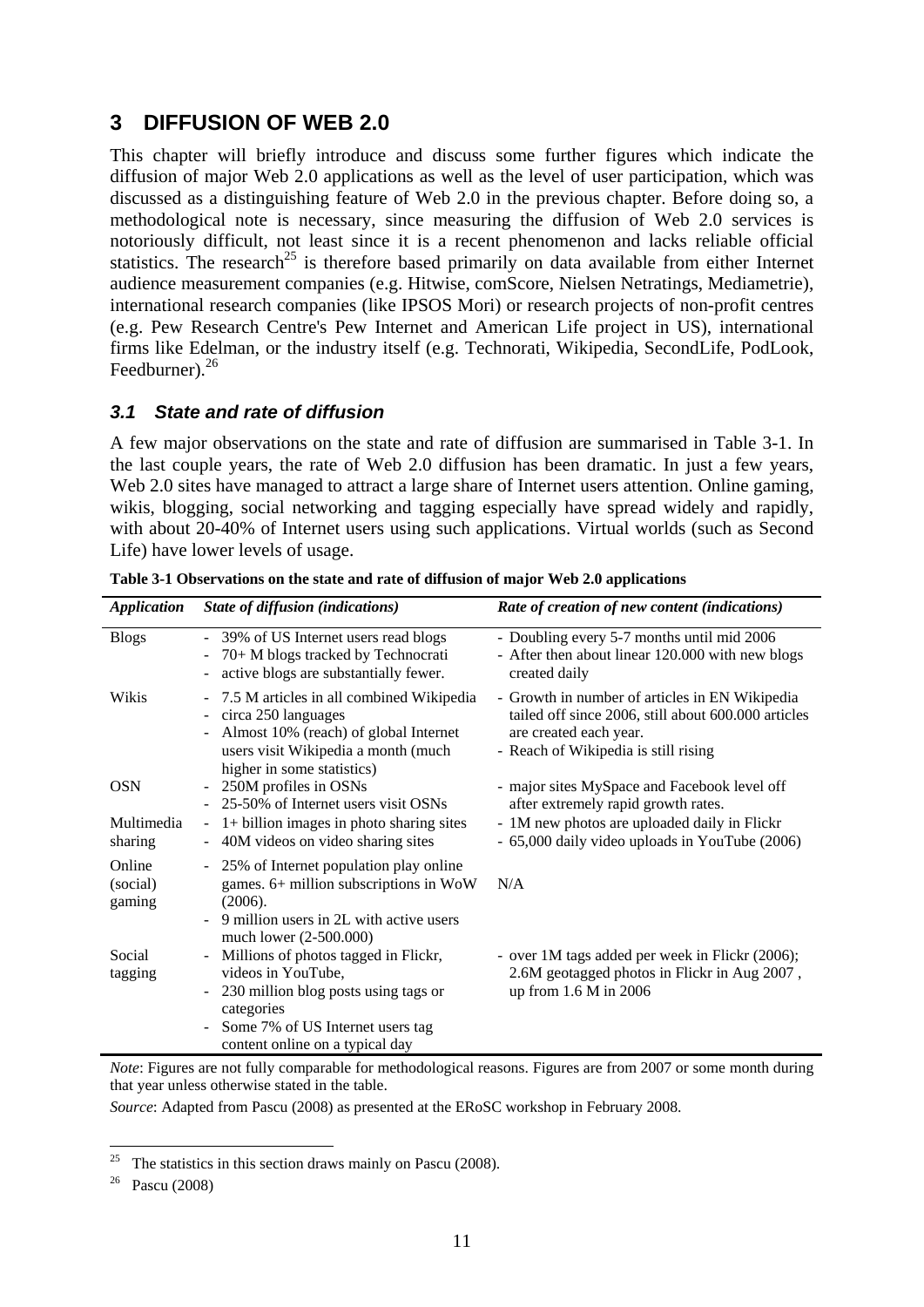# 3 DIFFUSION OF WEB 2.0

This chapter will briefly introduce and discuss some further figures which indicate the diffusion of major Web 2.0 applications as well as the level of user participation, which was discussed as a distinguishing feature of Web 2.0 in the previous chapter. Before doing so, a methodological note is necessary, since measuring the diffusion of Web 2.0 services is notoriously difficult, not least since it is a recent phenomenon and lacks reliable official statistics. The research[25] is therefore based primarily on data available from either Internet audience measurement companies (e.g. Hitwise, comScore, Nielsen Netratings, Mediametrie), international research companies (like IPSOS Mori) or research projects of non-profit centres (e.g. Pew Research Centre's Pew Internet and American Life project in US), international firms like Edelman, or the industry itself (e.g. Technorati, Wikipedia, SecondLife, PodLook, Feedburner).[26]

## 3.1 State and rate of diffusion

A few major observations on the state and rate of diffusion are summarised in Table 3-1. In the last couple years, the rate of Web 2.0 diffusion has been dramatic. In just a few years, Web 2.0 sites have managed to attract a large share of Internet users attention. Online gaming, wikis, blogging, social networking and tagging especially have spread widely and rapidly, with about 20-40% of Internet users using such applications. Virtual worlds (such as Second Life) have lower levels of usage.

**Table 3-1 Observations on the state and rate of diffusion of major Web 2.0 applications**

| *Application* | *State of diffusion (indications)* | *Rate of creation of new content (indications)* |
|---|---|---|
| Blogs | - 39% of US Internet users read blogs<br>- 70+ M blogs tracked by Technocrati<br>- active blogs are substantially fewer. | - Doubling every 5-7 months until mid 2006<br>- After then about linear 120.000 with new blogs created daily |
| Wikis | - 7.5 M articles in all combined Wikipedia<br>- circa 250 languages<br>- Almost 10% (reach) of global Internet users visit Wikipedia a month (much higher in some statistics) | - Growth in number of articles in EN Wikipedia tailed off since 2006, still about 600.000 articles are created each year.<br>- Reach of Wikipedia is still rising |
| OSN | - 250M profiles in OSNs<br>- 25-50% of Internet users visit OSNs | - major sites MySpace and Facebook level off after extremely rapid growth rates. |
| Multimedia sharing | - 1+ billion images in photo sharing sites<br>- 40M videos on video sharing sites | - 1M new photos are uploaded daily in Flickr<br>- 65,000 daily video uploads in YouTube (2006) |
| Online (social) gaming | - 25% of Internet population play online games. 6+ million subscriptions in WoW (2006).<br>- 9 million users in 2L with active users much lower (2-500.000) | N/A |
| Social tagging | - Millions of photos tagged in Flickr, videos in YouTube,<br>- 230 million blog posts using tags or categories<br>- Some 7% of US Internet users tag content online on a typical day | - over 1M tags added per week in Flickr (2006); 2.6M geotagged photos in Flickr in Aug 2007 , up from 1.6 M in 2006 |

*Note*: Figures are not fully comparable for methodological reasons. Figures are from 2007 or some month during that year unless otherwise stated in the table.

*Source*: Adapted from Pascu (2008) as presented at the ERoSC workshop in February 2008.

[25] The statistics in this section draws mainly on Pascu (2008).

[26] Pascu (2008)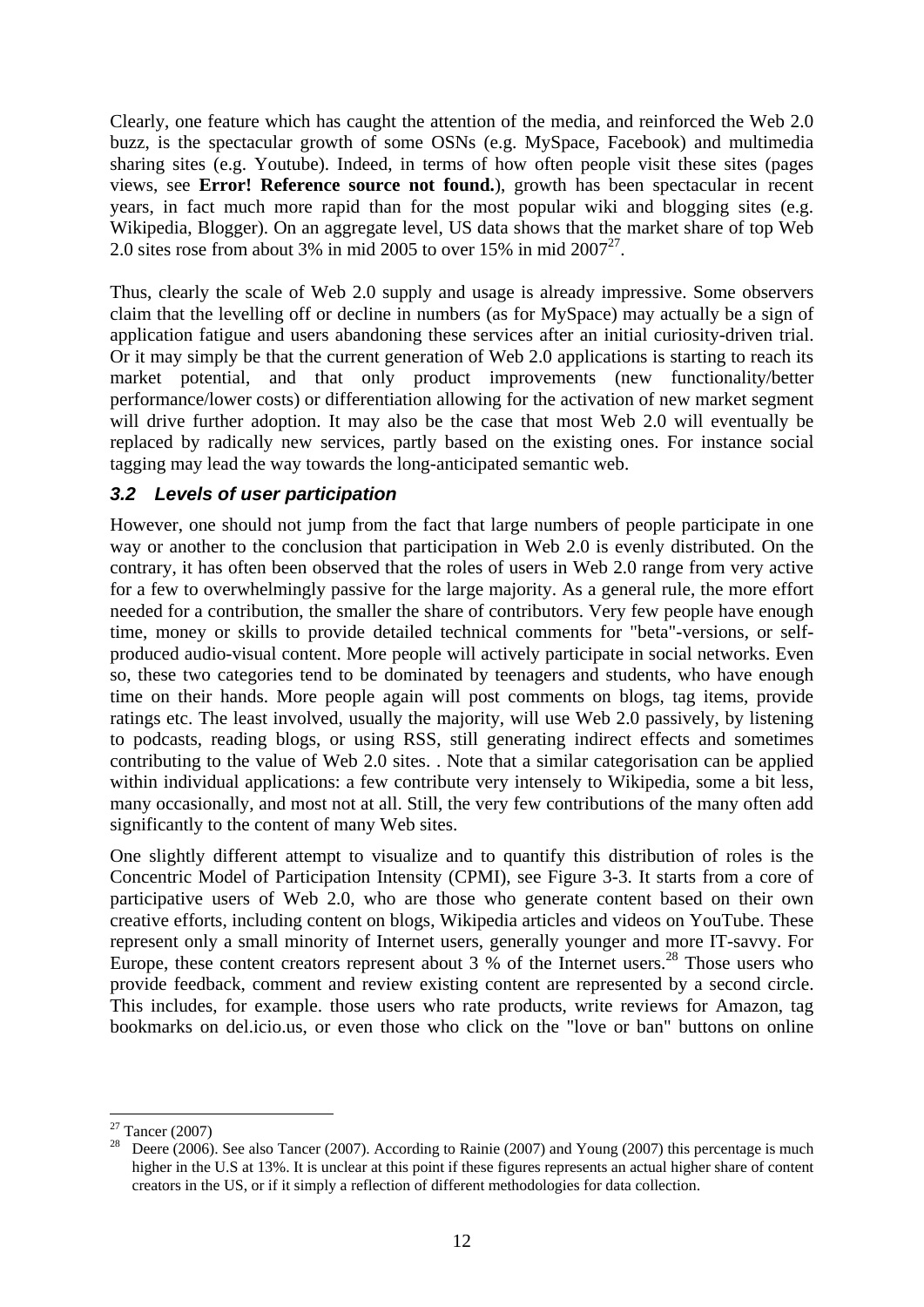Clearly, one feature which has caught the attention of the media, and reinforced the Web 2.0 buzz, is the spectacular growth of some OSNs (e.g. MySpace, Facebook) and multimedia sharing sites (e.g. Youtube). Indeed, in terms of how often people visit these sites (pages views, see **Error! Reference source not found.**), growth has been spectacular in recent years, in fact much more rapid than for the most popular wiki and blogging sites (e.g. Wikipedia, Blogger). On an aggregate level, US data shows that the market share of top Web 2.0 sites rose from about 3% in mid 2005 to over 15% in mid 2007[27].

Thus, clearly the scale of Web 2.0 supply and usage is already impressive. Some observers claim that the levelling off or decline in numbers (as for MySpace) may actually be a sign of application fatigue and users abandoning these services after an initial curiosity-driven trial. Or it may simply be that the current generation of Web 2.0 applications is starting to reach its market potential, and that only product improvements (new functionality/better performance/lower costs) or differentiation allowing for the activation of new market segment will drive further adoption. It may also be the case that most Web 2.0 will eventually be replaced by radically new services, partly based on the existing ones. For instance social tagging may lead the way towards the long-anticipated semantic web.

### *3.2 Levels of user participation*

However, one should not jump from the fact that large numbers of people participate in one way or another to the conclusion that participation in Web 2.0 is evenly distributed. On the contrary, it has often been observed that the roles of users in Web 2.0 range from very active for a few to overwhelmingly passive for the large majority. As a general rule, the more effort needed for a contribution, the smaller the share of contributors. Very few people have enough time, money or skills to provide detailed technical comments for "beta"-versions, or self-produced audio-visual content. More people will actively participate in social networks. Even so, these two categories tend to be dominated by teenagers and students, who have enough time on their hands. More people again will post comments on blogs, tag items, provide ratings etc. The least involved, usually the majority, will use Web 2.0 passively, by listening to podcasts, reading blogs, or using RSS, still generating indirect effects and sometimes contributing to the value of Web 2.0 sites. . Note that a similar categorisation can be applied within individual applications: a few contribute very intensely to Wikipedia, some a bit less, many occasionally, and most not at all. Still, the very few contributions of the many often add significantly to the content of many Web sites.

One slightly different attempt to visualize and to quantify this distribution of roles is the Concentric Model of Participation Intensity (CPMI), see Figure 3-3. It starts from a core of participative users of Web 2.0, who are those who generate content based on their own creative efforts, including content on blogs, Wikipedia articles and videos on YouTube. These represent only a small minority of Internet users, generally younger and more IT-savvy. For Europe, these content creators represent about 3 % of the Internet users.[28] Those users who provide feedback, comment and review existing content are represented by a second circle. This includes, for example. those users who rate products, write reviews for Amazon, tag bookmarks on del.icio.us, or even those who click on the "love or ban" buttons on online

---

[27] Tancer (2007)

[28] Deere (2006). See also Tancer (2007). According to Rainie (2007) and Young (2007) this percentage is much higher in the U.S at 13%. It is unclear at this point if these figures represents an actual higher share of content creators in the US, or if it simply a reflection of different methodologies for data collection.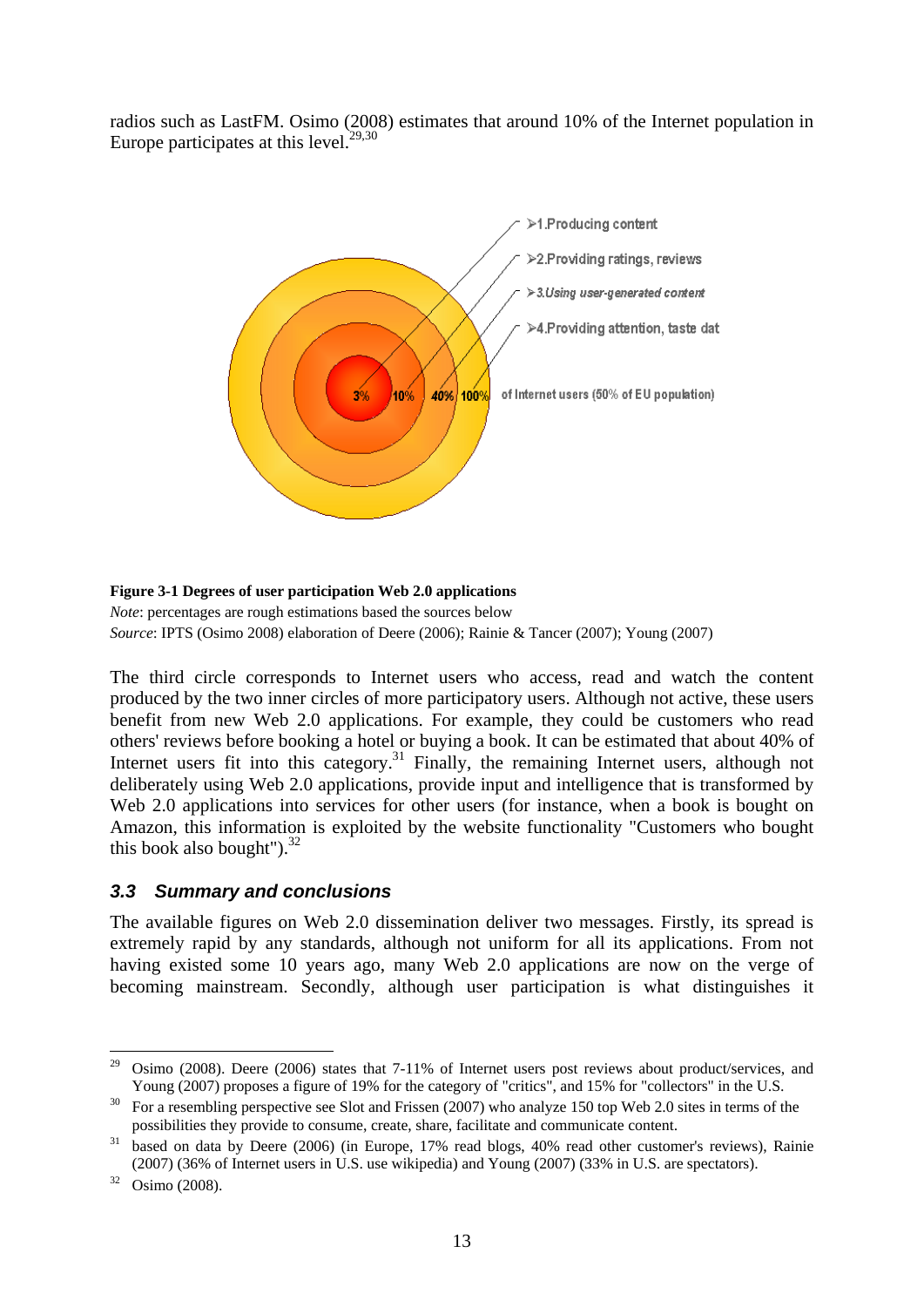radios such as LastFM. Osimo (2008) estimates that around 10% of the Internet population in Europe participates at this level.[29,30]

**Figure 3-1 Degrees of user participation Web 2.0 applications**

*Note*: percentages are rough estimations based the sources below

*Source*: IPTS (Osimo 2008) elaboration of Deere (2006); Rainie & Tancer (2007); Young (2007)

The third circle corresponds to Internet users who access, read and watch the content produced by the two inner circles of more participatory users. Although not active, these users benefit from new Web 2.0 applications. For example, they could be customers who read others' reviews before booking a hotel or buying a book. It can be estimated that about 40% of Internet users fit into this category.[31] Finally, the remaining Internet users, although not deliberately using Web 2.0 applications, provide input and intelligence that is transformed by Web 2.0 applications into services for other users (for instance, when a book is bought on Amazon, this information is exploited by the website functionality "Customers who bought this book also bought").[32]

## *3.3 Summary and conclusions*

The available figures on Web 2.0 dissemination deliver two messages. Firstly, its spread is extremely rapid by any standards, although not uniform for all its applications. From not having existed some 10 years ago, many Web 2.0 applications are now on the verge of becoming mainstream. Secondly, although user participation is what distinguishes it

---

[29] Osimo (2008). Deere (2006) states that 7-11% of Internet users post reviews about product/services, and Young (2007) proposes a figure of 19% for the category of "critics", and 15% for "collectors" in the U.S.

[30] For a resembling perspective see Slot and Frissen (2007) who analyze 150 top Web 2.0 sites in terms of the possibilities they provide to consume, create, share, facilitate and communicate content.

[31] based on data by Deere (2006) (in Europe, 17% read blogs, 40% read other customer's reviews), Rainie (2007) (36% of Internet users in U.S. use wikipedia) and Young (2007) (33% in U.S. are spectators).

[32] Osimo (2008).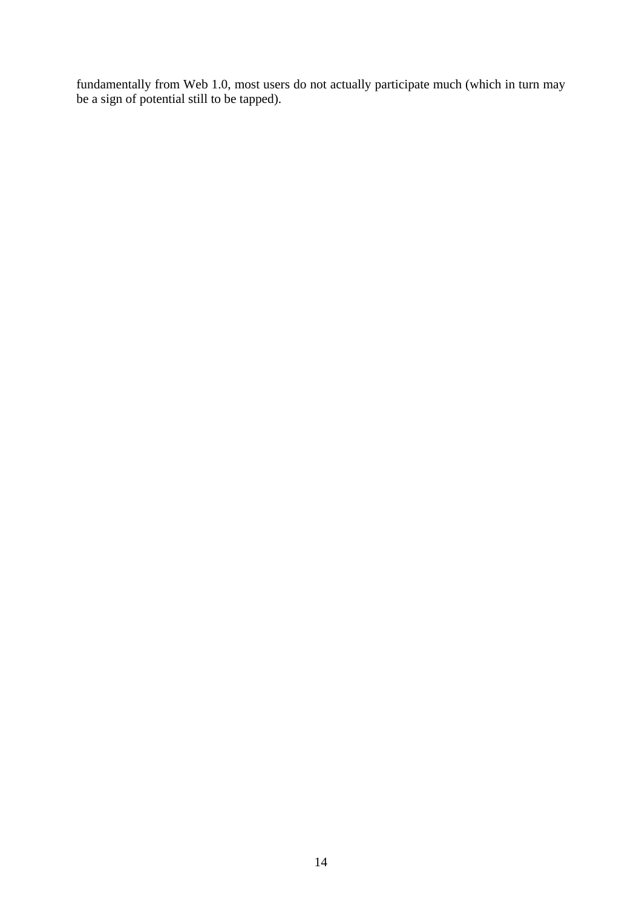fundamentally from Web 1.0, most users do not actually participate much (which in turn may be a sign of potential still to be tapped).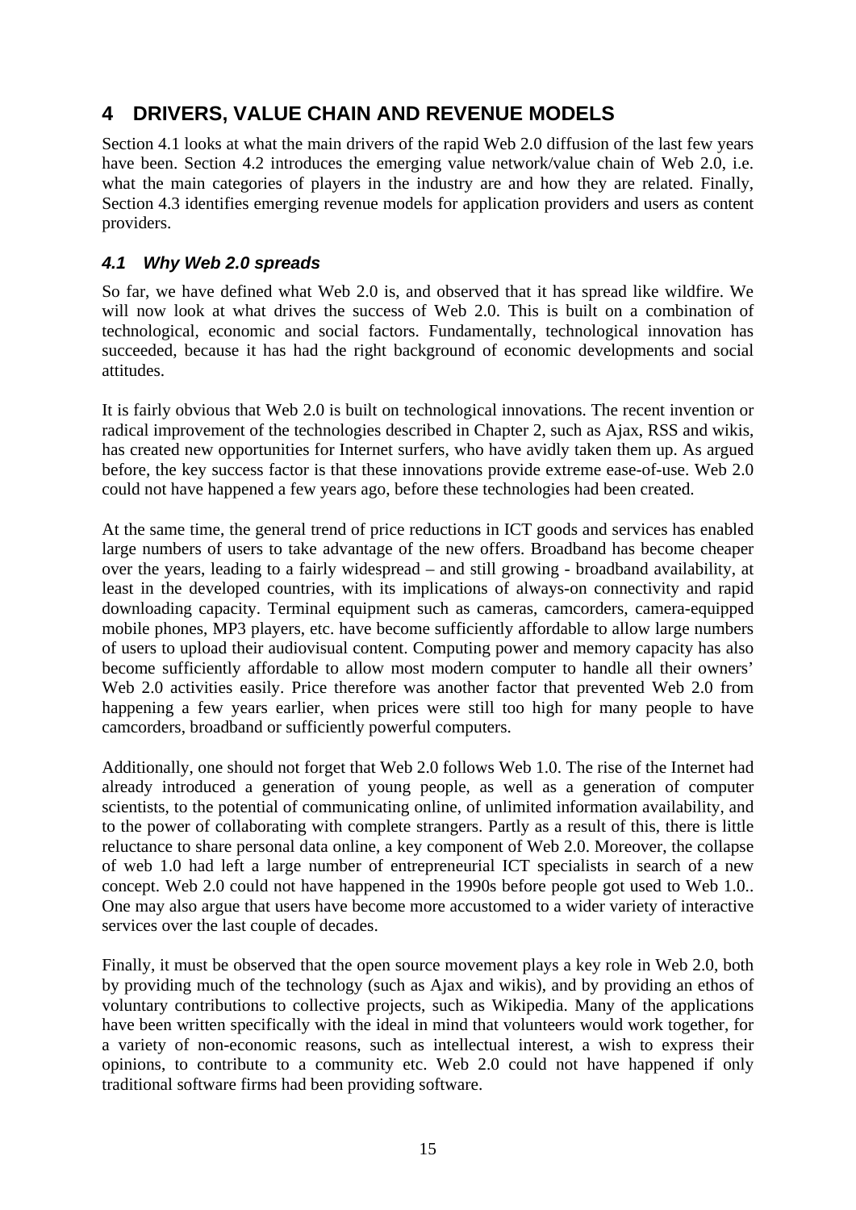# 4 DRIVERS, VALUE CHAIN AND REVENUE MODELS

Section 4.1 looks at what the main drivers of the rapid Web 2.0 diffusion of the last few years have been. Section 4.2 introduces the emerging value network/value chain of Web 2.0, i.e. what the main categories of players in the industry are and how they are related. Finally, Section 4.3 identifies emerging revenue models for application providers and users as content providers.

## *4.1 Why Web 2.0 spreads*

So far, we have defined what Web 2.0 is, and observed that it has spread like wildfire. We will now look at what drives the success of Web 2.0. This is built on a combination of technological, economic and social factors. Fundamentally, technological innovation has succeeded, because it has had the right background of economic developments and social attitudes.

It is fairly obvious that Web 2.0 is built on technological innovations. The recent invention or radical improvement of the technologies described in Chapter 2, such as Ajax, RSS and wikis, has created new opportunities for Internet surfers, who have avidly taken them up. As argued before, the key success factor is that these innovations provide extreme ease-of-use. Web 2.0 could not have happened a few years ago, before these technologies had been created.

At the same time, the general trend of price reductions in ICT goods and services has enabled large numbers of users to take advantage of the new offers. Broadband has become cheaper over the years, leading to a fairly widespread – and still growing - broadband availability, at least in the developed countries, with its implications of always-on connectivity and rapid downloading capacity. Terminal equipment such as cameras, camcorders, camera-equipped mobile phones, MP3 players, etc. have become sufficiently affordable to allow large numbers of users to upload their audiovisual content. Computing power and memory capacity has also become sufficiently affordable to allow most modern computer to handle all their owners' Web 2.0 activities easily. Price therefore was another factor that prevented Web 2.0 from happening a few years earlier, when prices were still too high for many people to have camcorders, broadband or sufficiently powerful computers.

Additionally, one should not forget that Web 2.0 follows Web 1.0. The rise of the Internet had already introduced a generation of young people, as well as a generation of computer scientists, to the potential of communicating online, of unlimited information availability, and to the power of collaborating with complete strangers. Partly as a result of this, there is little reluctance to share personal data online, a key component of Web 2.0. Moreover, the collapse of web 1.0 had left a large number of entrepreneurial ICT specialists in search of a new concept. Web 2.0 could not have happened in the 1990s before people got used to Web 1.0.. One may also argue that users have become more accustomed to a wider variety of interactive services over the last couple of decades.

Finally, it must be observed that the open source movement plays a key role in Web 2.0, both by providing much of the technology (such as Ajax and wikis), and by providing an ethos of voluntary contributions to collective projects, such as Wikipedia. Many of the applications have been written specifically with the ideal in mind that volunteers would work together, for a variety of non-economic reasons, such as intellectual interest, a wish to express their opinions, to contribute to a community etc. Web 2.0 could not have happened if only traditional software firms had been providing software.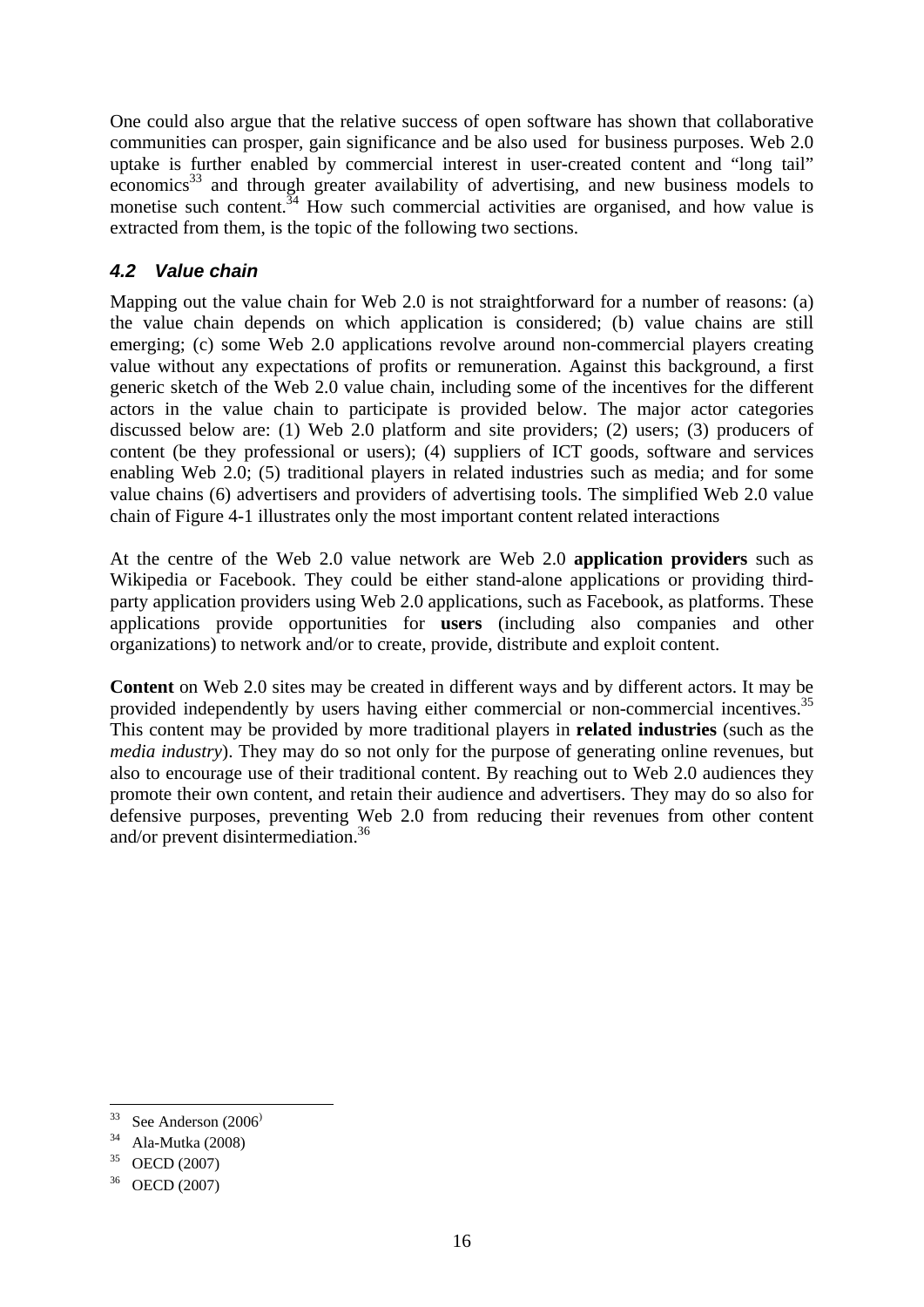One could also argue that the relative success of open software has shown that collaborative communities can prosper, gain significance and be also used for business purposes. Web 2.0 uptake is further enabled by commercial interest in user-created content and "long tail" economics[33] and through greater availability of advertising, and new business models to monetise such content.[34] How such commercial activities are organised, and how value is extracted from them, is the topic of the following two sections.

## *4.2 Value chain*

Mapping out the value chain for Web 2.0 is not straightforward for a number of reasons: (a) the value chain depends on which application is considered; (b) value chains are still emerging; (c) some Web 2.0 applications revolve around non-commercial players creating value without any expectations of profits or remuneration. Against this background, a first generic sketch of the Web 2.0 value chain, including some of the incentives for the different actors in the value chain to participate is provided below. The major actor categories discussed below are: (1) Web 2.0 platform and site providers; (2) users; (3) producers of content (be they professional or users); (4) suppliers of ICT goods, software and services enabling Web 2.0; (5) traditional players in related industries such as media; and for some value chains (6) advertisers and providers of advertising tools. The simplified Web 2.0 value chain of Figure 4-1 illustrates only the most important content related interactions

At the centre of the Web 2.0 value network are Web 2.0 **application providers** such as Wikipedia or Facebook. They could be either stand-alone applications or providing third-party application providers using Web 2.0 applications, such as Facebook, as platforms. These applications provide opportunities for **users** (including also companies and other organizations) to network and/or to create, provide, distribute and exploit content.

**Content** on Web 2.0 sites may be created in different ways and by different actors. It may be provided independently by users having either commercial or non-commercial incentives.[35] This content may be provided by more traditional players in **related industries** (such as the *media industry*). They may do so not only for the purpose of generating online revenues, but also to encourage use of their traditional content. By reaching out to Web 2.0 audiences they promote their own content, and retain their audience and advertisers. They may do so also for defensive purposes, preventing Web 2.0 from reducing their revenues from other content and/or prevent disintermediation.[36]

---

[33] See Anderson (2006)

[34] Ala-Mutka (2008)

[35] OECD (2007)

[36] OECD (2007)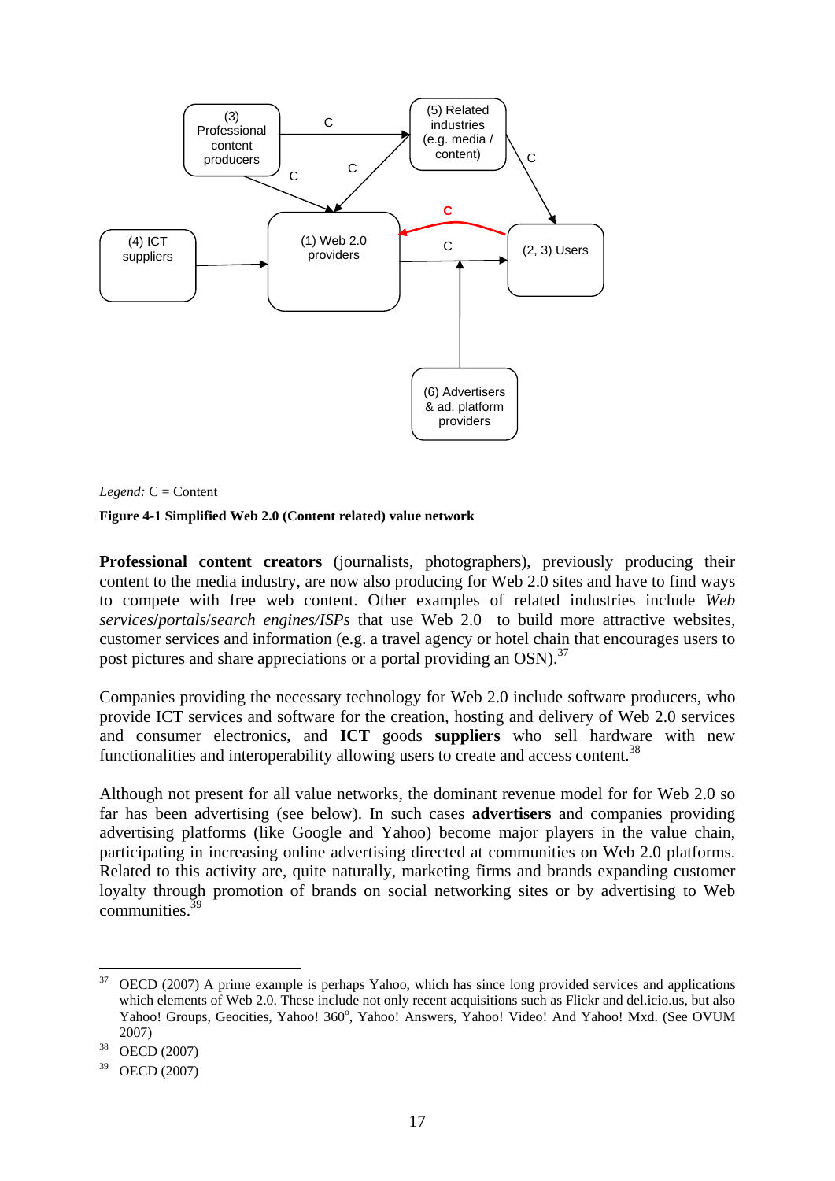Legend: C = Content

**Figure 4-1 Simplified Web 2.0 (Content related) value network**

**Professional content creators** (journalists, photographers), previously producing their content to the media industry, are now also producing for Web 2.0 sites and have to find ways to compete with free web content. Other examples of related industries include *Web services/portals/search engines/ISPs* that use Web 2.0 to build more attractive websites, customer services and information (e.g. a travel agency or hotel chain that encourages users to post pictures and share appreciations or a portal providing an OSN).[37]

Companies providing the necessary technology for Web 2.0 include software producers, who provide ICT services and software for the creation, hosting and delivery of Web 2.0 services and consumer electronics, and **ICT** goods **suppliers** who sell hardware with new functionalities and interoperability allowing users to create and access content.[38]

Although not present for all value networks, the dominant revenue model for for Web 2.0 so far has been advertising (see below). In such cases **advertisers** and companies providing advertising platforms (like Google and Yahoo) become major players in the value chain, participating in increasing online advertising directed at communities on Web 2.0 platforms. Related to this activity are, quite naturally, marketing firms and brands expanding customer loyalty through promotion of brands on social networking sites or by advertising to Web communities.[39]

---

[37] OECD (2007) A prime example is perhaps Yahoo, which has since long provided services and applications which elements of Web 2.0. These include not only recent acquisitions such as Flickr and del.icio.us, but also Yahoo! Groups, Geocities, Yahoo! 360º, Yahoo! Answers, Yahoo! Video! And Yahoo! Mxd. (See OVUM 2007)

[38] OECD (2007)

[39] OECD (2007)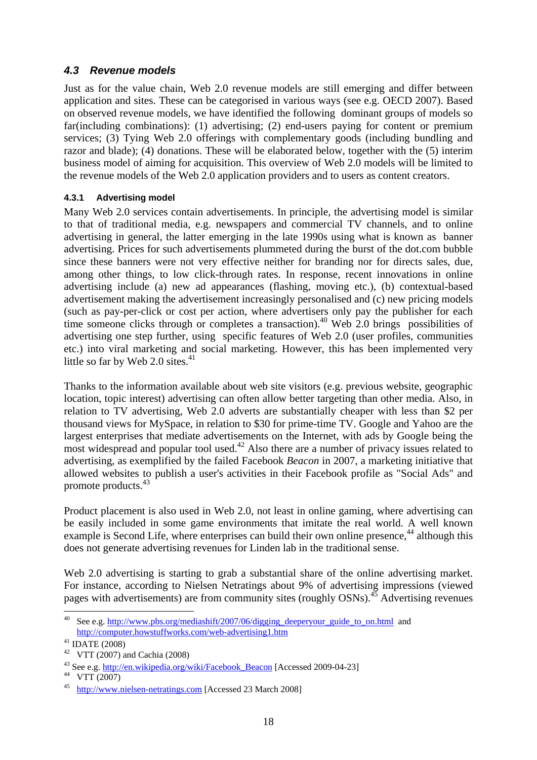### 4.3 Revenue models

Just as for the value chain, Web 2.0 revenue models are still emerging and differ between application and sites. These can be categorised in various ways (see e.g. OECD 2007). Based on observed revenue models, we have identified the following dominant groups of models so far(including combinations): (1) advertising; (2) end-users paying for content or premium services; (3) Tying Web 2.0 offerings with complementary goods (including bundling and razor and blade); (4) donations. These will be elaborated below, together with the (5) interim business model of aiming for acquisition. This overview of Web 2.0 models will be limited to the revenue models of the Web 2.0 application providers and to users as content creators.

#### 4.3.1 Advertising model

Many Web 2.0 services contain advertisements. In principle, the advertising model is similar to that of traditional media, e.g. newspapers and commercial TV channels, and to online advertising in general, the latter emerging in the late 1990s using what is known as banner advertising. Prices for such advertisements plummeted during the burst of the dot.com bubble since these banners were not very effective neither for branding nor for directs sales, due, among other things, to low click-through rates. In response, recent innovations in online advertising include (a) new ad appearances (flashing, moving etc.), (b) contextual-based advertisement making the advertisement increasingly personalised and (c) new pricing models (such as pay-per-click or cost per action, where advertisers only pay the publisher for each time someone clicks through or completes a transaction).[40] Web 2.0 brings possibilities of advertising one step further, using specific features of Web 2.0 (user profiles, communities etc.) into viral marketing and social marketing. However, this has been implemented very little so far by Web 2.0 sites.[41]

Thanks to the information available about web site visitors (e.g. previous website, geographic location, topic interest) advertising can often allow better targeting than other media. Also, in relation to TV advertising, Web 2.0 adverts are substantially cheaper with less than $2 per thousand views for MySpace, in relation to $30 for prime-time TV. Google and Yahoo are the largest enterprises that mediate advertisements on the Internet, with ads by Google being the most widespread and popular tool used.[42] Also there are a number of privacy issues related to advertising, as exemplified by the failed Facebook *Beacon* in 2007, a marketing initiative that allowed websites to publish a user's activities in their Facebook profile as "Social Ads" and promote products.[43]

Product placement is also used in Web 2.0, not least in online gaming, where advertising can be easily included in some game environments that imitate the real world. A well known example is Second Life, where enterprises can build their own online presence,[44] although this does not generate advertising revenues for Linden lab in the traditional sense.

Web 2.0 advertising is starting to grab a substantial share of the online advertising market. For instance, according to Nielsen Netratings about 9% of advertising impressions (viewed pages with advertisements) are from community sites (roughly OSNs).[45] Advertising revenues

---

[40] See e.g. http://www.pbs.org/mediashift/2007/06/digging_deeperyour_guide_to_on.html and http://computer.howstuffworks.com/web-advertising1.htm

[41] IDATE (2008)

[42] VTT (2007) and Cachia (2008)

[43] See e.g. http://en.wikipedia.org/wiki/Facebook_Beacon [Accessed 2009-04-23]

[44] VTT (2007)

[45] http://www.nielsen-netratings.com [Accessed 23 March 2008]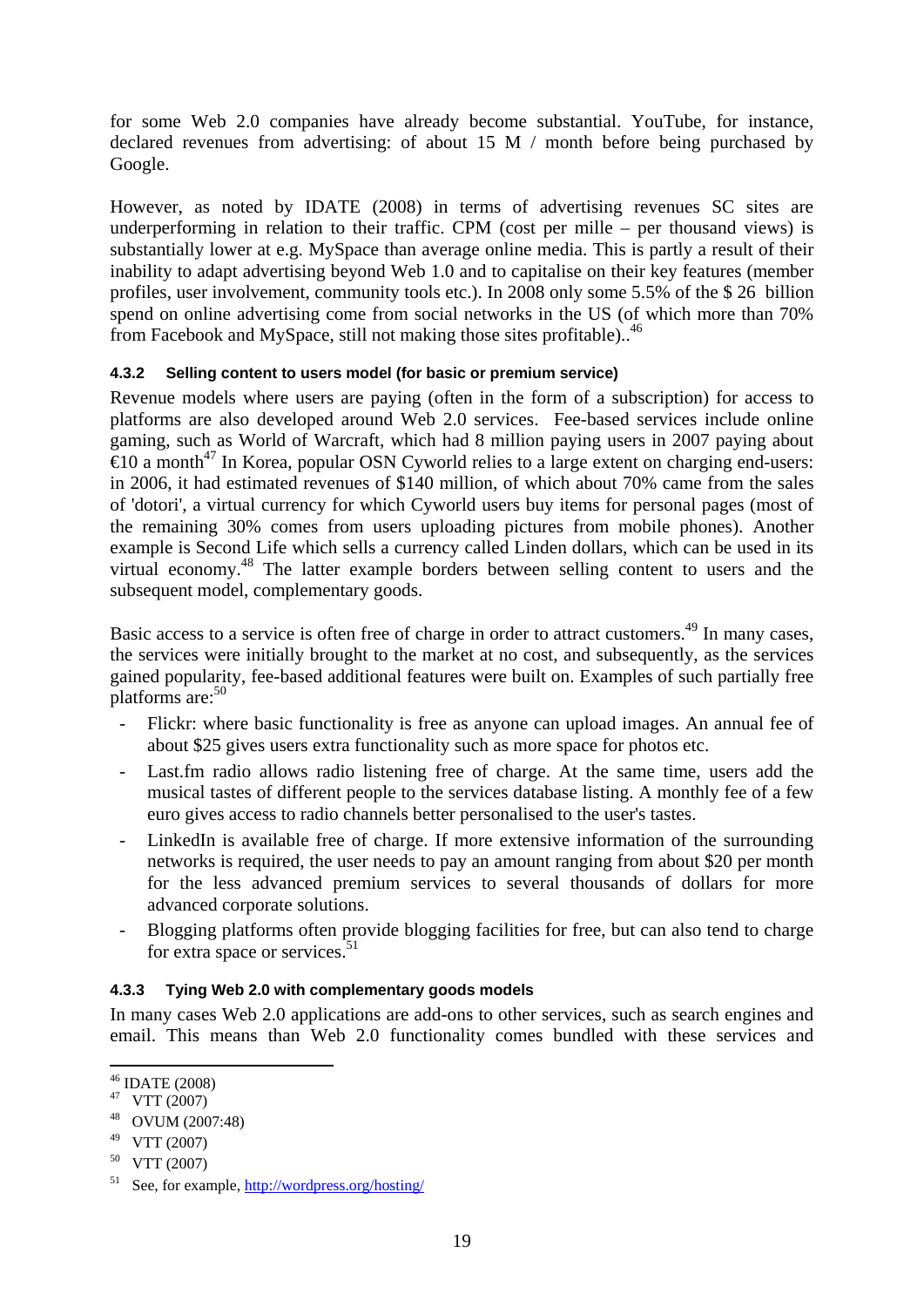for some Web 2.0 companies have already become substantial. YouTube, for instance, declared revenues from advertising: of about 15 M / month before being purchased by Google.

However, as noted by IDATE (2008) in terms of advertising revenues SC sites are underperforming in relation to their traffic. CPM (cost per mille – per thousand views) is substantially lower at e.g. MySpace than average online media. This is partly a result of their inability to adapt advertising beyond Web 1.0 and to capitalise on their key features (member profiles, user involvement, community tools etc.). In 2008 only some 5.5% of the $ 26 billion spend on online advertising come from social networks in the US (of which more than 70% from Facebook and MySpace, still not making those sites profitable)..[46]

#### 4.3.2 Selling content to users model (for basic or premium service)

Revenue models where users are paying (often in the form of a subscription) for access to platforms are also developed around Web 2.0 services. Fee-based services include online gaming, such as World of Warcraft, which had 8 million paying users in 2007 paying about €10 a month[47] In Korea, popular OSN Cyworld relies to a large extent on charging end-users: in 2006, it had estimated revenues of $140 million, of which about 70% came from the sales of 'dotori', a virtual currency for which Cyworld users buy items for personal pages (most of the remaining 30% comes from users uploading pictures from mobile phones). Another example is Second Life which sells a currency called Linden dollars, which can be used in its virtual economy.[48] The latter example borders between selling content to users and the subsequent model, complementary goods.

Basic access to a service is often free of charge in order to attract customers.[49] In many cases, the services were initially brought to the market at no cost, and subsequently, as the services gained popularity, fee-based additional features were built on. Examples of such partially free platforms are:[50]

- Flickr: where basic functionality is free as anyone can upload images. An annual fee of about $25 gives users extra functionality such as more space for photos etc.
- Last.fm radio allows radio listening free of charge. At the same time, users add the musical tastes of different people to the services database listing. A monthly fee of a few euro gives access to radio channels better personalised to the user's tastes.
- LinkedIn is available free of charge. If more extensive information of the surrounding networks is required, the user needs to pay an amount ranging from about $20 per month for the less advanced premium services to several thousands of dollars for more advanced corporate solutions.
- Blogging platforms often provide blogging facilities for free, but can also tend to charge for extra space or services.[51]

#### 4.3.3 Tying Web 2.0 with complementary goods models

In many cases Web 2.0 applications are add-ons to other services, such as search engines and email. This means than Web 2.0 functionality comes bundled with these services and

---

[46] IDATE (2008)

[47] VTT (2007)

[48] OVUM (2007:48)

[49] VTT (2007)

[50] VTT (2007)

[51] See, for example, http://wordpress.org/hosting/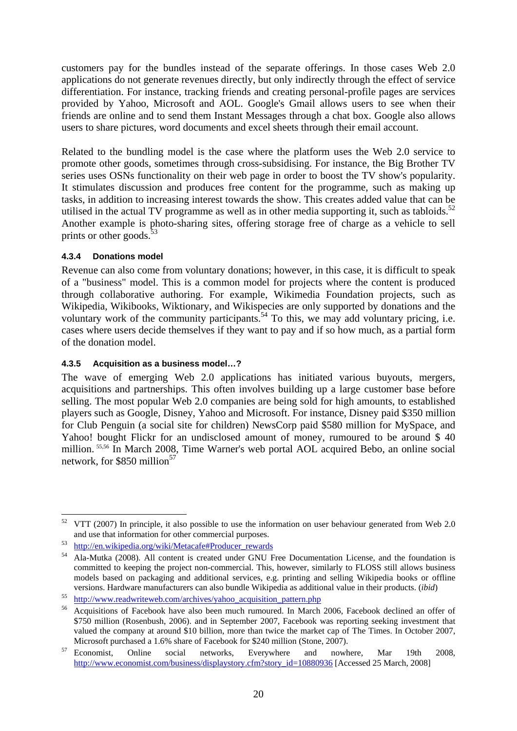customers pay for the bundles instead of the separate offerings. In those cases Web 2.0 applications do not generate revenues directly, but only indirectly through the effect of service differentiation. For instance, tracking friends and creating personal-profile pages are services provided by Yahoo, Microsoft and AOL. Google's Gmail allows users to see when their friends are online and to send them Instant Messages through a chat box. Google also allows users to share pictures, word documents and excel sheets through their email account.

Related to the bundling model is the case where the platform uses the Web 2.0 service to promote other goods, sometimes through cross-subsidising. For instance, the Big Brother TV series uses OSNs functionality on their web page in order to boost the TV show's popularity. It stimulates discussion and produces free content for the programme, such as making up tasks, in addition to increasing interest towards the show. This creates added value that can be utilised in the actual TV programme as well as in other media supporting it, such as tabloids.[52] Another example is photo-sharing sites, offering storage free of charge as a vehicle to sell prints or other goods.[53]

#### 4.3.4 Donations model

Revenue can also come from voluntary donations; however, in this case, it is difficult to speak of a "business" model. This is a common model for projects where the content is produced through collaborative authoring. For example, Wikimedia Foundation projects, such as Wikipedia, Wikibooks, Wiktionary, and Wikispecies are only supported by donations and the voluntary work of the community participants.[54] To this, we may add voluntary pricing, i.e. cases where users decide themselves if they want to pay and if so how much, as a partial form of the donation model.

#### 4.3.5 Acquisition as a business model…?

The wave of emerging Web 2.0 applications has initiated various buyouts, mergers, acquisitions and partnerships. This often involves building up a large customer base before selling. The most popular Web 2.0 companies are being sold for high amounts, to established players such as Google, Disney, Yahoo and Microsoft. For instance, Disney paid $350 million for Club Penguin (a social site for children) NewsCorp paid $580 million for MySpace, and Yahoo! bought Flickr for an undisclosed amount of money, rumoured to be around $ 40 million. [55,56] In March 2008, Time Warner's web portal AOL acquired Bebo, an online social network, for $850 million[57]

---

[52] VTT (2007) In principle, it also possible to use the information on user behaviour generated from Web 2.0 and use that information for other commercial purposes.

[53] http://en.wikipedia.org/wiki/Metacafe#Producer_rewards

[54] Ala-Mutka (2008). All content is created under GNU Free Documentation License, and the foundation is committed to keeping the project non-commercial. This, however, similarly to FLOSS still allows business models based on packaging and additional services, e.g. printing and selling Wikipedia books or offline versions. Hardware manufacturers can also bundle Wikipedia as additional value in their products. (*ibid*)

[55] http://www.readwriteweb.com/archives/yahoo_acquisition_pattern.php

[56] Acquisitions of Facebook have also been much rumoured. In March 2006, Facebook declined an offer of $750 million (Rosenbush, 2006). and in September 2007, Facebook was reporting seeking investment that valued the company at around $10 billion, more than twice the market cap of The Times. In October 2007, Microsoft purchased a 1.6% share of Facebook for $240 million (Stone, 2007).

[57] Economist, Online social networks, Everywhere and nowhere, Mar 19th 2008, http://www.economist.com/business/displaystory.cfm?story_id=10880936 [Accessed 25 March, 2008]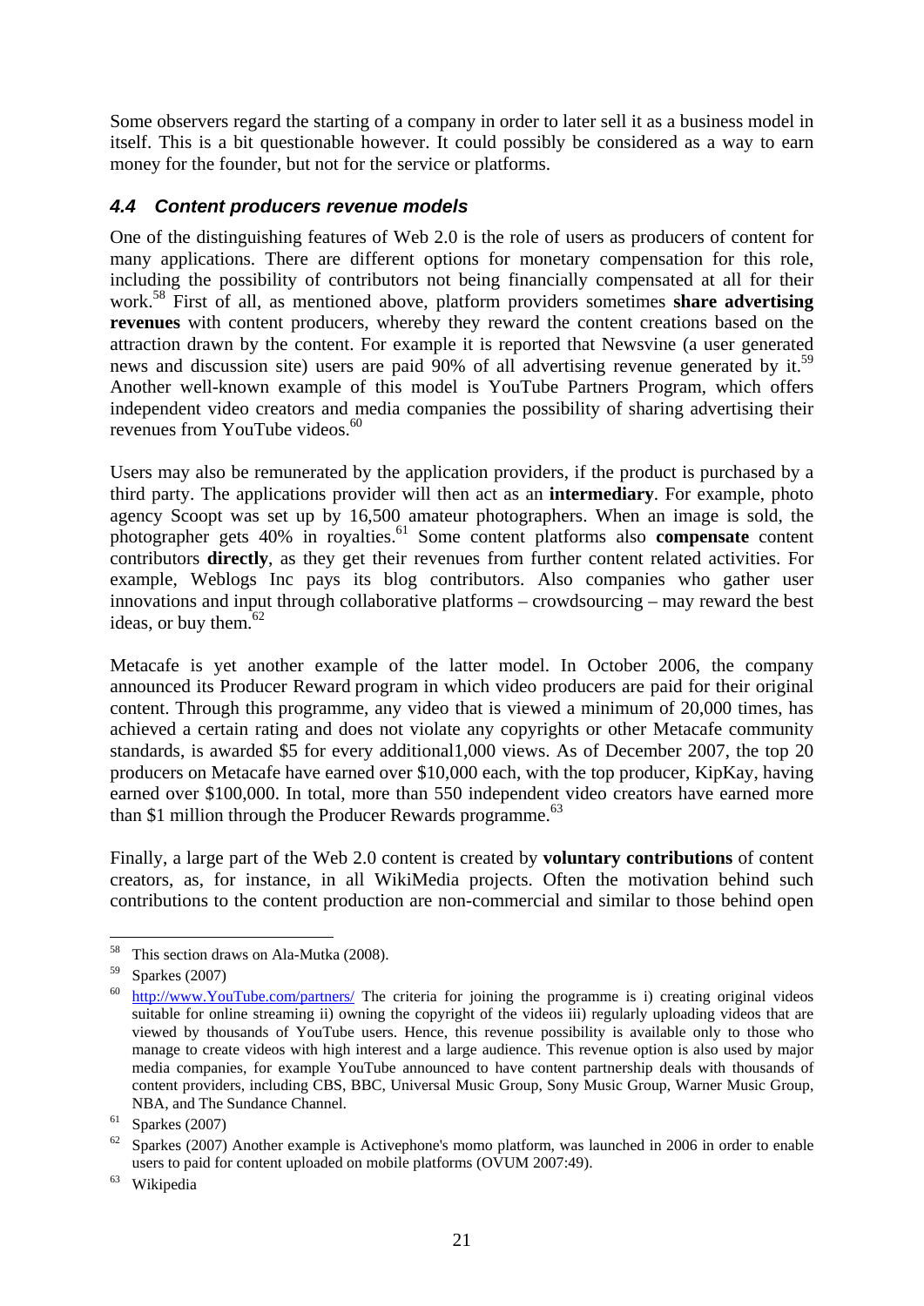Some observers regard the starting of a company in order to later sell it as a business model in itself. This is a bit questionable however. It could possibly be considered as a way to earn money for the founder, but not for the service or platforms.

### *4.4 Content producers revenue models*

One of the distinguishing features of Web 2.0 is the role of users as producers of content for many applications. There are different options for monetary compensation for this role, including the possibility of contributors not being financially compensated at all for their work.[58] First of all, as mentioned above, platform providers sometimes **share advertising revenues** with content producers, whereby they reward the content creations based on the attraction drawn by the content. For example it is reported that Newsvine (a user generated news and discussion site) users are paid 90% of all advertising revenue generated by it.[59] Another well-known example of this model is YouTube Partners Program, which offers independent video creators and media companies the possibility of sharing advertising their revenues from YouTube videos.[60]

Users may also be remunerated by the application providers, if the product is purchased by a third party. The applications provider will then act as an **intermediary**. For example, photo agency Scoopt was set up by 16,500 amateur photographers. When an image is sold, the photographer gets 40% in royalties.[61] Some content platforms also **compensate** content contributors **directly**, as they get their revenues from further content related activities. For example, Weblogs Inc pays its blog contributors. Also companies who gather user innovations and input through collaborative platforms – crowdsourcing – may reward the best ideas, or buy them.[62]

Metacafe is yet another example of the latter model. In October 2006, the company announced its Producer Reward program in which video producers are paid for their original content. Through this programme, any video that is viewed a minimum of 20,000 times, has achieved a certain rating and does not violate any copyrights or other Metacafe community standards, is awarded $5 for every additional1,000 views. As of December 2007, the top 20 producers on Metacafe have earned over $10,000 each, with the top producer, KipKay, having earned over $100,000. In total, more than 550 independent video creators have earned more than $1 million through the Producer Rewards programme.[63]

Finally, a large part of the Web 2.0 content is created by **voluntary contributions** of content creators, as, for instance, in all WikiMedia projects. Often the motivation behind such contributions to the content production are non-commercial and similar to those behind open

---

[58] This section draws on Ala-Mutka (2008).

[59] Sparkes (2007)

[60] http://www.YouTube.com/partners/ The criteria for joining the programme is i) creating original videos suitable for online streaming ii) owning the copyright of the videos iii) regularly uploading videos that are viewed by thousands of YouTube users. Hence, this revenue possibility is available only to those who manage to create videos with high interest and a large audience. This revenue option is also used by major media companies, for example YouTube announced to have content partnership deals with thousands of content providers, including CBS, BBC, Universal Music Group, Sony Music Group, Warner Music Group, NBA, and The Sundance Channel.

[61] Sparkes (2007)

[62] Sparkes (2007) Another example is Activephone's momo platform, was launched in 2006 in order to enable users to paid for content uploaded on mobile platforms (OVUM 2007:49).

[63] Wikipedia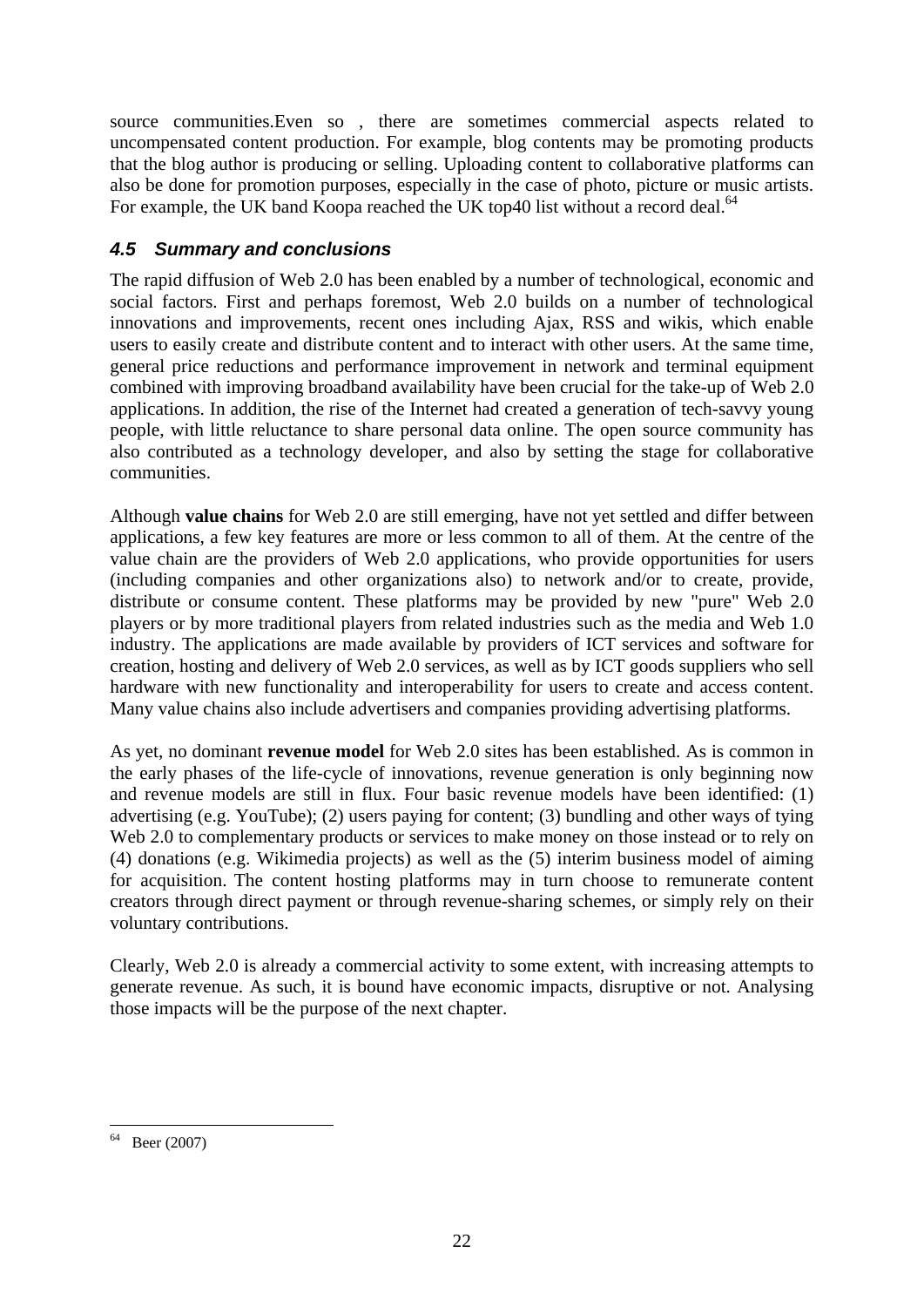source communities.Even so , there are sometimes commercial aspects related to uncompensated content production. For example, blog contents may be promoting products that the blog author is producing or selling. Uploading content to collaborative platforms can also be done for promotion purposes, especially in the case of photo, picture or music artists. For example, the UK band Koopa reached the UK top40 list without a record deal.[64]

### *4.5 Summary and conclusions*

The rapid diffusion of Web 2.0 has been enabled by a number of technological, economic and social factors. First and perhaps foremost, Web 2.0 builds on a number of technological innovations and improvements, recent ones including Ajax, RSS and wikis, which enable users to easily create and distribute content and to interact with other users. At the same time, general price reductions and performance improvement in network and terminal equipment combined with improving broadband availability have been crucial for the take-up of Web 2.0 applications. In addition, the rise of the Internet had created a generation of tech-savvy young people, with little reluctance to share personal data online. The open source community has also contributed as a technology developer, and also by setting the stage for collaborative communities.

Although **value chains** for Web 2.0 are still emerging, have not yet settled and differ between applications, a few key features are more or less common to all of them. At the centre of the value chain are the providers of Web 2.0 applications, who provide opportunities for users (including companies and other organizations also) to network and/or to create, provide, distribute or consume content. These platforms may be provided by new "pure" Web 2.0 players or by more traditional players from related industries such as the media and Web 1.0 industry. The applications are made available by providers of ICT services and software for creation, hosting and delivery of Web 2.0 services, as well as by ICT goods suppliers who sell hardware with new functionality and interoperability for users to create and access content. Many value chains also include advertisers and companies providing advertising platforms.

As yet, no dominant **revenue model** for Web 2.0 sites has been established. As is common in the early phases of the life-cycle of innovations, revenue generation is only beginning now and revenue models are still in flux. Four basic revenue models have been identified: (1) advertising (e.g. YouTube); (2) users paying for content; (3) bundling and other ways of tying Web 2.0 to complementary products or services to make money on those instead or to rely on (4) donations (e.g. Wikimedia projects) as well as the (5) interim business model of aiming for acquisition. The content hosting platforms may in turn choose to remunerate content creators through direct payment or through revenue-sharing schemes, or simply rely on their voluntary contributions.

Clearly, Web 2.0 is already a commercial activity to some extent, with increasing attempts to generate revenue. As such, it is bound have economic impacts, disruptive or not. Analysing those impacts will be the purpose of the next chapter.

---

[64] Beer (2007)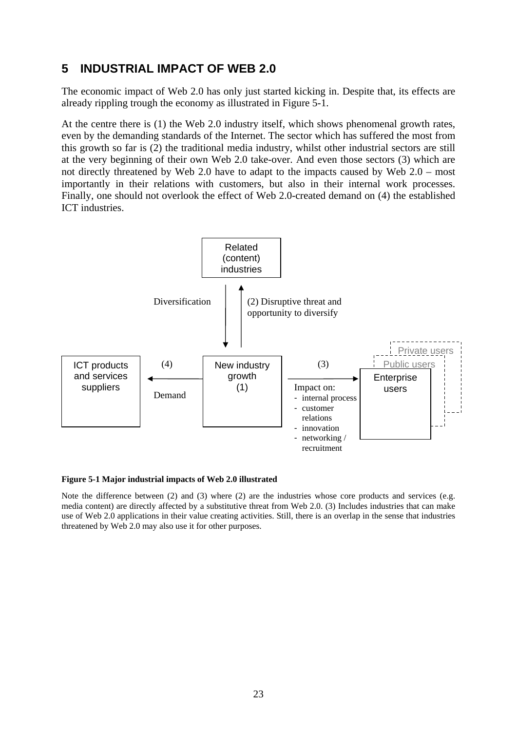# 5 INDUSTRIAL IMPACT OF WEB 2.0

The economic impact of Web 2.0 has only just started kicking in. Despite that, its effects are already rippling trough the economy as illustrated in Figure 5-1.

At the centre there is (1) the Web 2.0 industry itself, which shows phenomenal growth rates, even by the demanding standards of the Internet. The sector which has suffered the most from this growth so far is (2) the traditional media industry, whilst other industrial sectors are still at the very beginning of their own Web 2.0 take-over. And even those sectors (3) which are not directly threatened by Web 2.0 have to adapt to the impacts caused by Web 2.0 – most importantly in their relations with customers, but also in their internal work processes. Finally, one should not overlook the effect of Web 2.0-created demand on (4) the established ICT industries.

Related (content) industries

Diversification

(2) Disruptive threat and opportunity to diversify

ICT products and services suppliers

(4)

Demand

New industry growth (1)

(3)

Impact on:
- internal process
- customer relations
- innovation
- networking / recruitment

Private users

Public users

Enterprise users

**Figure 5-1 Major industrial impacts of Web 2.0 illustrated**

Note the difference between (2) and (3) where (2) are the industries whose core products and services (e.g. media content) are directly affected by a substitutive threat from Web 2.0. (3) Includes industries that can make use of Web 2.0 applications in their value creating activities. Still, there is an overlap in the sense that industries threatened by Web 2.0 may also use it for other purposes.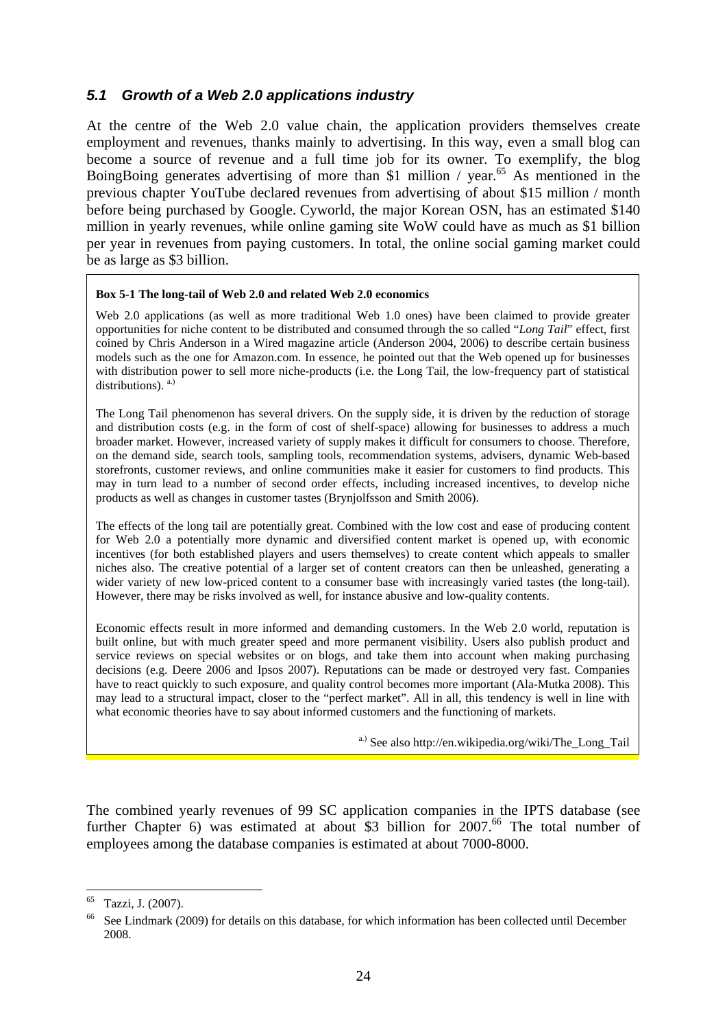### *5.1 Growth of a Web 2.0 applications industry*

At the centre of the Web 2.0 value chain, the application providers themselves create employment and revenues, thanks mainly to advertising. In this way, even a small blog can become a source of revenue and a full time job for its owner. To exemplify, the blog BoingBoing generates advertising of more than $1 million / year.[65] As mentioned in the previous chapter YouTube declared revenues from advertising of about $15 million / month before being purchased by Google. Cyworld, the major Korean OSN, has an estimated $140 million in yearly revenues, while online gaming site WoW could have as much as $1 billion per year in revenues from paying customers. In total, the online social gaming market could be as large as $3 billion.

> **Box 5-1 The long-tail of Web 2.0 and related Web 2.0 economics**
>
> Web 2.0 applications (as well as more traditional Web 1.0 ones) have been claimed to provide greater opportunities for niche content to be distributed and consumed through the so called "*Long Tail*" effect, first coined by Chris Anderson in a Wired magazine article (Anderson 2004, 2006) to describe certain business models such as the one for Amazon.com. In essence, he pointed out that the Web opened up for businesses with distribution power to sell more niche-products (i.e. the Long Tail, the low-frequency part of statistical distributions). [a.)]
>
> The Long Tail phenomenon has several drivers. On the supply side, it is driven by the reduction of storage and distribution costs (e.g. in the form of cost of shelf-space) allowing for businesses to address a much broader market. However, increased variety of supply makes it difficult for consumers to choose. Therefore, on the demand side, search tools, sampling tools, recommendation systems, advisers, dynamic Web-based storefronts, customer reviews, and online communities make it easier for customers to find products. This may in turn lead to a number of second order effects, including increased incentives, to develop niche products as well as changes in customer tastes (Brynjolfsson and Smith 2006).
>
> The effects of the long tail are potentially great. Combined with the low cost and ease of producing content for Web 2.0 a potentially more dynamic and diversified content market is opened up, with economic incentives (for both established players and users themselves) to create content which appeals to smaller niches also. The creative potential of a larger set of content creators can then be unleashed, generating a wider variety of new low-priced content to a consumer base with increasingly varied tastes (the long-tail). However, there may be risks involved as well, for instance abusive and low-quality contents.
>
> Economic effects result in more informed and demanding customers. In the Web 2.0 world, reputation is built online, but with much greater speed and more permanent visibility. Users also publish product and service reviews on special websites or on blogs, and take them into account when making purchasing decisions (e.g. Deere 2006 and Ipsos 2007). Reputations can be made or destroyed very fast. Companies have to react quickly to such exposure, and quality control becomes more important (Ala-Mutka 2008). This may lead to a structural impact, closer to the "perfect market". All in all, this tendency is well in line with what economic theories have to say about informed customers and the functioning of markets.
>
> [a.)] See also http://en.wikipedia.org/wiki/The_Long_Tail

The combined yearly revenues of 99 SC application companies in the IPTS database (see further Chapter 6) was estimated at about $3 billion for 2007.[66] The total number of employees among the database companies is estimated at about 7000-8000.

---

[65] Tazzi, J. (2007).

[66] See Lindmark (2009) for details on this database, for which information has been collected until December 2008.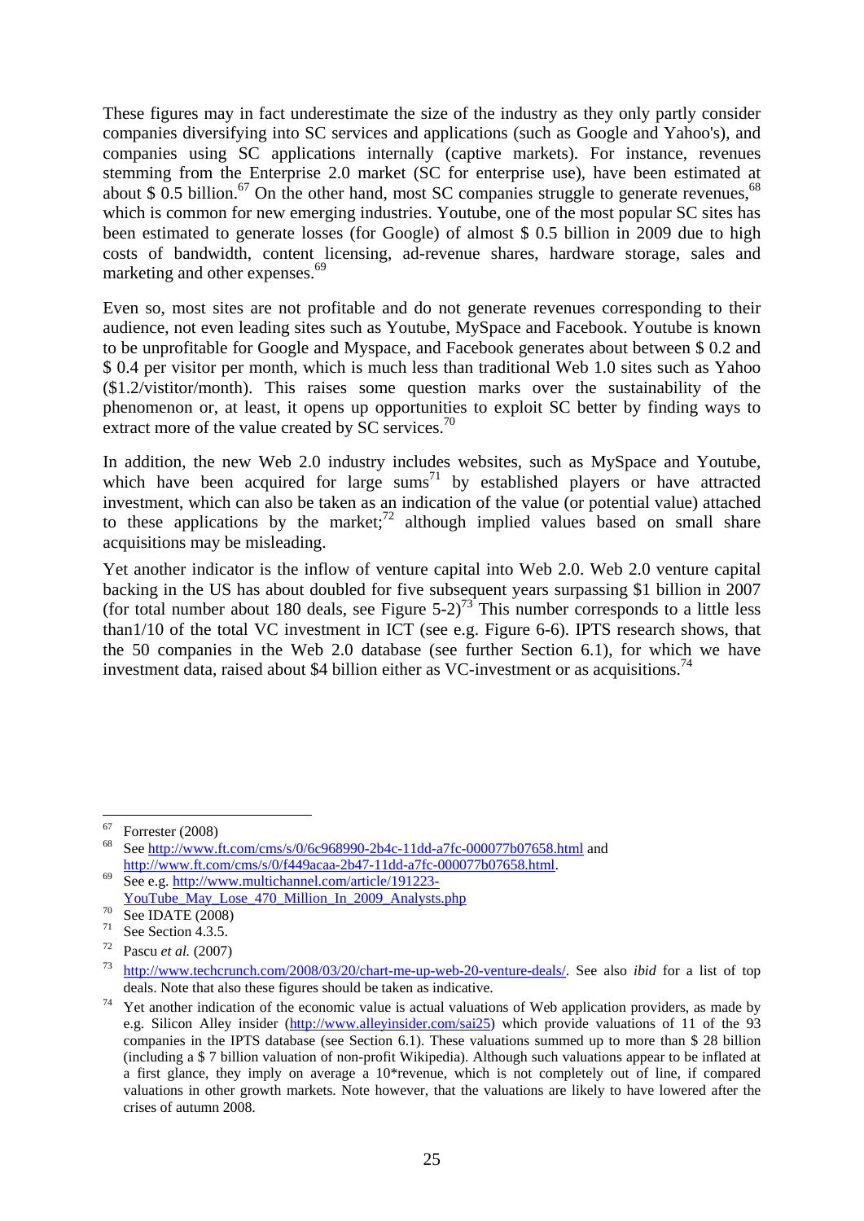These figures may in fact underestimate the size of the industry as they only partly consider companies diversifying into SC services and applications (such as Google and Yahoo's), and companies using SC applications internally (captive markets). For instance, revenues stemming from the Enterprise 2.0 market (SC for enterprise use), have been estimated at about $ 0.5 billion.[67] On the other hand, most SC companies struggle to generate revenues,[68] which is common for new emerging industries. Youtube, one of the most popular SC sites has been estimated to generate losses (for Google) of almost $ 0.5 billion in 2009 due to high costs of bandwidth, content licensing, ad-revenue shares, hardware storage, sales and marketing and other expenses.[69]

Even so, most sites are not profitable and do not generate revenues corresponding to their audience, not even leading sites such as Youtube, MySpace and Facebook. Youtube is known to be unprofitable for Google and Myspace, and Facebook generates about between $ 0.2 and $ 0.4 per visitor per month, which is much less than traditional Web 1.0 sites such as Yahoo ($1.2/visititor/month). This raises some question marks over the sustainability of the phenomenon or, at least, it opens up opportunities to exploit SC better by finding ways to extract more of the value created by SC services.[70]

In addition, the new Web 2.0 industry includes websites, such as MySpace and Youtube, which have been acquired for large sums[71] by established players or have attracted investment, which can also be taken as an indication of the value (or potential value) attached to these applications by the market;[72] although implied values based on small share acquisitions may be misleading.

Yet another indicator is the inflow of venture capital into Web 2.0. Web 2.0 venture capital backing in the US has about doubled for five subsequent years surpassing $1 billion in 2007 (for total number about 180 deals, see Figure 5-2)[73] This number corresponds to a little less than1/10 of the total VC investment in ICT (see e.g. Figure 6-6). IPTS research shows, that the 50 companies in the Web 2.0 database (see further Section 6.1), for which we have investment data, raised about $4 billion either as VC-investment or as acquisitions.[74]

---

[67] Forrester (2008)

[68] See http://www.ft.com/cms/s/0/6c968990-2b4c-11dd-a7fc-000077b07658.html and http://www.ft.com/cms/s/0/f449acaa-2b47-11dd-a7fc-000077b07658.html.

[69] See e.g. http://www.multichannel.com/article/191223-YouTube_May_Lose_470_Million_In_2009_Analysts.php

[70] See IDATE (2008)

[71] See Section 4.3.5.

[72] Pascu *et al.* (2007)

[73] http://www.techcrunch.com/2008/03/20/chart-me-up-web-20-venture-deals/. See also *ibid* for a list of top deals. Note that also these figures should be taken as indicative.

[74] Yet another indication of the economic value is actual valuations of Web application providers, as made by e.g. Silicon Alley insider (http://www.alleyinsider.com/sai25) which provide valuations of 11 of the 93 companies in the IPTS database (see Section 6.1). These valuations summed up to more than $ 28 billion (including a $ 7 billion valuation of non-profit Wikipedia). Although such valuations appear to be inflated at a first glance, they imply on average a 10*revenue, which is not completely out of line, if compared valuations in other growth markets. Note however, that the valuations are likely to have lowered after the crises of autumn 2008.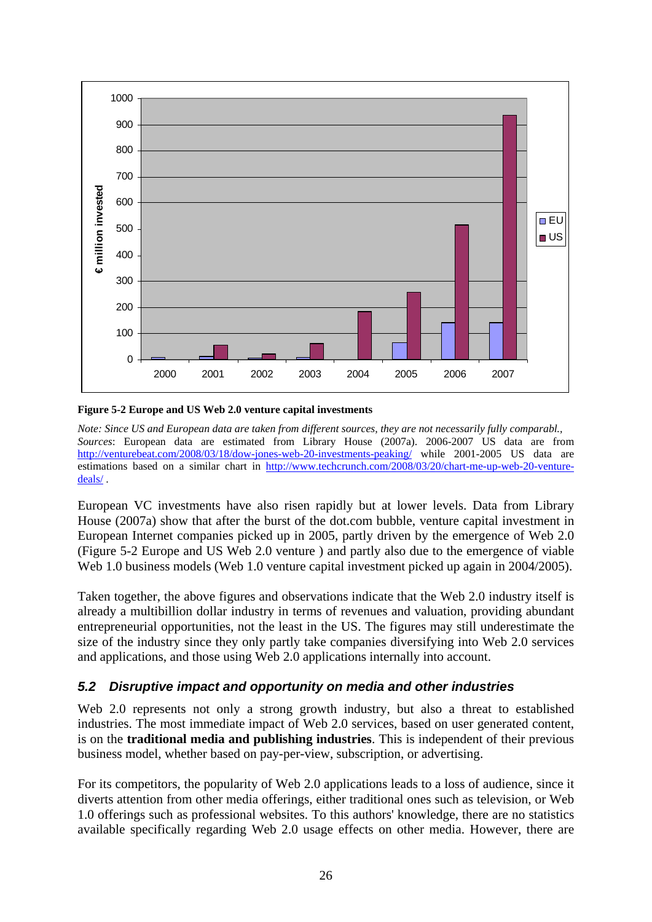Figure 5-2 Europe and US Web 2.0 venture capital investments

*Note: Since US and European data are taken from different sources, they are not necessarily fully comparabl.,*
*Sources*: European data are estimated from Library House (2007a). 2006-2007 US data are from http://venturebeat.com/2008/03/18/dow-jones-web-20-investments-peaking/ while 2001-2005 US data are estimations based on a similar chart in http://www.techcrunch.com/2008/03/20/chart-me-up-web-20-venture-deals/ .

European VC investments have also risen rapidly but at lower levels. Data from Library House (2007a) show that after the burst of the dot.com bubble, venture capital investment in European Internet companies picked up in 2005, partly driven by the emergence of Web 2.0 (Figure 5-2 Europe and US Web 2.0 venture ) and partly also due to the emergence of viable Web 1.0 business models (Web 1.0 venture capital investment picked up again in 2004/2005).

Taken together, the above figures and observations indicate that the Web 2.0 industry itself is already a multibillion dollar industry in terms of revenues and valuation, providing abundant entrepreneurial opportunities, not the least in the US. The figures may still underestimate the size of the industry since they only partly take companies diversifying into Web 2.0 services and applications, and those using Web 2.0 applications internally into account.

## 5.2 Disruptive impact and opportunity on media and other industries

Web 2.0 represents not only a strong growth industry, but also a threat to established industries. The most immediate impact of Web 2.0 services, based on user generated content, is on the **traditional media and publishing industries**. This is independent of their previous business model, whether based on pay-per-view, subscription, or advertising.

For its competitors, the popularity of Web 2.0 applications leads to a loss of audience, since it diverts attention from other media offerings, either traditional ones such as television, or Web 1.0 offerings such as professional websites. To this authors' knowledge, there are no statistics available specifically regarding Web 2.0 usage effects on other media. However, there are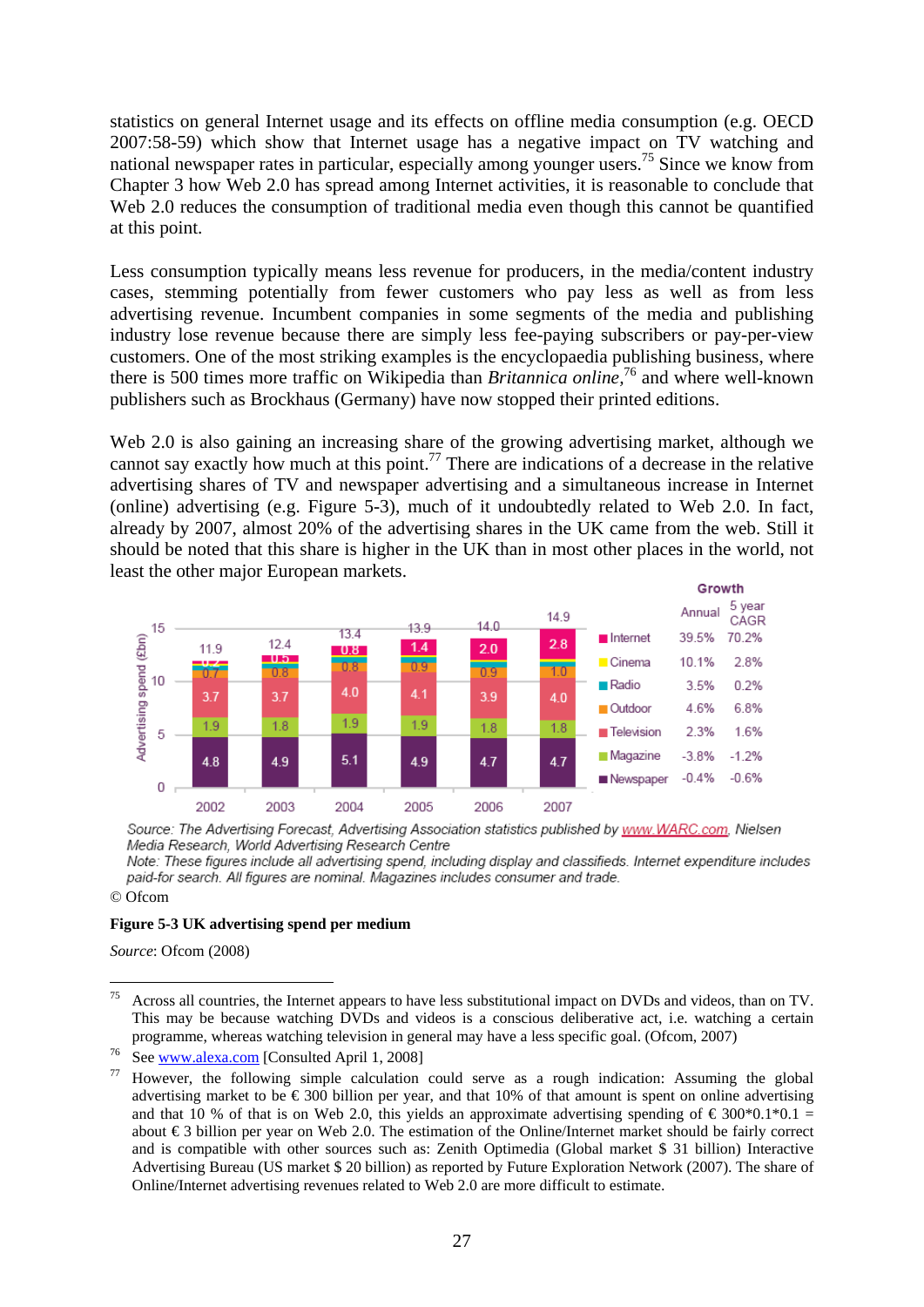statistics on general Internet usage and its effects on offline media consumption (e.g. OECD 2007:58-59) which show that Internet usage has a negative impact on TV watching and national newspaper rates in particular, especially among younger users.[75] Since we know from Chapter 3 how Web 2.0 has spread among Internet activities, it is reasonable to conclude that Web 2.0 reduces the consumption of traditional media even though this cannot be quantified at this point.

Less consumption typically means less revenue for producers, in the media/content industry cases, stemming potentially from fewer customers who pay less as well as from less advertising revenue. Incumbent companies in some segments of the media and publishing industry lose revenue because there are simply less fee-paying subscribers or pay-per-view customers. One of the most striking examples is the encyclopaedia publishing business, where there is 500 times more traffic on Wikipedia than *Britannica online*,[76] and where well-known publishers such as Brockhaus (Germany) have now stopped their printed editions.

Web 2.0 is also gaining an increasing share of the growing advertising market, although we cannot say exactly how much at this point.[77] There are indications of a decrease in the relative advertising shares of TV and newspaper advertising and a simultaneous increase in Internet (online) advertising (e.g. Figure 5-3), much of it undoubtedly related to Web 2.0. In fact, already by 2007, almost 20% of the advertising shares in the UK came from the web. Still it should be noted that this share is higher in the UK than in most other places in the world, not least the other major European markets.

Advertising spend (£bn)

| Medium | 2002 | 2003 | 2004 | 2005 | 2006 | 2007 | Growth: Annual | Growth: 5 year CAGR |
|---|---|---|---|---|---|---|---|---|
| Internet | 0.2 | 0.5 | 0.8 | 1.4 | 2.0 | 2.8 | 39.5% | 70.2% |
| Cinema | | | | | | | 10.1% | 2.8% |
| Radio | | | | | | | 3.5% | 0.2% |
| Outdoor | 0.7 | 0.8 | 0.8 | 0.9 | 0.9 | 1.0 | 4.6% | 6.8% |
| Television | 3.7 | 3.7 | 4.0 | 4.1 | 3.9 | 4.0 | 2.3% | 1.6% |
| Magazine | 1.9 | 1.8 | 1.9 | 1.9 | 1.8 | 1.8 | -3.8% | -1.2% |
| Newspaper | 4.8 | 4.9 | 5.1 | 4.9 | 4.7 | 4.7 | -0.4% | -0.6% |
| Total | 11.9 | 12.4 | 13.4 | 13.9 | 14.0 | 14.9 | | |

*Source: The Advertising Forecast, Advertising Association statistics published by www.WARC.com, Nielsen Media Research, World Advertising Research Centre*
*Note: These figures include all advertising spend, including display and classifieds. Internet expenditure includes paid-for search. All figures are nominal. Magazines includes consumer and trade.*

© Ofcom

**Figure 5-3 UK advertising spend per medium**

*Source*: Ofcom (2008)

---

[75] Across all countries, the Internet appears to have less substitutional impact on DVDs and videos, than on TV. This may be because watching DVDs and videos is a conscious deliberative act, i.e. watching a certain programme, whereas watching television in general may have a less specific goal. (Ofcom, 2007)

[76] See www.alexa.com [Consulted April 1, 2008]

[77] However, the following simple calculation could serve as a rough indication: Assuming the global advertising market to be € 300 billion per year, and that 10% of that amount is spent on online advertising and that 10 % of that is on Web 2.0, this yields an approximate advertising spending of € 300*0.1*0.1 = about € 3 billion per year on Web 2.0. The estimation of the Online/Internet market should be fairly correct and is compatible with other sources such as: Zenith Optimedia (Global market $ 31 billion) Interactive Advertising Bureau (US market $ 20 billion) as reported by Future Exploration Network (2007). The share of Online/Internet advertising revenues related to Web 2.0 are more difficult to estimate.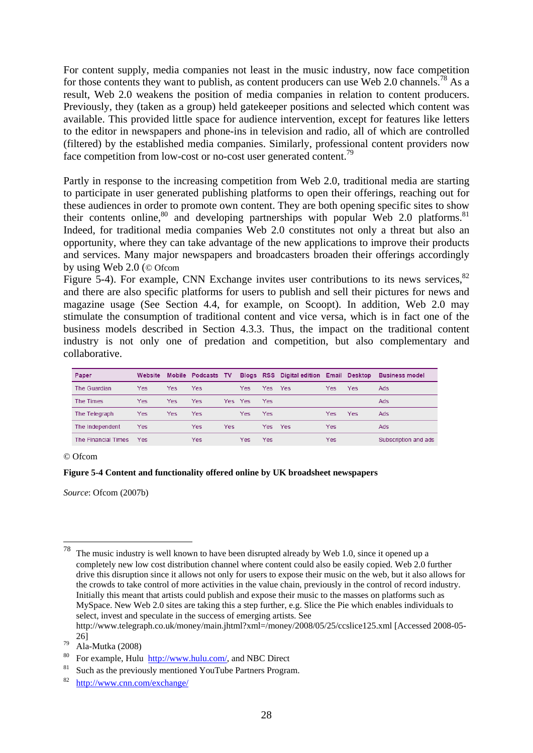For content supply, media companies not least in the music industry, now face competition for those contents they want to publish, as content producers can use Web 2.0 channels.[78] As a result, Web 2.0 weakens the position of media companies in relation to content producers. Previously, they (taken as a group) held gatekeeper positions and selected which content was available. This provided little space for audience intervention, except for features like letters to the editor in newspapers and phone-ins in television and radio, all of which are controlled (filtered) by the established media companies. Similarly, professional content providers now face competition from low-cost or no-cost user generated content.[79]

Partly in response to the increasing competition from Web 2.0, traditional media are starting to participate in user generated publishing platforms to open their offerings, reaching out for these audiences in order to promote own content. They are both opening specific sites to show their contents online,[80] and developing partnerships with popular Web 2.0 platforms.[81] Indeed, for traditional media companies Web 2.0 constitutes not only a threat but also an opportunity, where they can take advantage of the new applications to improve their products and services. Many major newspapers and broadcasters broaden their offerings accordingly by using Web 2.0 (© Ofcom
Figure 5-4). For example, CNN Exchange invites user contributions to its news services,[82] and there are also specific platforms for users to publish and sell their pictures for news and magazine usage (See Section 4.4, for example, on Scoopt). In addition, Web 2.0 may stimulate the consumption of traditional content and vice versa, which is in fact one of the business models described in Section 4.3.3. Thus, the impact on the traditional content industry is not only one of predation and competition, but also complementary and collaborative.

| Paper | Website | Mobile | Podcasts | TV | Blogs | RSS | Digital edition | Email | Desktop | Business model |
|---|---|---|---|---|---|---|---|---|---|---|
| The Guardian | Yes | Yes | Yes | | Yes | Yes | Yes | Yes | Yes | Ads |
| The Times | Yes | Yes | Yes | Yes | Yes | Yes | | | | Ads |
| The Telegraph | Yes | Yes | Yes | | Yes | Yes | | Yes | Yes | Ads |
| The Independent | Yes | | Yes | Yes | | Yes | Yes | Yes | | Ads |
| The Financial Times | Yes | | Yes | | Yes | Yes | | Yes | | Subscription and ads |

© Ofcom

**Figure 5-4 Content and functionality offered online by UK broadsheet newspapers**

*Source*: Ofcom (2007b)

---

[78] The music industry is well known to have been disrupted already by Web 1.0, since it opened up a completely new low cost distribution channel where content could also be easily copied. Web 2.0 further drive this disruption since it allows not only for users to expose their music on the web, but it also allows for the crowds to take control of more activities in the value chain, previously in the control of record industry. Initially this meant that artists could publish and expose their music to the masses on platforms such as MySpace. New Web 2.0 sites are taking this a step further, e.g. Slice the Pie which enables individuals to select, invest and speculate in the success of emerging artists. See http://www.telegraph.co.uk/money/main.jhtml?xml=/money/2008/05/25/ccslice125.xml [Accessed 2008-05-26]

[79] Ala-Mutka (2008)

[80] For example, Hulu http://www.hulu.com/, and NBC Direct

[81] Such as the previously mentioned YouTube Partners Program.

[82] http://www.cnn.com/exchange/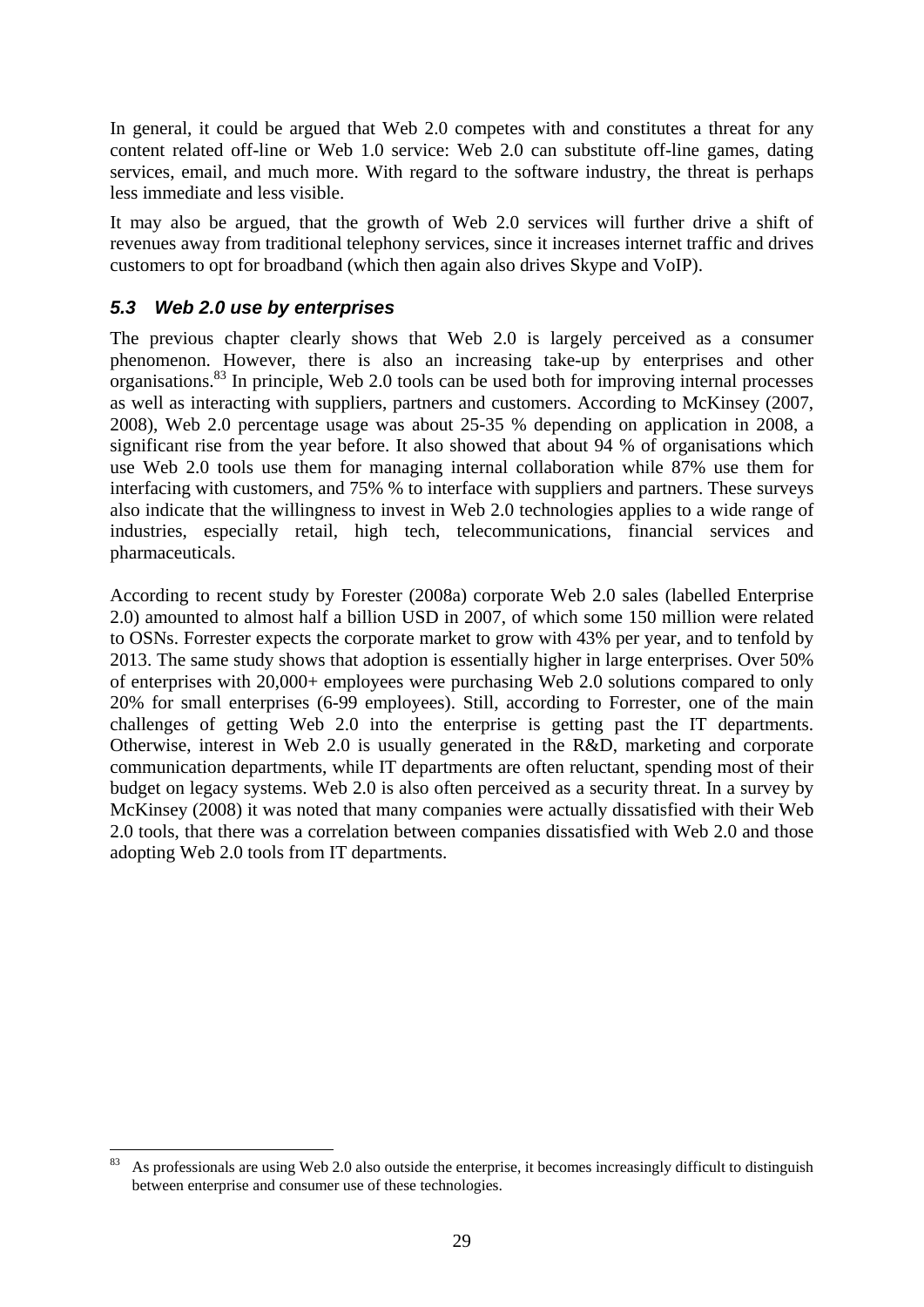In general, it could be argued that Web 2.0 competes with and constitutes a threat for any content related off-line or Web 1.0 service: Web 2.0 can substitute off-line games, dating services, email, and much more. With regard to the software industry, the threat is perhaps less immediate and less visible.

It may also be argued, that the growth of Web 2.0 services will further drive a shift of revenues away from traditional telephony services, since it increases internet traffic and drives customers to opt for broadband (which then again also drives Skype and VoIP).

### *5.3 Web 2.0 use by enterprises*

The previous chapter clearly shows that Web 2.0 is largely perceived as a consumer phenomenon. However, there is also an increasing take-up by enterprises and other organisations.[83] In principle, Web 2.0 tools can be used both for improving internal processes as well as interacting with suppliers, partners and customers. According to McKinsey (2007, 2008), Web 2.0 percentage usage was about 25-35 % depending on application in 2008, a significant rise from the year before. It also showed that about 94 % of organisations which use Web 2.0 tools use them for managing internal collaboration while 87% use them for interfacing with customers, and 75% % to interface with suppliers and partners. These surveys also indicate that the willingness to invest in Web 2.0 technologies applies to a wide range of industries, especially retail, high tech, telecommunications, financial services and pharmaceuticals.

According to recent study by Forester (2008a) corporate Web 2.0 sales (labelled Enterprise 2.0) amounted to almost half a billion USD in 2007, of which some 150 million were related to OSNs. Forrester expects the corporate market to grow with 43% per year, and to tenfold by 2013. The same study shows that adoption is essentially higher in large enterprises. Over 50% of enterprises with 20,000+ employees were purchasing Web 2.0 solutions compared to only 20% for small enterprises (6-99 employees). Still, according to Forrester, one of the main challenges of getting Web 2.0 into the enterprise is getting past the IT departments. Otherwise, interest in Web 2.0 is usually generated in the R&D, marketing and corporate communication departments, while IT departments are often reluctant, spending most of their budget on legacy systems. Web 2.0 is also often perceived as a security threat. In a survey by McKinsey (2008) it was noted that many companies were actually dissatisfied with their Web 2.0 tools, that there was a correlation between companies dissatisfied with Web 2.0 and those adopting Web 2.0 tools from IT departments.

---

[83] As professionals are using Web 2.0 also outside the enterprise, it becomes increasingly difficult to distinguish between enterprise and consumer use of these technologies.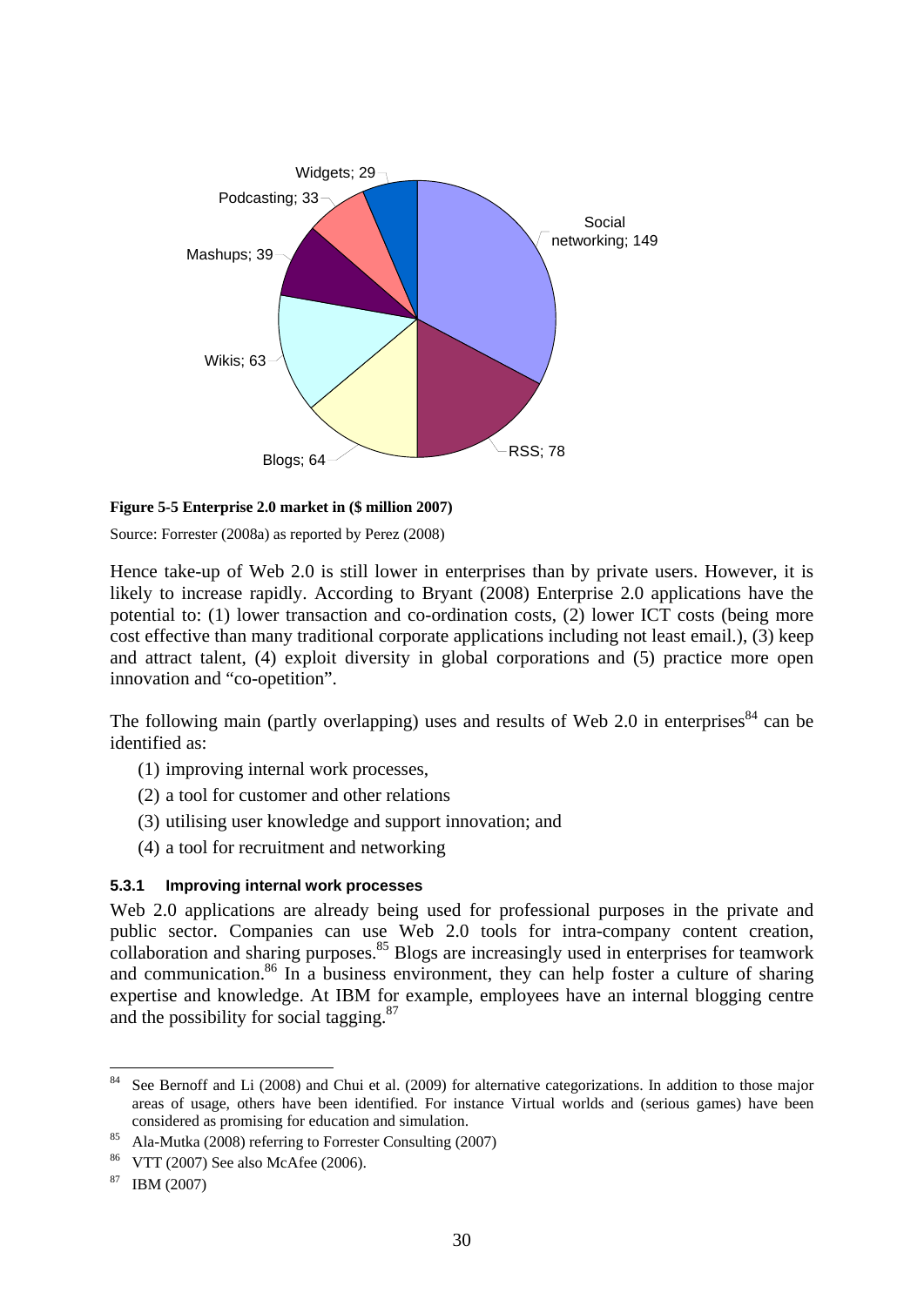Widgets; 29

Podcasting; 33

Mashups; 39

Wikis; 63

Blogs; 64

RSS; 78

Social networking; 149

**Figure 5-5 Enterprise 2.0 market in ($ million 2007)**

Source: Forrester (2008a) as reported by Perez (2008)

Hence take-up of Web 2.0 is still lower in enterprises than by private users. However, it is likely to increase rapidly. According to Bryant (2008) Enterprise 2.0 applications have the potential to: (1) lower transaction and co-ordination costs, (2) lower ICT costs (being more cost effective than many traditional corporate applications including not least email.), (3) keep and attract talent, (4) exploit diversity in global corporations and (5) practice more open innovation and "co-opetition".

The following main (partly overlapping) uses and results of Web 2.0 in enterprises[84] can be identified as:

(1) improving internal work processes,

(2) a tool for customer and other relations

(3) utilising user knowledge and support innovation; and

(4) a tool for recruitment and networking

### 5.3.1 Improving internal work processes

Web 2.0 applications are already being used for professional purposes in the private and public sector. Companies can use Web 2.0 tools for intra-company content creation, collaboration and sharing purposes.[85] Blogs are increasingly used in enterprises for teamwork and communication.[86] In a business environment, they can help foster a culture of sharing expertise and knowledge. At IBM for example, employees have an internal blogging centre and the possibility for social tagging.[87]

---

[84] See Bernoff and Li (2008) and Chui et al. (2009) for alternative categorizations. In addition to those major areas of usage, others have been identified. For instance Virtual worlds and (serious games) have been considered as promising for education and simulation.

[85] Ala-Mutka (2008) referring to Forrester Consulting (2007)

[86] VTT (2007) See also McAfee (2006).

[87] IBM (2007)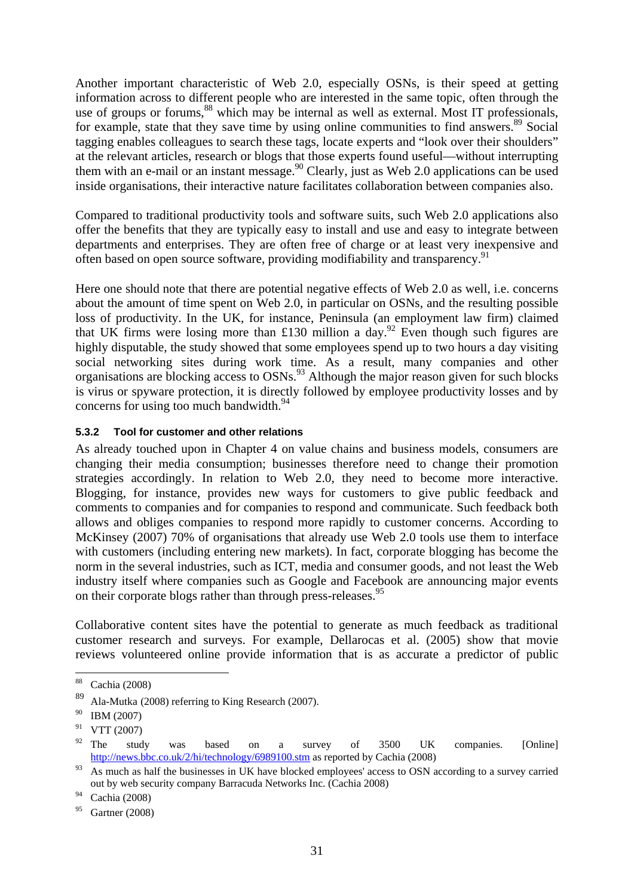Another important characteristic of Web 2.0, especially OSNs, is their speed at getting information across to different people who are interested in the same topic, often through the use of groups or forums,[88] which may be internal as well as external. Most IT professionals, for example, state that they save time by using online communities to find answers.[89] Social tagging enables colleagues to search these tags, locate experts and "look over their shoulders" at the relevant articles, research or blogs that those experts found useful—without interrupting them with an e-mail or an instant message.[90] Clearly, just as Web 2.0 applications can be used inside organisations, their interactive nature facilitates collaboration between companies also.

Compared to traditional productivity tools and software suits, such Web 2.0 applications also offer the benefits that they are typically easy to install and use and easy to integrate between departments and enterprises. They are often free of charge or at least very inexpensive and often based on open source software, providing modifiability and transparency.[91]

Here one should note that there are potential negative effects of Web 2.0 as well, i.e. concerns about the amount of time spent on Web 2.0, in particular on OSNs, and the resulting possible loss of productivity. In the UK, for instance, Peninsula (an employment law firm) claimed that UK firms were losing more than £130 million a day.[92] Even though such figures are highly disputable, the study showed that some employees spend up to two hours a day visiting social networking sites during work time. As a result, many companies and other organisations are blocking access to OSNs.[93] Although the major reason given for such blocks is virus or spyware protection, it is directly followed by employee productivity losses and by concerns for using too much bandwidth.[94]

### 5.3.2 Tool for customer and other relations

As already touched upon in Chapter 4 on value chains and business models, consumers are changing their media consumption; businesses therefore need to change their promotion strategies accordingly. In relation to Web 2.0, they need to become more interactive. Blogging, for instance, provides new ways for customers to give public feedback and comments to companies and for companies to respond and communicate. Such feedback both allows and obliges companies to respond more rapidly to customer concerns. According to McKinsey (2007) 70% of organisations that already use Web 2.0 tools use them to interface with customers (including entering new markets). In fact, corporate blogging has become the norm in the several industries, such as ICT, media and consumer goods, and not least the Web industry itself where companies such as Google and Facebook are announcing major events on their corporate blogs rather than through press-releases.[95]

Collaborative content sites have the potential to generate as much feedback as traditional customer research and surveys. For example, Dellarocas et al. (2005) show that movie reviews volunteered online provide information that is as accurate a predictor of public

---

[88] Cachia (2008)

[89] Ala-Mutka (2008) referring to King Research (2007).

[90] IBM (2007)

[91] VTT (2007)

[92] The study was based on a survey of 3500 UK companies. [Online] http://news.bbc.co.uk/2/hi/technology/6989100.stm as reported by Cachia (2008)

[93] As much as half the businesses in UK have blocked employees' access to OSN according to a survey carried out by web security company Barracuda Networks Inc. (Cachia 2008)

[94] Cachia (2008)

[95] Gartner (2008)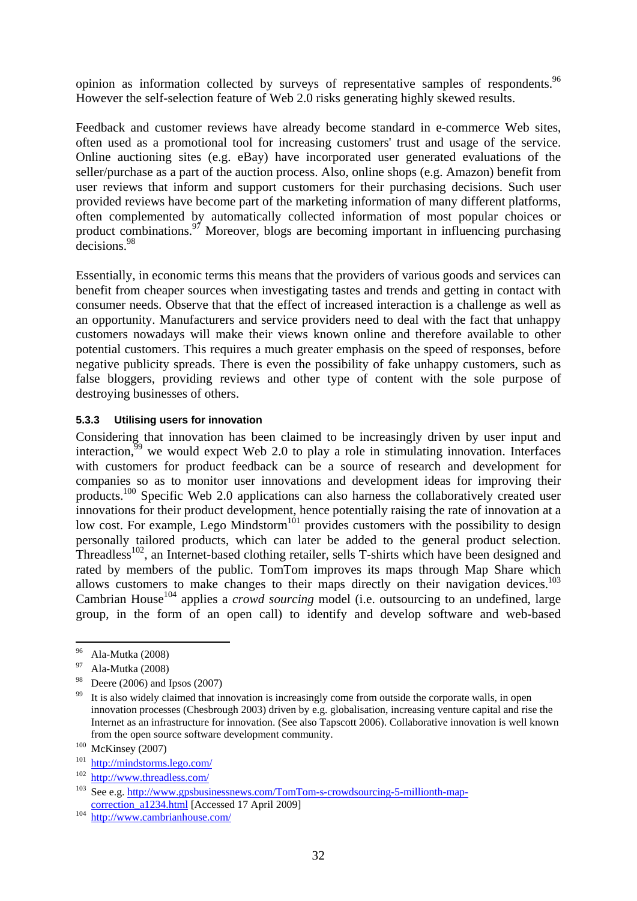opinion as information collected by surveys of representative samples of respondents.[96] However the self-selection feature of Web 2.0 risks generating highly skewed results.

Feedback and customer reviews have already become standard in e-commerce Web sites, often used as a promotional tool for increasing customers' trust and usage of the service. Online auctioning sites (e.g. eBay) have incorporated user generated evaluations of the seller/purchase as a part of the auction process. Also, online shops (e.g. Amazon) benefit from user reviews that inform and support customers for their purchasing decisions. Such user provided reviews have become part of the marketing information of many different platforms, often complemented by automatically collected information of most popular choices or product combinations.[97] Moreover, blogs are becoming important in influencing purchasing decisions.[98]

Essentially, in economic terms this means that the providers of various goods and services can benefit from cheaper sources when investigating tastes and trends and getting in contact with consumer needs. Observe that that the effect of increased interaction is a challenge as well as an opportunity. Manufacturers and service providers need to deal with the fact that unhappy customers nowadays will make their views known online and therefore available to other potential customers. This requires a much greater emphasis on the speed of responses, before negative publicity spreads. There is even the possibility of fake unhappy customers, such as false bloggers, providing reviews and other type of content with the sole purpose of destroying businesses of others.

### 5.3.3 Utilising users for innovation

Considering that innovation has been claimed to be increasingly driven by user input and interaction,[99] we would expect Web 2.0 to play a role in stimulating innovation. Interfaces with customers for product feedback can be a source of research and development for companies so as to monitor user innovations and development ideas for improving their products.[100] Specific Web 2.0 applications can also harness the collaboratively created user innovations for their product development, hence potentially raising the rate of innovation at a low cost. For example, Lego Mindstorm[101] provides customers with the possibility to design personally tailored products, which can later be added to the general product selection. Threadless[102], an Internet-based clothing retailer, sells T-shirts which have been designed and rated by members of the public. TomTom improves its maps through Map Share which allows customers to make changes to their maps directly on their navigation devices.[103] Cambrian House[104] applies a *crowd sourcing* model (i.e. outsourcing to an undefined, large group, in the form of an open call) to identify and develop software and web-based

---

[96] Ala-Mutka (2008)

[97] Ala-Mutka (2008)

[98] Deere (2006) and Ipsos (2007)

[99] It is also widely claimed that innovation is increasingly come from outside the corporate walls, in open innovation processes (Chesbrough 2003) driven by e.g. globalisation, increasing venture capital and rise the Internet as an infrastructure for innovation. (See also Tapscott 2006). Collaborative innovation is well known from the open source software development community.

[100] McKinsey (2007)

[101] http://mindstorms.lego.com/

[102] http://www.threadless.com/

[103] See e.g. http://www.gpsbusinessnews.com/TomTom-s-crowdsourcing-5-millionth-map-correction_a1234.html [Accessed 17 April 2009]

[104] http://www.cambrianhouse.com/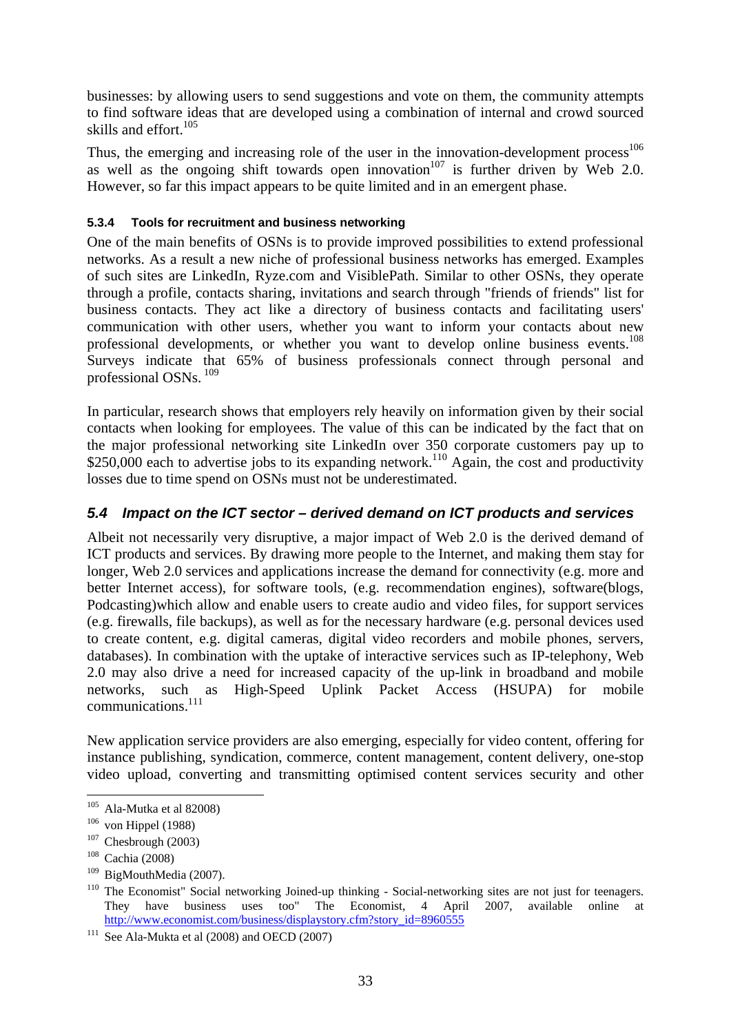businesses: by allowing users to send suggestions and vote on them, the community attempts to find software ideas that are developed using a combination of internal and crowd sourced skills and effort.[105]

Thus, the emerging and increasing role of the user in the innovation-development process[106] as well as the ongoing shift towards open innovation[107] is further driven by Web 2.0. However, so far this impact appears to be quite limited and in an emergent phase.

#### 5.3.4 Tools for recruitment and business networking

One of the main benefits of OSNs is to provide improved possibilities to extend professional networks. As a result a new niche of professional business networks has emerged. Examples of such sites are LinkedIn, Ryze.com and VisiblePath. Similar to other OSNs, they operate through a profile, contacts sharing, invitations and search through "friends of friends" list for business contacts. They act like a directory of business contacts and facilitating users' communication with other users, whether you want to inform your contacts about new professional developments, or whether you want to develop online business events.[108] Surveys indicate that 65% of business professionals connect through personal and professional OSNs. [109]

In particular, research shows that employers rely heavily on information given by their social contacts when looking for employees. The value of this can be indicated by the fact that on the major professional networking site LinkedIn over 350 corporate customers pay up to $250,000 each to advertise jobs to its expanding network.[110] Again, the cost and productivity losses due to time spend on OSNs must not be underestimated.

### *5.4 Impact on the ICT sector – derived demand on ICT products and services*

Albeit not necessarily very disruptive, a major impact of Web 2.0 is the derived demand of ICT products and services. By drawing more people to the Internet, and making them stay for longer, Web 2.0 services and applications increase the demand for connectivity (e.g. more and better Internet access), for software tools, (e.g. recommendation engines), software(blogs, Podcasting)which allow and enable users to create audio and video files, for support services (e.g. firewalls, file backups), as well as for the necessary hardware (e.g. personal devices used to create content, e.g. digital cameras, digital video recorders and mobile phones, servers, databases). In combination with the uptake of interactive services such as IP-telephony, Web 2.0 may also drive a need for increased capacity of the up-link in broadband and mobile networks, such as High-Speed Uplink Packet Access (HSUPA) for mobile communications.[111]

New application service providers are also emerging, especially for video content, offering for instance publishing, syndication, commerce, content management, content delivery, one-stop video upload, converting and transmitting optimised content services security and other

---

[105] Ala-Mutka et al 82008)

[106] von Hippel (1988)

[107] Chesbrough (2003)

[108] Cachia (2008)

[109] BigMouthMedia (2007).

[110] The Economist" Social networking Joined-up thinking - Social-networking sites are not just for teenagers. They have business uses too" The Economist, 4 April 2007, available online at http://www.economist.com/business/displaystory.cfm?story_id=8960555

[111] See Ala-Mukta et al (2008) and OECD (2007)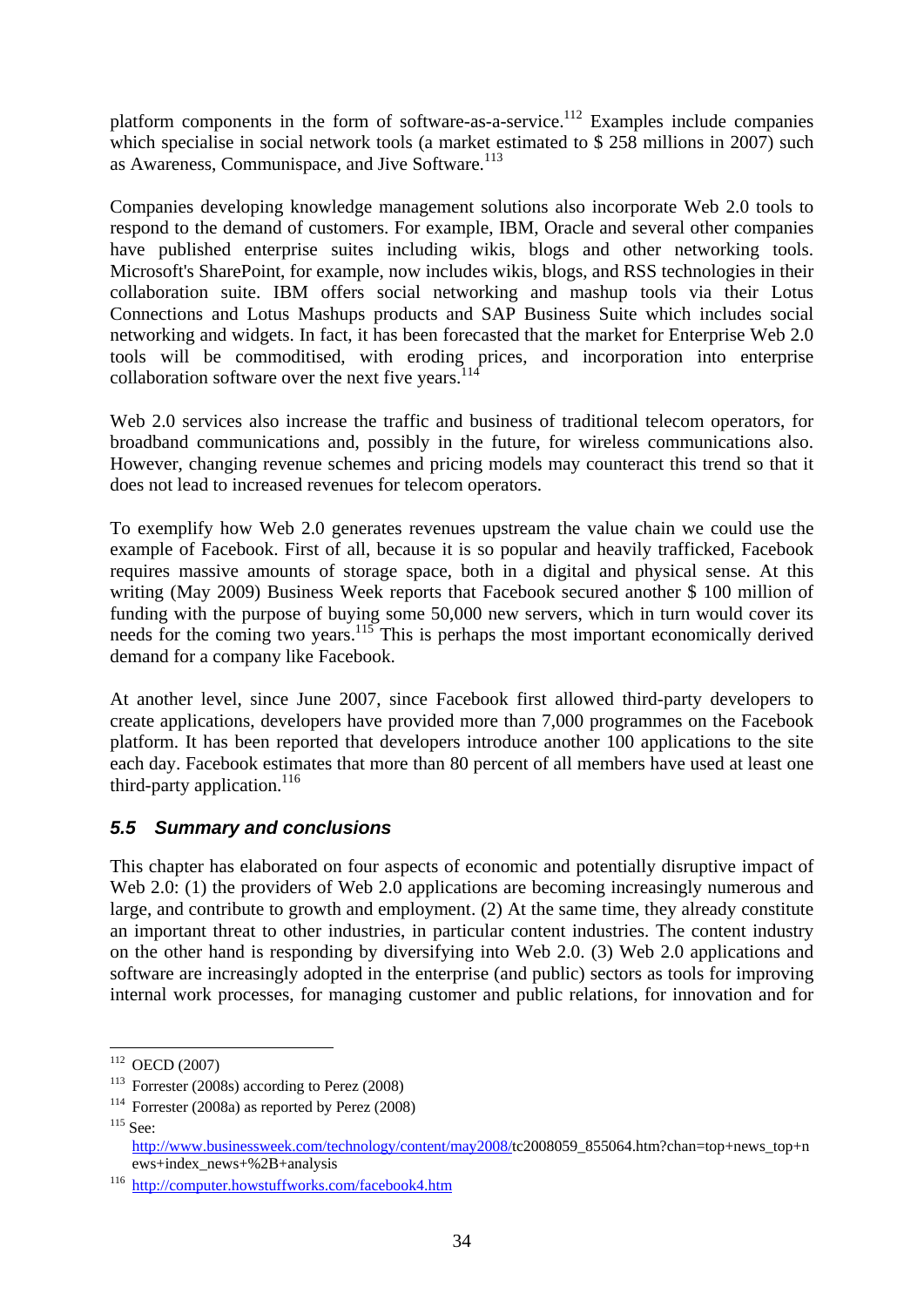platform components in the form of software-as-a-service.[112] Examples include companies which specialise in social network tools (a market estimated to $ 258 millions in 2007) such as Awareness, Communispace, and Jive Software.[113]

Companies developing knowledge management solutions also incorporate Web 2.0 tools to respond to the demand of customers. For example, IBM, Oracle and several other companies have published enterprise suites including wikis, blogs and other networking tools. Microsoft's SharePoint, for example, now includes wikis, blogs, and RSS technologies in their collaboration suite. IBM offers social networking and mashup tools via their Lotus Connections and Lotus Mashups products and SAP Business Suite which includes social networking and widgets. In fact, it has been forecasted that the market for Enterprise Web 2.0 tools will be commoditised, with eroding prices, and incorporation into enterprise collaboration software over the next five years.[114]

Web 2.0 services also increase the traffic and business of traditional telecom operators, for broadband communications and, possibly in the future, for wireless communications also. However, changing revenue schemes and pricing models may counteract this trend so that it does not lead to increased revenues for telecom operators.

To exemplify how Web 2.0 generates revenues upstream the value chain we could use the example of Facebook. First of all, because it is so popular and heavily trafficked, Facebook requires massive amounts of storage space, both in a digital and physical sense. At this writing (May 2009) Business Week reports that Facebook secured another $ 100 million of funding with the purpose of buying some 50,000 new servers, which in turn would cover its needs for the coming two years.[115] This is perhaps the most important economically derived demand for a company like Facebook.

At another level, since June 2007, since Facebook first allowed third-party developers to create applications, developers have provided more than 7,000 programmes on the Facebook platform. It has been reported that developers introduce another 100 applications to the site each day. Facebook estimates that more than 80 percent of all members have used at least one third-party application.[116]

## *5.5 Summary and conclusions*

This chapter has elaborated on four aspects of economic and potentially disruptive impact of Web 2.0: (1) the providers of Web 2.0 applications are becoming increasingly numerous and large, and contribute to growth and employment. (2) At the same time, they already constitute an important threat to other industries, in particular content industries. The content industry on the other hand is responding by diversifying into Web 2.0. (3) Web 2.0 applications and software are increasingly adopted in the enterprise (and public) sectors as tools for improving internal work processes, for managing customer and public relations, for innovation and for

---

[112] OECD (2007)

[113] Forrester (2008s) according to Perez (2008)

[114] Forrester (2008a) as reported by Perez (2008)

[115] See: http://www.businessweek.com/technology/content/may2008/tc2008059_855064.htm?chan=top+news_top+news+index_news+%2B+analysis

[116] http://computer.howstuffworks.com/facebook4.htm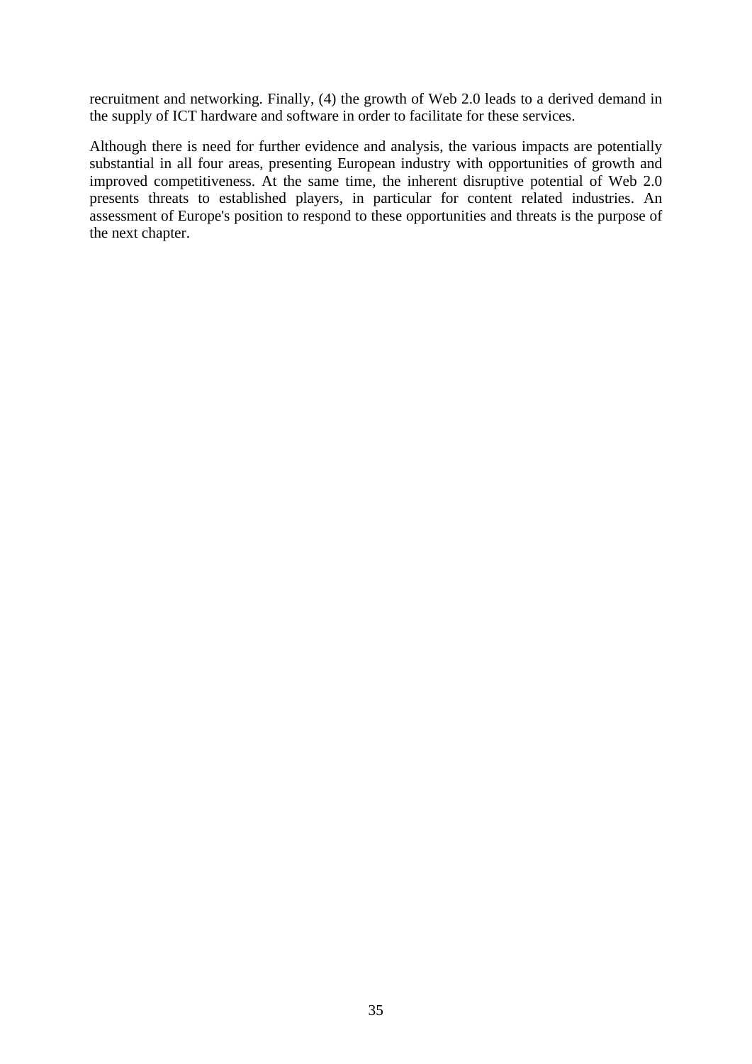recruitment and networking. Finally, (4) the growth of Web 2.0 leads to a derived demand in the supply of ICT hardware and software in order to facilitate for these services.

Although there is need for further evidence and analysis, the various impacts are potentially substantial in all four areas, presenting European industry with opportunities of growth and improved competitiveness. At the same time, the inherent disruptive potential of Web 2.0 presents threats to established players, in particular for content related industries. An assessment of Europe's position to respond to these opportunities and threats is the purpose of the next chapter.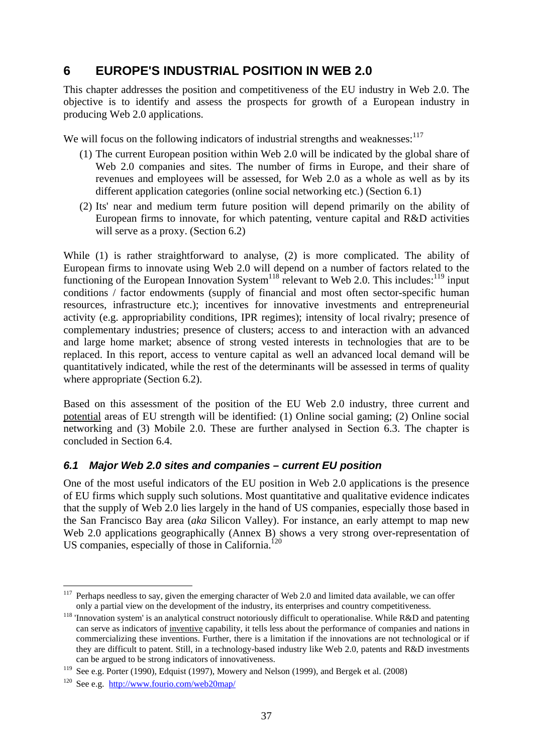# 6 EUROPE'S INDUSTRIAL POSITION IN WEB 2.0

This chapter addresses the position and competitiveness of the EU industry in Web 2.0. The objective is to identify and assess the prospects for growth of a European industry in producing Web 2.0 applications.

We will focus on the following indicators of industrial strengths and weaknesses:[117]

(1) The current European position within Web 2.0 will be indicated by the global share of Web 2.0 companies and sites. The number of firms in Europe, and their share of revenues and employees will be assessed, for Web 2.0 as a whole as well as by its different application categories (online social networking etc.) (Section 6.1)

(2) Its' near and medium term future position will depend primarily on the ability of European firms to innovate, for which patenting, venture capital and R&D activities will serve as a proxy. (Section 6.2)

While (1) is rather straightforward to analyse, (2) is more complicated. The ability of European firms to innovate using Web 2.0 will depend on a number of factors related to the functioning of the European Innovation System[118] relevant to Web 2.0. This includes:[119] input conditions / factor endowments (supply of financial and most often sector-specific human resources, infrastructure etc.); incentives for innovative investments and entrepreneurial activity (e.g. appropriability conditions, IPR regimes); intensity of local rivalry; presence of complementary industries; presence of clusters; access to and interaction with an advanced and large home market; absence of strong vested interests in technologies that are to be replaced. In this report, access to venture capital as well an advanced local demand will be quantitatively indicated, while the rest of the determinants will be assessed in terms of quality where appropriate (Section 6.2).

Based on this assessment of the position of the EU Web 2.0 industry, three current and potential areas of EU strength will be identified: (1) Online social gaming; (2) Online social networking and (3) Mobile 2.0. These are further analysed in Section 6.3. The chapter is concluded in Section 6.4.

## *6.1 Major Web 2.0 sites and companies – current EU position*

One of the most useful indicators of the EU position in Web 2.0 applications is the presence of EU firms which supply such solutions. Most quantitative and qualitative evidence indicates that the supply of Web 2.0 lies largely in the hand of US companies, especially those based in the San Francisco Bay area (*aka* Silicon Valley). For instance, an early attempt to map new Web 2.0 applications geographically (Annex B) shows a very strong over-representation of US companies, especially of those in California.[120]

---

[117] Perhaps needless to say, given the emerging character of Web 2.0 and limited data available, we can offer only a partial view on the development of the industry, its enterprises and country competitiveness.

[118] 'Innovation system' is an analytical construct notoriously difficult to operationalise. While R&D and patenting can serve as indicators of inventive capability, it tells less about the performance of companies and nations in commercializing these inventions. Further, there is a limitation if the innovations are not technological or if they are difficult to patent. Still, in a technology-based industry like Web 2.0, patents and R&D investments can be argued to be strong indicators of innovativeness.

[119] See e.g. Porter (1990), Edquist (1997), Mowery and Nelson (1999), and Bergek et al. (2008)

[120] See e.g. http://www.fourio.com/web20map/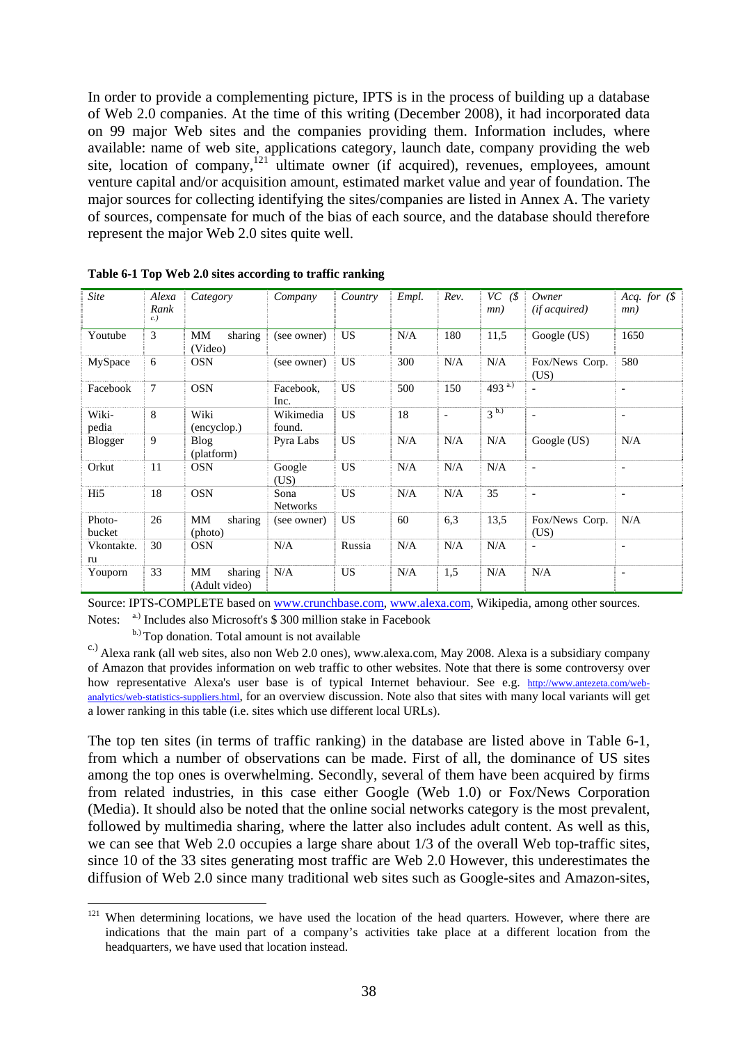In order to provide a complementing picture, IPTS is in the process of building up a database of Web 2.0 companies. At the time of this writing (December 2008), it had incorporated data on 99 major Web sites and the companies providing them. Information includes, where available: name of web site, applications category, launch date, company providing the web site, location of company,[121] ultimate owner (if acquired), revenues, employees, amount venture capital and/or acquisition amount, estimated market value and year of foundation. The major sources for collecting identifying the sites/companies are listed in Annex A. The variety of sources, compensate for much of the bias of each source, and the database should therefore represent the major Web 2.0 sites quite well.

**Table 6-1 Top Web 2.0 sites according to traffic ranking**

| *Site* | *Alexa Rank* [c.)] | *Category* | *Company* | *Country* | *Empl.* | *Rev.* | *VC ($ mn)* | *Owner (if acquired)* | *Acq. for ($ mn)* |
|---|---|---|---|---|---|---|---|---|---|
| Youtube | 3 | MM sharing (Video) | (see owner) | US | N/A | 180 | 11,5 | Google (US) | 1650 |
| MySpace | 6 | OSN | (see owner) | US | 300 | N/A | N/A | Fox/News Corp. (US) | 580 |
| Facebook | 7 | OSN | Facebook, Inc. | US | 500 | 150 | 493 [a.)] | - | - |
| Wiki-pedia | 8 | Wiki (encyclop.) | Wikimedia found. | US | 18 | - | 3 [b.)] | - | - |
| Blogger | 9 | Blog (platform) | Pyra Labs | US | N/A | N/A | N/A | Google (US) | N/A |
| Orkut | 11 | OSN | Google (US) | US | N/A | N/A | N/A | - | - |
| Hi5 | 18 | OSN | Sona Networks | US | N/A | N/A | 35 | - | - |
| Photo-bucket | 26 | MM sharing (photo) | (see owner) | US | 60 | 6,3 | 13,5 | Fox/News Corp. (US) | N/A |
| Vkontakte.ru | 30 | OSN | N/A | Russia | N/A | N/A | N/A | - | - |
| Youporn | 33 | MM sharing (Adult video) | N/A | US | N/A | 1,5 | N/A | N/A | - |

Source: IPTS-COMPLETE based on www.crunchbase.com, www.alexa.com, Wikipedia, among other sources.

Notes: [a.)] Includes also Microsoft's $ 300 million stake in Facebook

[b.)] Top donation. Total amount is not available

[c.)] Alexa rank (all web sites, also non Web 2.0 ones), www.alexa.com, May 2008. Alexa is a subsidiary company of Amazon that provides information on web traffic to other websites. Note that there is some controversy over how representative Alexa's user base is of typical Internet behaviour. See e.g. http://www.antezeta.com/web-analytics/web-statistics-suppliers.html, for an overview discussion. Note also that sites with many local variants will get a lower ranking in this table (i.e. sites which use different local URLs).

The top ten sites (in terms of traffic ranking) in the database are listed above in Table 6-1, from which a number of observations can be made. First of all, the dominance of US sites among the top ones is overwhelming. Secondly, several of them have been acquired by firms from related industries, in this case either Google (Web 1.0) or Fox/News Corporation (Media). It should also be noted that the online social networks category is the most prevalent, followed by multimedia sharing, where the latter also includes adult content. As well as this, we can see that Web 2.0 occupies a large share about 1/3 of the overall Web top-traffic sites, since 10 of the 33 sites generating most traffic are Web 2.0 However, this underestimates the diffusion of Web 2.0 since many traditional web sites such as Google-sites and Amazon-sites,

[121] When determining locations, we have used the location of the head quarters. However, where there are indications that the main part of a company's activities take place at a different location from the headquarters, we have used that location instead.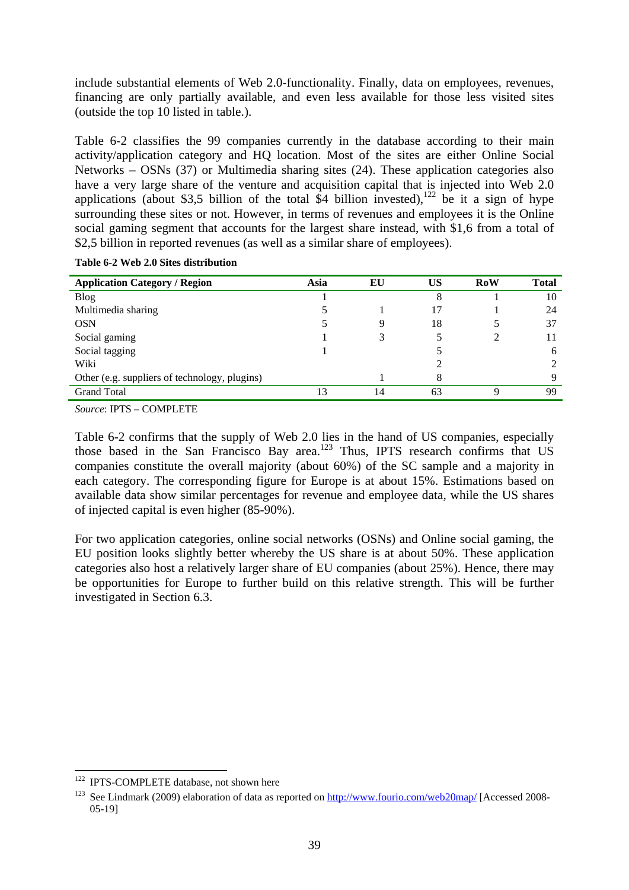include substantial elements of Web 2.0-functionality. Finally, data on employees, revenues, financing are only partially available, and even less available for those less visited sites (outside the top 10 listed in table.).

Table 6-2 classifies the 99 companies currently in the database according to their main activity/application category and HQ location. Most of the sites are either Online Social Networks – OSNs (37) or Multimedia sharing sites (24). These application categories also have a very large share of the venture and acquisition capital that is injected into Web 2.0 applications (about $3,5 billion of the total $4 billion invested),[122] be it a sign of hype surrounding these sites or not. However, in terms of revenues and employees it is the Online social gaming segment that accounts for the largest share instead, with $1,6 from a total of $2,5 billion in reported revenues (as well as a similar share of employees).

**Table 6-2 Web 2.0 Sites distribution**

| Application Category / Region | Asia | EU | US | RoW | Total |
|---|---|---|---|---|---|
| Blog | 1 | | 8 | 1 | 10 |
| Multimedia sharing | 5 | 1 | 17 | 1 | 24 |
| OSN | 5 | 9 | 18 | 5 | 37 |
| Social gaming | 1 | 3 | 5 | 2 | 11 |
| Social tagging | 1 | | 5 | | 6 |
| Wiki | | | 2 | | 2 |
| Other (e.g. suppliers of technology, plugins) | | 1 | 8 | | 9 |
| Grand Total | 13 | 14 | 63 | 9 | 99 |

*Source*: IPTS – COMPLETE

Table 6-2 confirms that the supply of Web 2.0 lies in the hand of US companies, especially those based in the San Francisco Bay area.[123] Thus, IPTS research confirms that US companies constitute the overall majority (about 60%) of the SC sample and a majority in each category. The corresponding figure for Europe is at about 15%. Estimations based on available data show similar percentages for revenue and employee data, while the US shares of injected capital is even higher (85-90%).

For two application categories, online social networks (OSNs) and Online social gaming, the EU position looks slightly better whereby the US share is at about 50%. These application categories also host a relatively larger share of EU companies (about 25%). Hence, there may be opportunities for Europe to further build on this relative strength. This will be further investigated in Section 6.3.

---

[122] IPTS-COMPLETE database, not shown here

[123] See Lindmark (2009) elaboration of data as reported on http://www.fourio.com/web20map/ [Accessed 2008-05-19]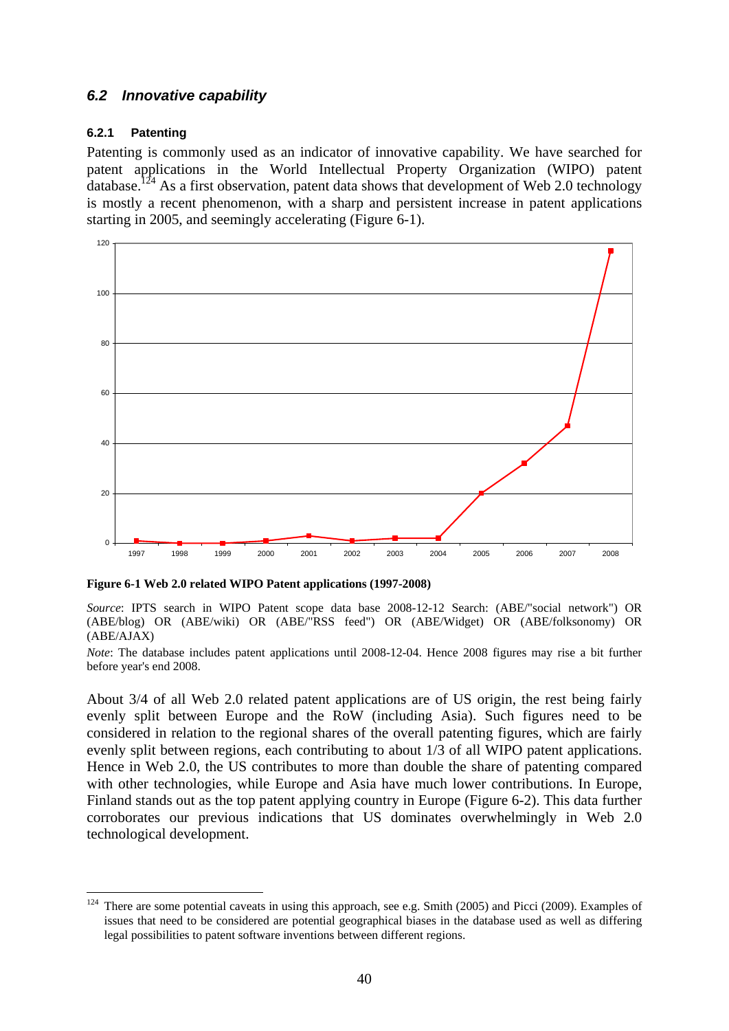## 6.2 Innovative capability

### 6.2.1 Patenting

Patenting is commonly used as an indicator of innovative capability. We have searched for patent applications in the World Intellectual Property Organization (WIPO) patent database.[124] As a first observation, patent data shows that development of Web 2.0 technology is mostly a recent phenomenon, with a sharp and persistent increase in patent applications starting in 2005, and seemingly accelerating (Figure 6-1).

**Figure 6-1 Web 2.0 related WIPO Patent applications (1997-2008)**

*Source*: IPTS search in WIPO Patent scope data base 2008-12-12 Search: (ABE/"social network") OR (ABE/blog) OR (ABE/wiki) OR (ABE/"RSS feed") OR (ABE/Widget) OR (ABE/folksonomy) OR (ABE/AJAX)

*Note*: The database includes patent applications until 2008-12-04. Hence 2008 figures may rise a bit further before year's end 2008.

About 3/4 of all Web 2.0 related patent applications are of US origin, the rest being fairly evenly split between Europe and the RoW (including Asia). Such figures need to be considered in relation to the regional shares of the overall patenting figures, which are fairly evenly split between regions, each contributing to about 1/3 of all WIPO patent applications. Hence in Web 2.0, the US contributes to more than double the share of patenting compared with other technologies, while Europe and Asia have much lower contributions. In Europe, Finland stands out as the top patent applying country in Europe (Figure 6-2). This data further corroborates our previous indications that US dominates overwhelmingly in Web 2.0 technological development.

---

[124] There are some potential caveats in using this approach, see e.g. Smith (2005) and Picci (2009). Examples of issues that need to be considered are potential geographical biases in the database used as well as differing legal possibilities to patent software inventions between different regions.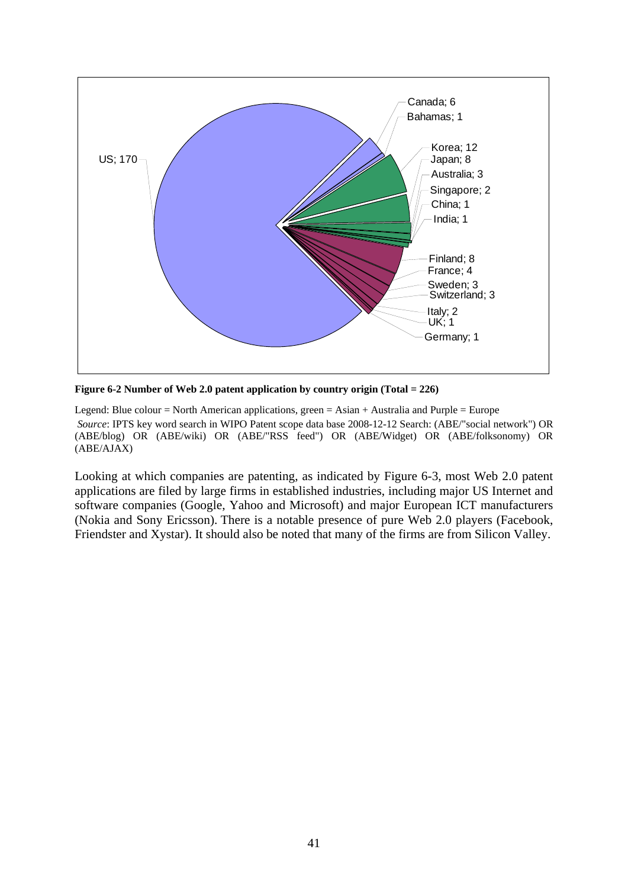**Figure 6-2 Number of Web 2.0 patent application by country origin (Total = 226)**

Legend: Blue colour = North American applications, green = Asian + Australia and Purple = Europe

*Source*: IPTS key word search in WIPO Patent scope data base 2008-12-12 Search: (ABE/"social network") OR (ABE/blog) OR (ABE/wiki) OR (ABE/"RSS feed") OR (ABE/Widget) OR (ABE/folksonomy) OR (ABE/AJAX)

Looking at which companies are patenting, as indicated by Figure 6-3, most Web 2.0 patent applications are filed by large firms in established industries, including major US Internet and software companies (Google, Yahoo and Microsoft) and major European ICT manufacturers (Nokia and Sony Ericsson). There is a notable presence of pure Web 2.0 players (Facebook, Friendster and Xystar). It should also be noted that many of the firms are from Silicon Valley.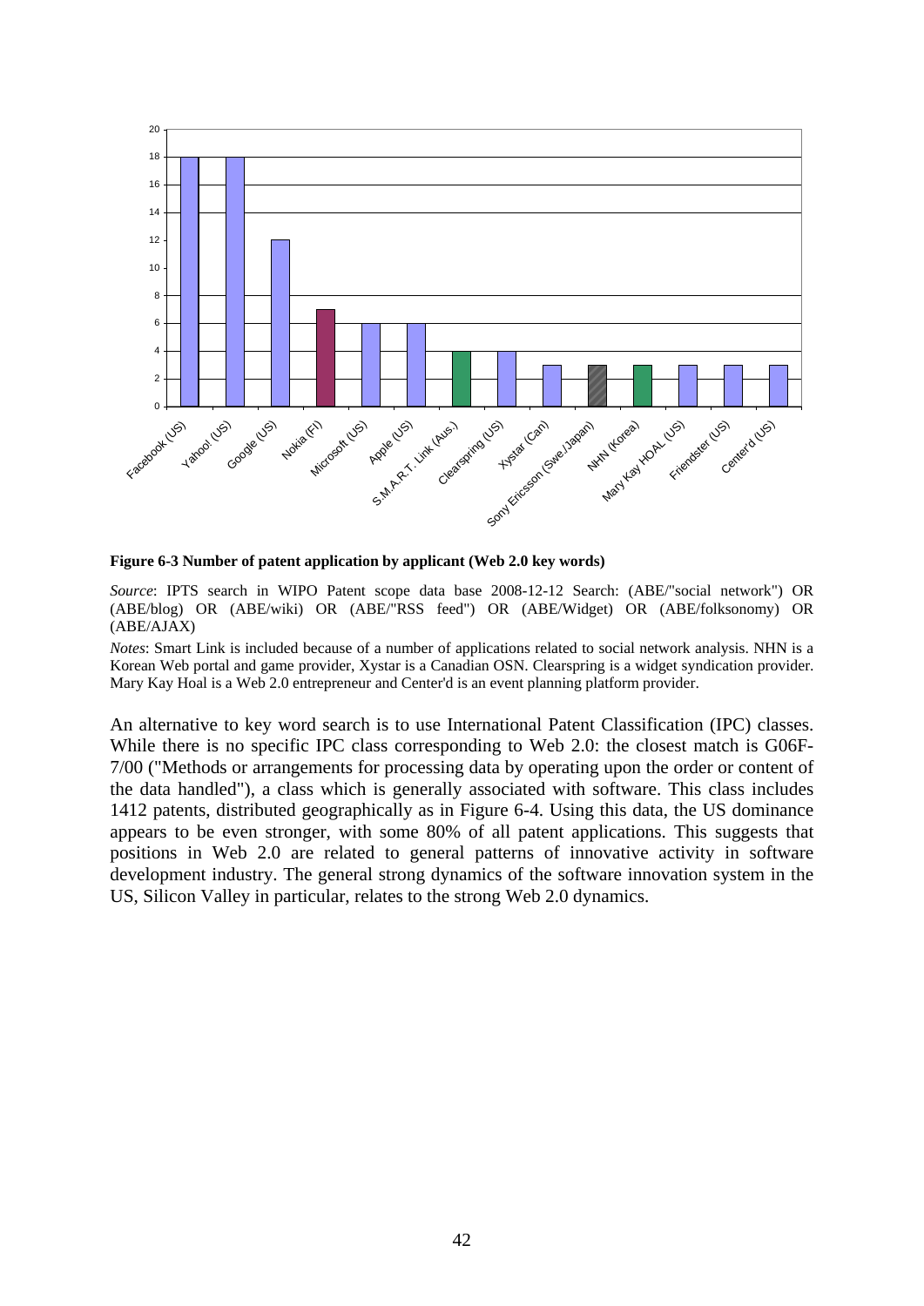**Figure 6-3 Number of patent application by applicant (Web 2.0 key words)**

*Source*: IPTS search in WIPO Patent scope data base 2008-12-12 Search: (ABE/"social network") OR (ABE/blog) OR (ABE/wiki) OR (ABE/"RSS feed") OR (ABE/Widget) OR (ABE/folksonomy) OR (ABE/AJAX)

*Notes*: Smart Link is included because of a number of applications related to social network analysis. NHN is a Korean Web portal and game provider, Xystar is a Canadian OSN. Clearspring is a widget syndication provider. Mary Kay Hoal is a Web 2.0 entrepreneur and Center'd is an event planning platform provider.

An alternative to key word search is to use International Patent Classification (IPC) classes. While there is no specific IPC class corresponding to Web 2.0: the closest match is G06F-7/00 ("Methods or arrangements for processing data by operating upon the order or content of the data handled"), a class which is generally associated with software. This class includes 1412 patents, distributed geographically as in Figure 6-4. Using this data, the US dominance appears to be even stronger, with some 80% of all patent applications. This suggests that positions in Web 2.0 are related to general patterns of innovative activity in software development industry. The general strong dynamics of the software innovation system in the US, Silicon Valley in particular, relates to the strong Web 2.0 dynamics.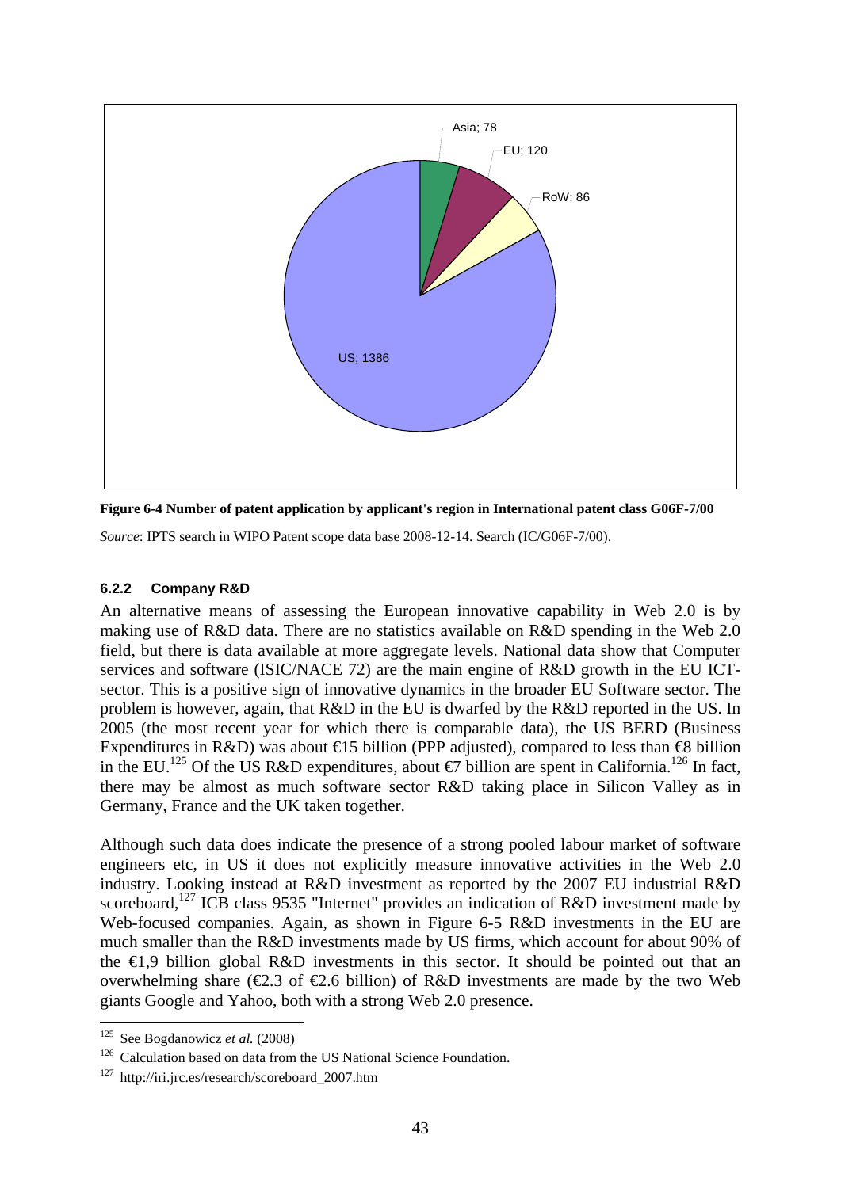Asia; 78

EU; 120

RoW; 86

US; 1386

**Figure 6-4 Number of patent application by applicant's region in International patent class G06F-7/00**

*Source*: IPTS search in WIPO Patent scope data base 2008-12-14. Search (IC/G06F-7/00).

### 6.2.2 Company R&D

An alternative means of assessing the European innovative capability in Web 2.0 is by making use of R&D data. There are no statistics available on R&D spending in the Web 2.0 field, but there is data available at more aggregate levels. National data show that Computer services and software (ISIC/NACE 72) are the main engine of R&D growth in the EU ICT-sector. This is a positive sign of innovative dynamics in the broader EU Software sector. The problem is however, again, that R&D in the EU is dwarfed by the R&D reported in the US. In 2005 (the most recent year for which there is comparable data), the US BERD (Business Expenditures in R&D) was about €15 billion (PPP adjusted), compared to less than €8 billion in the EU.[125] Of the US R&D expenditures, about €7 billion are spent in California.[126] In fact, there may be almost as much software sector R&D taking place in Silicon Valley as in Germany, France and the UK taken together.

Although such data does indicate the presence of a strong pooled labour market of software engineers etc, in US it does not explicitly measure innovative activities in the Web 2.0 industry. Looking instead at R&D investment as reported by the 2007 EU industrial R&D scoreboard,[127] ICB class 9535 "Internet" provides an indication of R&D investment made by Web-focused companies. Again, as shown in Figure 6-5 R&D investments in the EU are much smaller than the R&D investments made by US firms, which account for about 90% of the €1,9 billion global R&D investments in this sector. It should be pointed out that an overwhelming share (€2.3 of €2.6 billion) of R&D investments are made by the two Web giants Google and Yahoo, both with a strong Web 2.0 presence.

[125] See Bogdanowicz *et al.* (2008)

[126] Calculation based on data from the US National Science Foundation.

[127] http://iri.jrc.es/research/scoreboard_2007.htm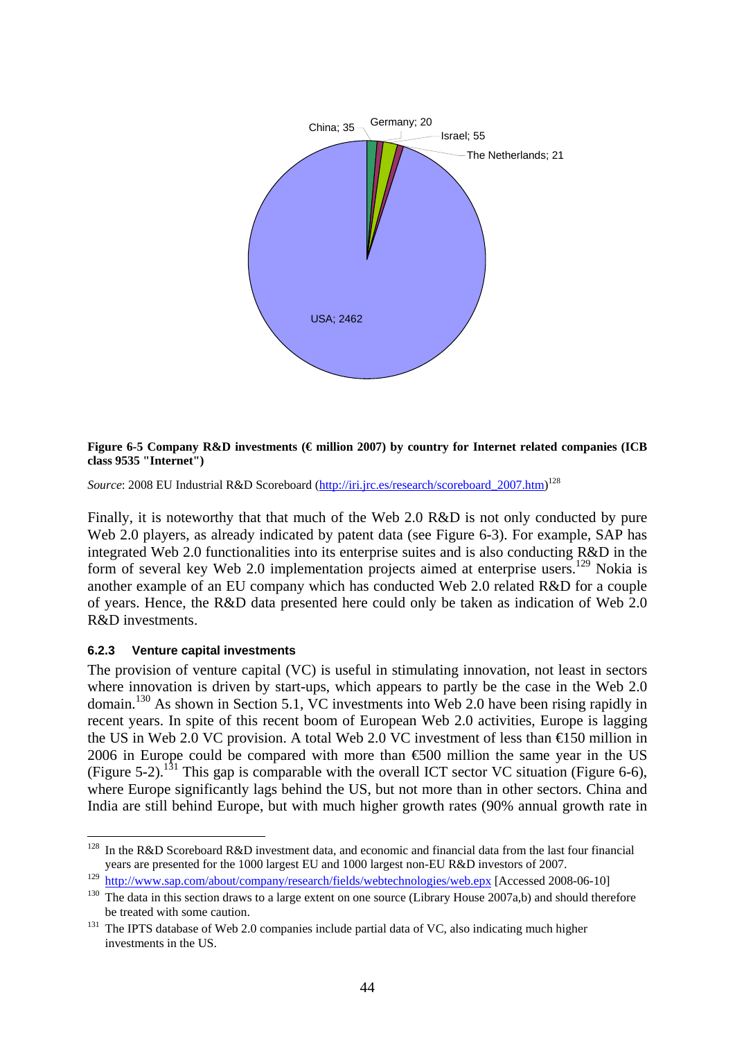China; 35 Germany; 20 Israel; 55 The Netherlands; 21 USA; 2462

**Figure 6-5 Company R&D investments (€ million 2007) by country for Internet related companies (ICB class 9535 "Internet")**

*Source*: 2008 EU Industrial R&D Scoreboard (http://iri.jrc.es/research/scoreboard_2007.htm)[128]

Finally, it is noteworthy that that much of the Web 2.0 R&D is not only conducted by pure Web 2.0 players, as already indicated by patent data (see Figure 6-3). For example, SAP has integrated Web 2.0 functionalities into its enterprise suites and is also conducting R&D in the form of several key Web 2.0 implementation projects aimed at enterprise users.[129] Nokia is another example of an EU company which has conducted Web 2.0 related R&D for a couple of years. Hence, the R&D data presented here could only be taken as indication of Web 2.0 R&D investments.

### 6.2.3 Venture capital investments

The provision of venture capital (VC) is useful in stimulating innovation, not least in sectors where innovation is driven by start-ups, which appears to partly be the case in the Web 2.0 domain.[130] As shown in Section 5.1, VC investments into Web 2.0 have been rising rapidly in recent years. In spite of this recent boom of European Web 2.0 activities, Europe is lagging the US in Web 2.0 VC provision. A total Web 2.0 VC investment of less than €150 million in 2006 in Europe could be compared with more than €500 million the same year in the US (Figure 5-2).[131] This gap is comparable with the overall ICT sector VC situation (Figure 6-6), where Europe significantly lags behind the US, but not more than in other sectors. China and India are still behind Europe, but with much higher growth rates (90% annual growth rate in

---

[128] In the R&D Scoreboard R&D investment data, and economic and financial data from the last four financial years are presented for the 1000 largest EU and 1000 largest non-EU R&D investors of 2007.

[129] http://www.sap.com/about/company/research/fields/webtechnologies/web.epx [Accessed 2008-06-10]

[130] The data in this section draws to a large extent on one source (Library House 2007a,b) and should therefore be treated with some caution.

[131] The IPTS database of Web 2.0 companies include partial data of VC, also indicating much higher investments in the US.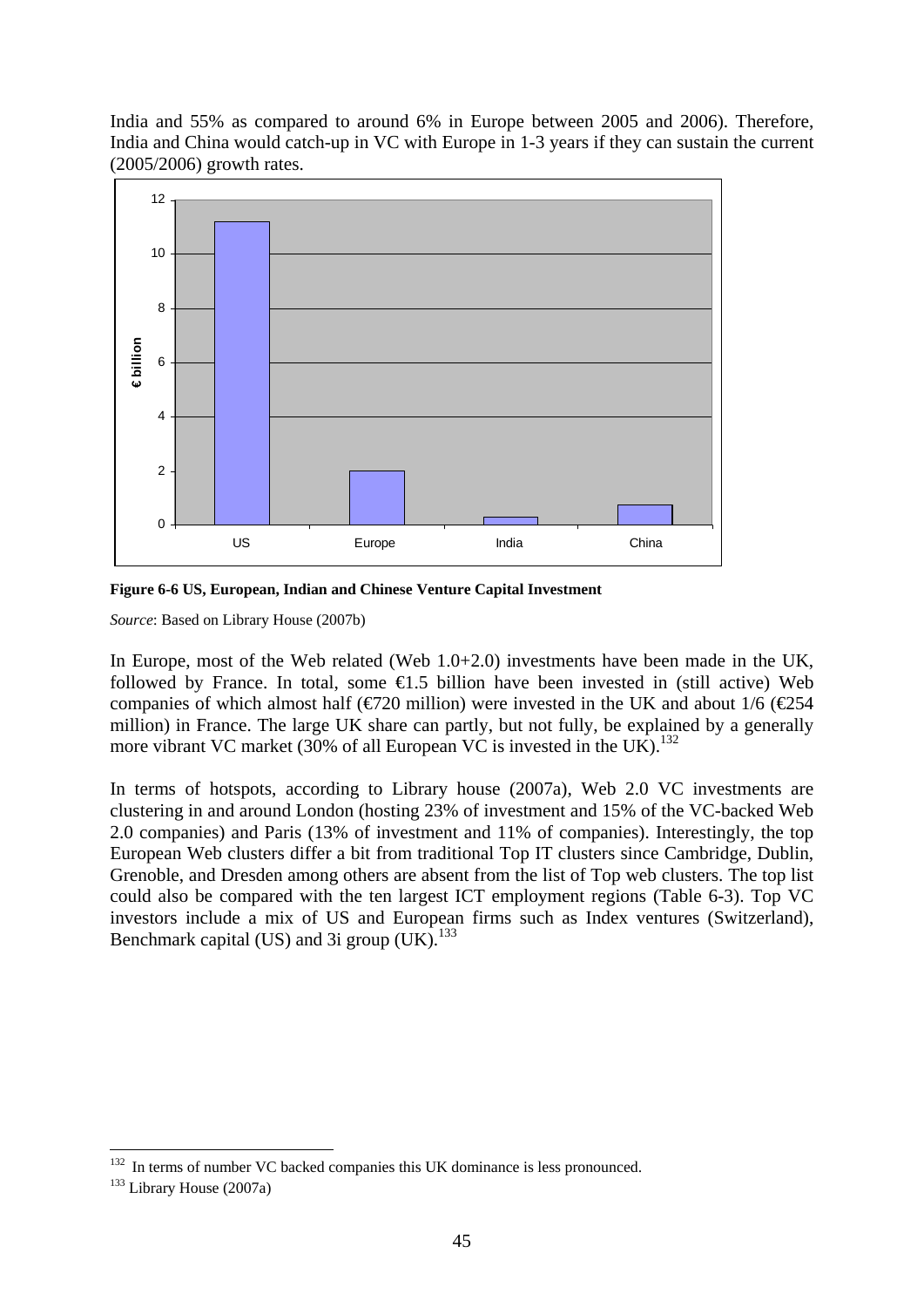India and 55% as compared to around 6% in Europe between 2005 and 2006). Therefore, India and China would catch-up in VC with Europe in 1-3 years if they can sustain the current (2005/2006) growth rates.

**Figure 6-6 US, European, Indian and Chinese Venture Capital Investment**

*Source*: Based on Library House (2007b)

In Europe, most of the Web related (Web 1.0+2.0) investments have been made in the UK, followed by France. In total, some €1.5 billion have been invested in (still active) Web companies of which almost half (€720 million) were invested in the UK and about 1/6 (€254 million) in France. The large UK share can partly, but not fully, be explained by a generally more vibrant VC market (30% of all European VC is invested in the UK).[132]

In terms of hotspots, according to Library house (2007a), Web 2.0 VC investments are clustering in and around London (hosting 23% of investment and 15% of the VC-backed Web 2.0 companies) and Paris (13% of investment and 11% of companies). Interestingly, the top European Web clusters differ a bit from traditional Top IT clusters since Cambridge, Dublin, Grenoble, and Dresden among others are absent from the list of Top web clusters. The top list could also be compared with the ten largest ICT employment regions (Table 6-3). Top VC investors include a mix of US and European firms such as Index ventures (Switzerland), Benchmark capital (US) and 3i group (UK).[133]

---

[132] In terms of number VC backed companies this UK dominance is less pronounced.

[133] Library House (2007a)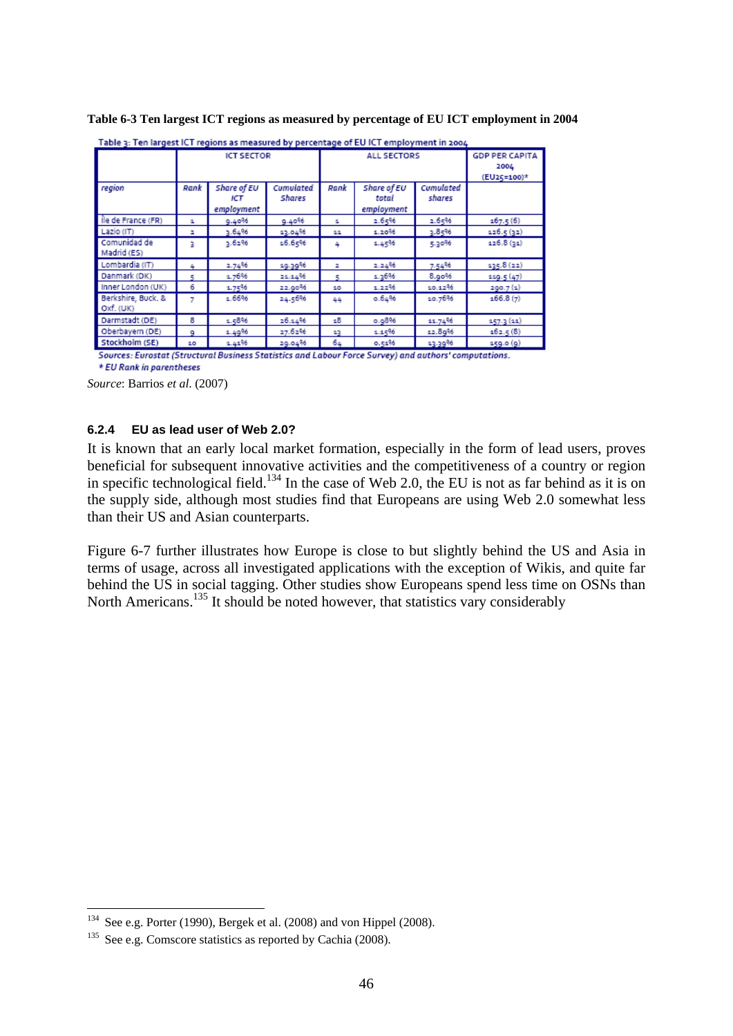**Table 6-3 Ten largest ICT regions as measured by percentage of EU ICT employment in 2004**

Table 3: Ten largest ICT regions as measured by percentage of EU ICT employment in 2004

| | ICT SECTOR | | | ALL SECTORS | | | GDP PER CAPITA 2004 (EU25=100)* |
|---|---|---|---|---|---|---|---|
| *region* | *Rank* | *Share of EU ICT employment* | *Cumulated Shares* | *Rank* | *Share of EU total employment* | *Cumulated shares* | |
| Île de France (FR) | 1 | 9.40% | 9.40% | 1 | 2.65% | 2.65% | 167.5 (6) |
| Lazio (IT) | 2 | 3.64% | 13.04% | 11 | 1.20% | 3.85% | 126.5 (32) |
| Comunidad de Madrid (ES) | 3 | 3.61% | 16.65% | 4 | 1.45% | 5.30% | 126.8 (31) |
| Lombardia (IT) | 4 | 2.74% | 19.39% | 2 | 2.24% | 7.54% | 135.8 (22) |
| Danmark (DK) | 5 | 1.76% | 21.14% | 5 | 1.36% | 8.90% | 119.5 (47) |
| Inner London (UK) | 6 | 1.75% | 22.90% | 10 | 1.22% | 10.12% | 290.7 (1) |
| Berkshire, Buck. & Oxf. (UK) | 7 | 1.66% | 24.56% | 44 | 0.64% | 10.76% | 166.8 (7) |
| Darmstadt (DE) | 8 | 1.58% | 26.14% | 18 | 0.98% | 11.74% | 157.3 (11) |
| Oberbayern (DE) | 9 | 1.49% | 27.62% | 13 | 1.15% | 12.89% | 162.5 (8) |
| Stockholm (SE) | 10 | 1.41% | 29.04% | 64 | 0.51% | 13.39% | 159.0 (9) |

*Sources: Eurostat (Structural Business Statistics and Labour Force Survey) and authors' computations.*
*\* EU Rank in parentheses*

*Source*: Barrios *et al*. (2007)

#### 6.2.4 EU as lead user of Web 2.0?

It is known that an early local market formation, especially in the form of lead users, proves beneficial for subsequent innovative activities and the competitiveness of a country or region in specific technological field.[134] In the case of Web 2.0, the EU is not as far behind as it is on the supply side, although most studies find that Europeans are using Web 2.0 somewhat less than their US and Asian counterparts.

Figure 6-7 further illustrates how Europe is close to but slightly behind the US and Asia in terms of usage, across all investigated applications with the exception of Wikis, and quite far behind the US in social tagging. Other studies show Europeans spend less time on OSNs than North Americans.[135] It should be noted however, that statistics vary considerably

---

[134] See e.g. Porter (1990), Bergek et al. (2008) and von Hippel (2008).

[135] See e.g. Comscore statistics as reported by Cachia (2008).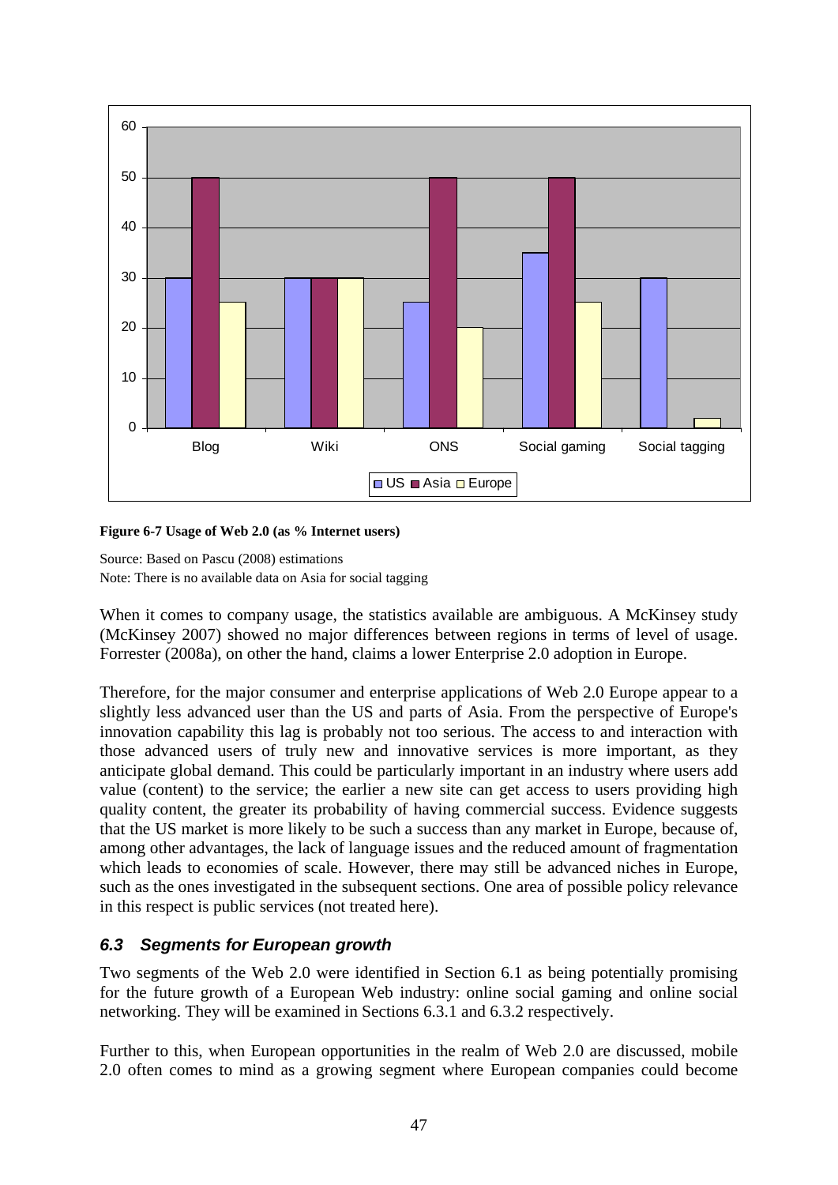**Figure 6-7 Usage of Web 2.0 (as % Internet users)**

Source: Based on Pascu (2008) estimations
Note: There is no available data on Asia for social tagging

When it comes to company usage, the statistics available are ambiguous. A McKinsey study (McKinsey 2007) showed no major differences between regions in terms of level of usage. Forrester (2008a), on other the hand, claims a lower Enterprise 2.0 adoption in Europe.

Therefore, for the major consumer and enterprise applications of Web 2.0 Europe appear to a slightly less advanced user than the US and parts of Asia. From the perspective of Europe's innovation capability this lag is probably not too serious. The access to and interaction with those advanced users of truly new and innovative services is more important, as they anticipate global demand. This could be particularly important in an industry where users add value (content) to the service; the earlier a new site can get access to users providing high quality content, the greater its probability of having commercial success. Evidence suggests that the US market is more likely to be such a success than any market in Europe, because of, among other advantages, the lack of language issues and the reduced amount of fragmentation which leads to economies of scale. However, there may still be advanced niches in Europe, such as the ones investigated in the subsequent sections. One area of possible policy relevance in this respect is public services (not treated here).

### *6.3 Segments for European growth*

Two segments of the Web 2.0 were identified in Section 6.1 as being potentially promising for the future growth of a European Web industry: online social gaming and online social networking. They will be examined in Sections 6.3.1 and 6.3.2 respectively.

Further to this, when European opportunities in the realm of Web 2.0 are discussed, mobile 2.0 often comes to mind as a growing segment where European companies could become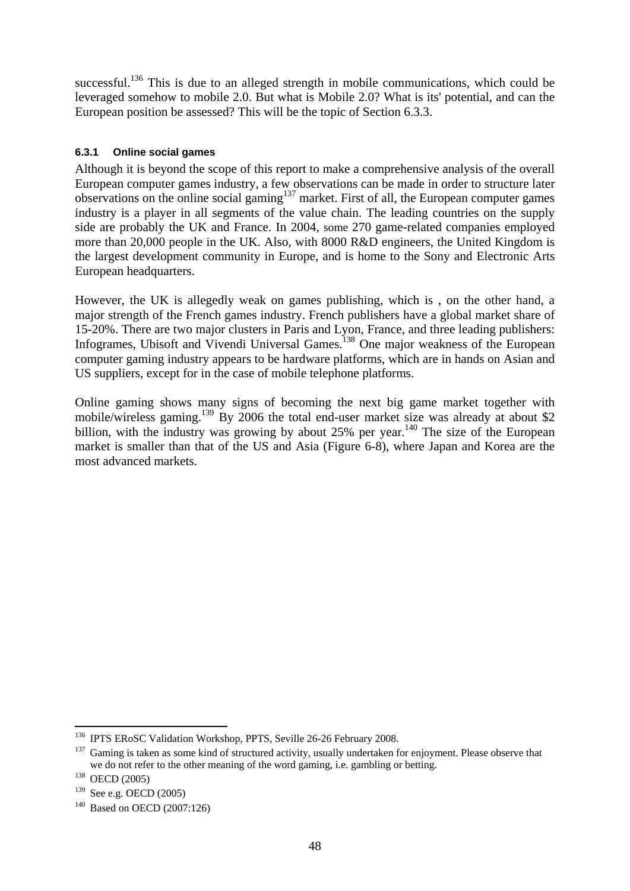successful.[136] This is due to an alleged strength in mobile communications, which could be leveraged somehow to mobile 2.0. But what is Mobile 2.0? What is its' potential, and can the European position be assessed? This will be the topic of Section 6.3.3.

### 6.3.1 Online social games

Although it is beyond the scope of this report to make a comprehensive analysis of the overall European computer games industry, a few observations can be made in order to structure later observations on the online social gaming[137] market. First of all, the European computer games industry is a player in all segments of the value chain. The leading countries on the supply side are probably the UK and France. In 2004, some 270 game-related companies employed more than 20,000 people in the UK. Also, with 8000 R&D engineers, the United Kingdom is the largest development community in Europe, and is home to the Sony and Electronic Arts European headquarters.

However, the UK is allegedly weak on games publishing, which is , on the other hand, a major strength of the French games industry. French publishers have a global market share of 15-20%. There are two major clusters in Paris and Lyon, France, and three leading publishers: Infogrames, Ubisoft and Vivendi Universal Games.[138] One major weakness of the European computer gaming industry appears to be hardware platforms, which are in hands on Asian and US suppliers, except for in the case of mobile telephone platforms.

Online gaming shows many signs of becoming the next big game market together with mobile/wireless gaming.[139] By 2006 the total end-user market size was already at about $2 billion, with the industry was growing by about 25% per year.[140] The size of the European market is smaller than that of the US and Asia (Figure 6-8), where Japan and Korea are the most advanced markets.

---

[136] IPTS ERoSC Validation Workshop, PPTS, Seville 26-26 February 2008.

[137] Gaming is taken as some kind of structured activity, usually undertaken for enjoyment. Please observe that we do not refer to the other meaning of the word gaming, i.e. gambling or betting.

[138] OECD (2005)

[139] See e.g. OECD (2005)

[140] Based on OECD (2007:126)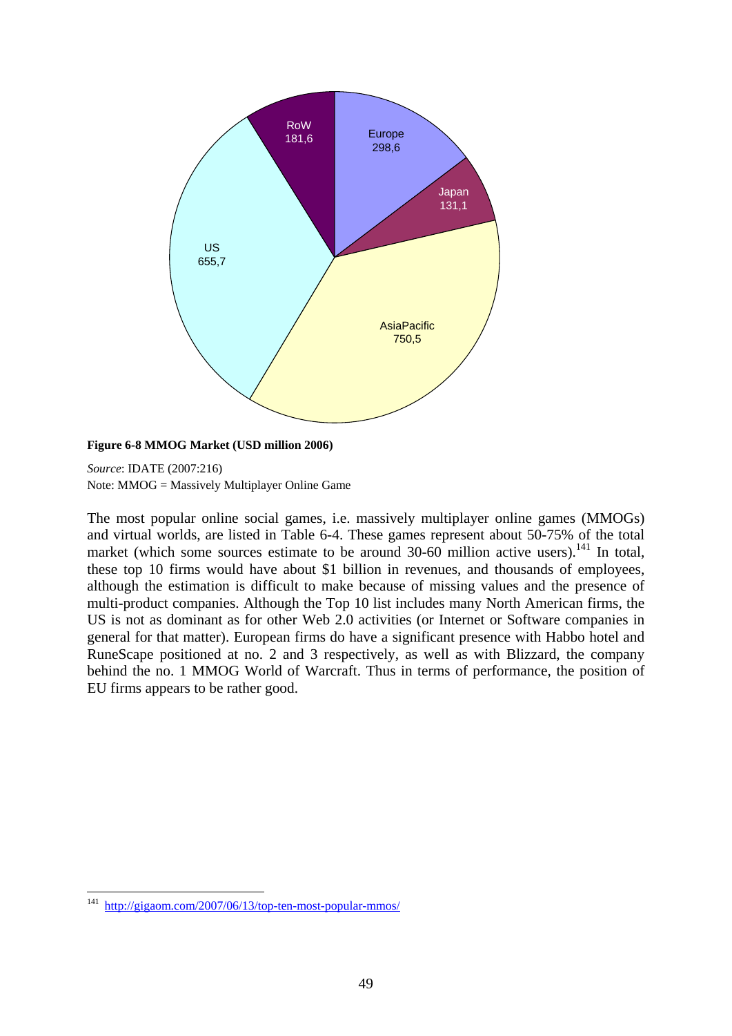**Figure 6-8 MMOG Market (USD million 2006)**

*Source*: IDATE (2007:216)
Note: MMOG = Massively Multiplayer Online Game

The most popular online social games, i.e. massively multiplayer online games (MMOGs) and virtual worlds, are listed in Table 6-4. These games represent about 50-75% of the total market (which some sources estimate to be around 30-60 million active users).[141] In total, these top 10 firms would have about $1 billion in revenues, and thousands of employees, although the estimation is difficult to make because of missing values and the presence of multi-product companies. Although the Top 10 list includes many North American firms, the US is not as dominant as for other Web 2.0 activities (or Internet or Software companies in general for that matter). European firms do have a significant presence with Habbo hotel and RuneScape positioned at no. 2 and 3 respectively, as well as with Blizzard, the company behind the no. 1 MMOG World of Warcraft. Thus in terms of performance, the position of EU firms appears to be rather good.

[141] http://gigaom.com/2007/06/13/top-ten-most-popular-mmos/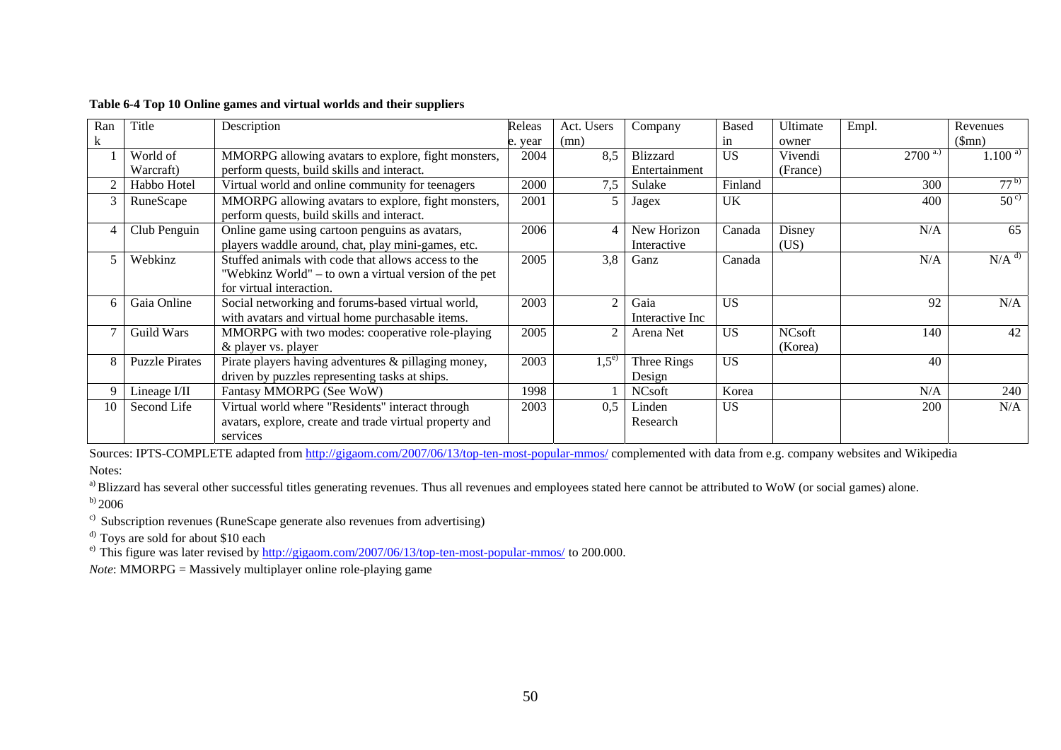**Table 6-4 Top 10 Online games and virtual worlds and their suppliers**

| Rank | Title | Description | Release year | Act. Users (mn) | Company | Based in | Ultimate owner | Empl. | Revenues ($mn) |
|---|---|---|---|---|---|---|---|---|---|
| 1 | World of Warcraft) | MMORPG allowing avatars to explore, fight monsters, perform quests, build skills and interact. | 2004 | 8,5 | Blizzard Entertainment | US | Vivendi (France) | 2700 [a.)] | 1.100 [a)] |
| 2 | Habbo Hotel | Virtual world and online community for teenagers | 2000 | 7,5 | Sulake | Finland | | 300 | 77 [b)] |
| 3 | RuneScape | MMORPG allowing avatars to explore, fight monsters, perform quests, build skills and interact. | 2001 | 5 | Jagex | UK | | 400 | 50 [c)] |
| 4 | Club Penguin | Online game using cartoon penguins as avatars, players waddle around, chat, play mini-games, etc. | 2006 | 4 | New Horizon Interactive | Canada | Disney (US) | N/A | 65 |
| 5 | Webkinz | Stuffed animals with code that allows access to the "Webkinz World" – to own a virtual version of the pet for virtual interaction. | 2005 | 3,8 | Ganz | Canada | | N/A | N/A [d)] |
| 6 | Gaia Online | Social networking and forums-based virtual world, with avatars and virtual home purchasable items. | 2003 | 2 | Gaia Interactive Inc | US | | 92 | N/A |
| 7 | Guild Wars | MMORPG with two modes: cooperative role-playing & player vs. player | 2005 | 2 | Arena Net | US | NCsoft (Korea) | 140 | 42 |
| 8 | Puzzle Pirates | Pirate players having adventures & pillaging money, driven by puzzles representing tasks at ships. | 2003 | 1,5 [e)] | Three Rings Design | US | | 40 | |
| 9 | Lineage I/II | Fantasy MMORPG (See WoW) | 1998 | 1 | NCsoft | Korea | | N/A | 240 |
| 10 | Second Life | Virtual world where "Residents" interact through avatars, explore, create and trade virtual property and services | 2003 | 0,5 | Linden Research | US | | 200 | N/A |

Sources: IPTS-COMPLETE adapted from http://gigaom.com/2007/06/13/top-ten-most-popular-mmos/ complemented with data from e.g. company websites and Wikipedia

Notes:

[a)] Blizzard has several other successful titles generating revenues. Thus all revenues and employees stated here cannot be attributed to WoW (or social games) alone.

[b)] 2006

[c)] Subscription revenues (RuneScape generate also revenues from advertising)

[d)] Toys are sold for about $10 each

[e)] This figure was later revised by http://gigaom.com/2007/06/13/top-ten-most-popular-mmos/ to 200.000.

*Note*: MMORPG = Massively multiplayer online role-playing game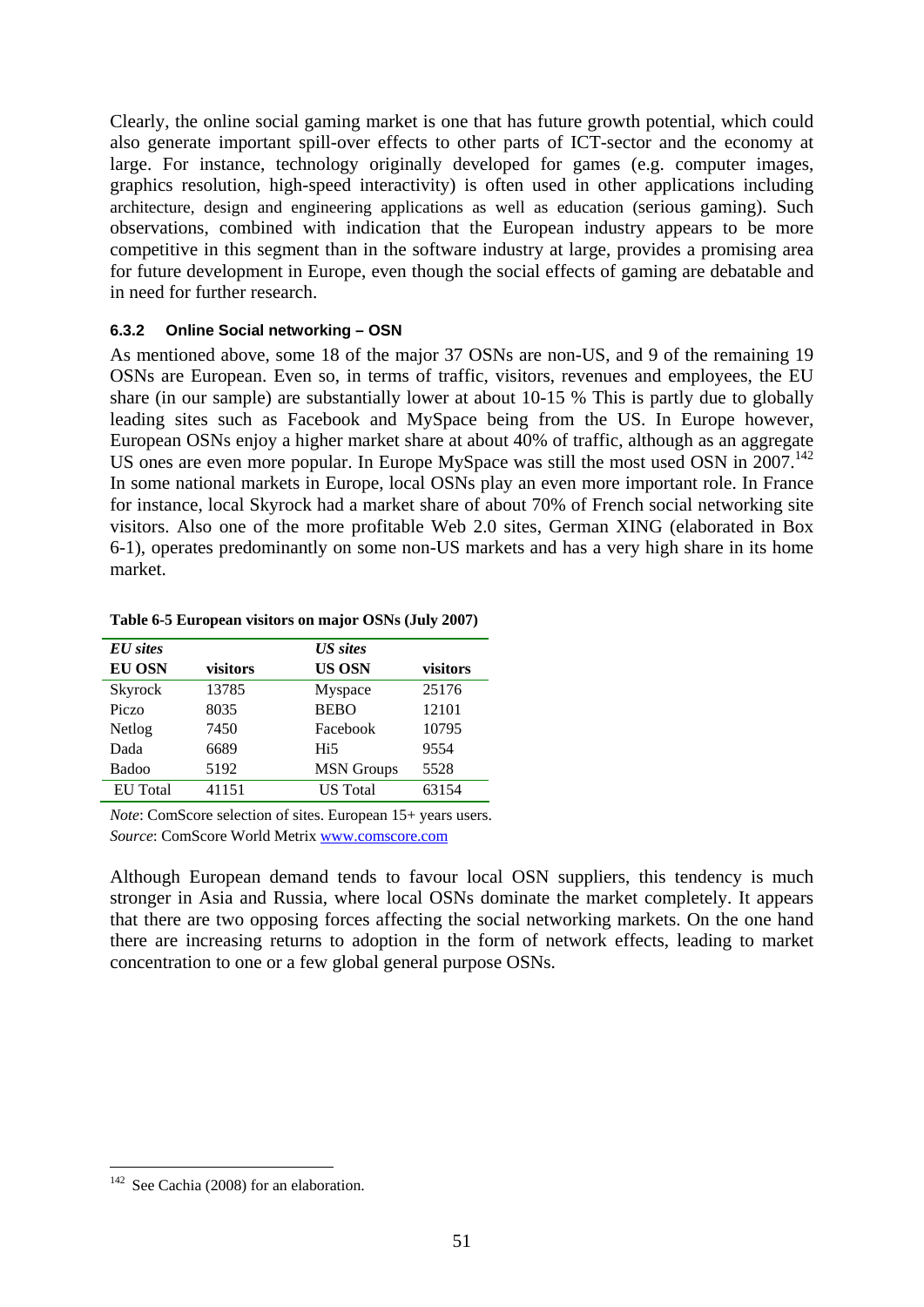Clearly, the online social gaming market is one that has future growth potential, which could also generate important spill-over effects to other parts of ICT-sector and the economy at large. For instance, technology originally developed for games (e.g. computer images, graphics resolution, high-speed interactivity) is often used in other applications including architecture, design and engineering applications as well as education (serious gaming). Such observations, combined with indication that the European industry appears to be more competitive in this segment than in the software industry at large, provides a promising area for future development in Europe, even though the social effects of gaming are debatable and in need for further research.

### 6.3.2 Online Social networking – OSN

As mentioned above, some 18 of the major 37 OSNs are non-US, and 9 of the remaining 19 OSNs are European. Even so, in terms of traffic, visitors, revenues and employees, the EU share (in our sample) are substantially lower at about 10-15 % This is partly due to globally leading sites such as Facebook and MySpace being from the US. In Europe however, European OSNs enjoy a higher market share at about 40% of traffic, although as an aggregate US ones are even more popular. In Europe MySpace was still the most used OSN in 2007.[142] In some national markets in Europe, local OSNs play an even more important role. In France for instance, local Skyrock had a market share of about 70% of French social networking site visitors. Also one of the more profitable Web 2.0 sites, German XING (elaborated in Box 6-1), operates predominantly on some non-US markets and has a very high share in its home market.

**Table 6-5 European visitors on major OSNs (July 2007)**

| ***EU sites*** | | ***US sites*** | |
|---|---|---|---|
| **EU OSN** | **visitors** | **US OSN** | **visitors** |
| Skyrock | 13785 | Myspace | 25176 |
| Piczo | 8035 | BEBO | 12101 |
| Netlog | 7450 | Facebook | 10795 |
| Dada | 6689 | Hi5 | 9554 |
| Badoo | 5192 | MSN Groups | 5528 |
| EU Total | 41151 | US Total | 63154 |

*Note*: ComScore selection of sites. European 15+ years users.
*Source*: ComScore World Metrix www.comscore.com

Although European demand tends to favour local OSN suppliers, this tendency is much stronger in Asia and Russia, where local OSNs dominate the market completely. It appears that there are two opposing forces affecting the social networking markets. On the one hand there are increasing returns to adoption in the form of network effects, leading to market concentration to one or a few global general purpose OSNs.

[142] See Cachia (2008) for an elaboration.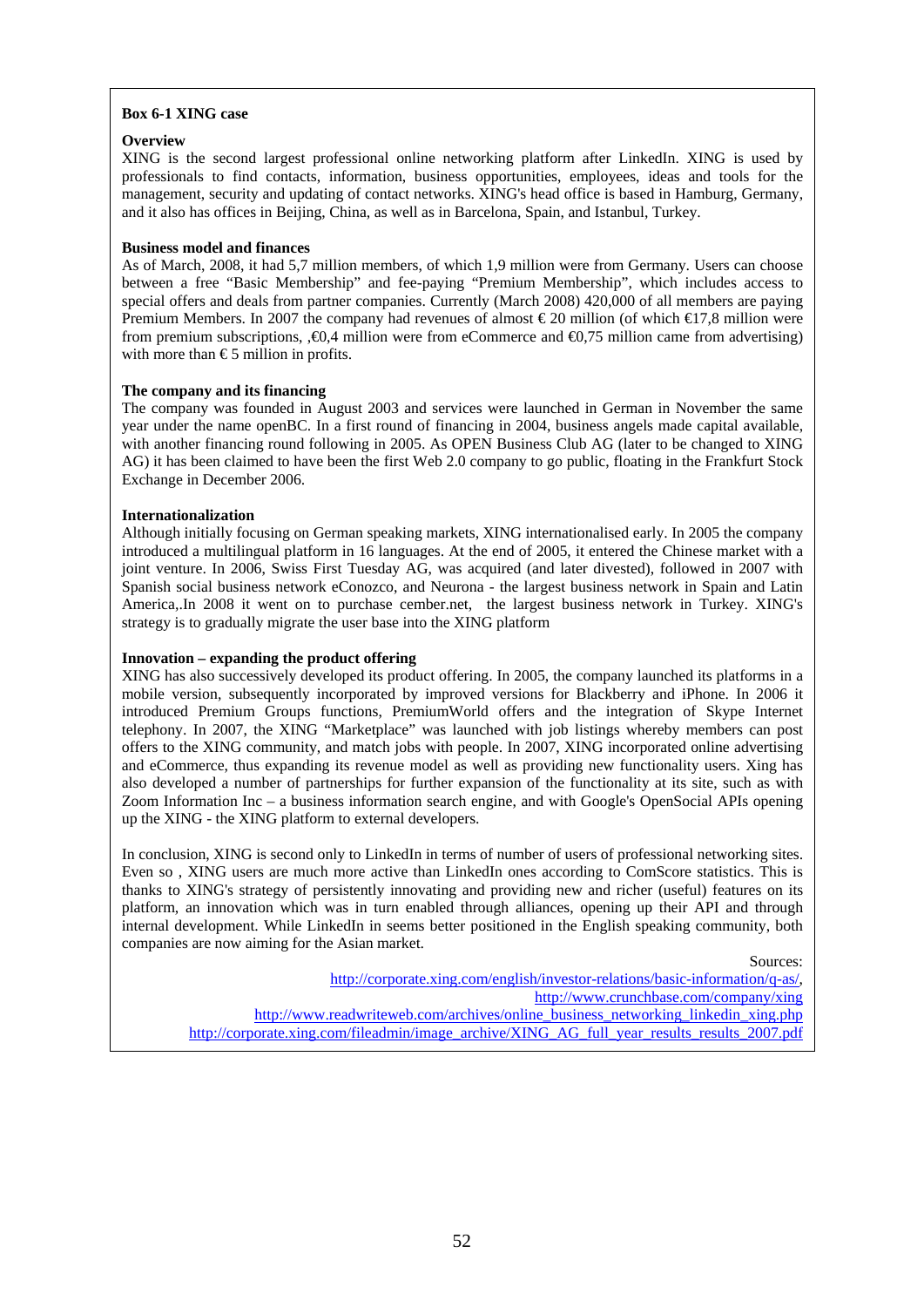**Box 6-1 XING case**

**Overview**

XING is the second largest professional online networking platform after LinkedIn. XING is used by professionals to find contacts, information, business opportunities, employees, ideas and tools for the management, security and updating of contact networks. XING's head office is based in Hamburg, Germany, and it also has offices in Beijing, China, as well as in Barcelona, Spain, and Istanbul, Turkey.

**Business model and finances**

As of March, 2008, it had 5,7 million members, of which 1,9 million were from Germany. Users can choose between a free "Basic Membership" and fee-paying "Premium Membership", which includes access to special offers and deals from partner companies. Currently (March 2008) 420,000 of all members are paying Premium Members. In 2007 the company had revenues of almost € 20 million (of which €17,8 million were from premium subscriptions, ,€0,4 million were from eCommerce and €0,75 million came from advertising) with more than € 5 million in profits.

**The company and its financing**

The company was founded in August 2003 and services were launched in German in November the same year under the name openBC. In a first round of financing in 2004, business angels made capital available, with another financing round following in 2005. As OPEN Business Club AG (later to be changed to XING AG) it has been claimed to have been the first Web 2.0 company to go public, floating in the Frankfurt Stock Exchange in December 2006.

**Internationalization**

Although initially focusing on German speaking markets, XING internationalised early. In 2005 the company introduced a multilingual platform in 16 languages. At the end of 2005, it entered the Chinese market with a joint venture. In 2006, Swiss First Tuesday AG, was acquired (and later divested), followed in 2007 with Spanish social business network eConozco, and Neurona - the largest business network in Spain and Latin America,.In 2008 it went on to purchase cember.net, the largest business network in Turkey. XING's strategy is to gradually migrate the user base into the XING platform

**Innovation – expanding the product offering**

XING has also successively developed its product offering. In 2005, the company launched its platforms in a mobile version, subsequently incorporated by improved versions for Blackberry and iPhone. In 2006 it introduced Premium Groups functions, PremiumWorld offers and the integration of Skype Internet telephony. In 2007, the XING "Marketplace" was launched with job listings whereby members can post offers to the XING community, and match jobs with people. In 2007, XING incorporated online advertising and eCommerce, thus expanding its revenue model as well as providing new functionality users. Xing has also developed a number of partnerships for further expansion of the functionality at its site, such as with Zoom Information Inc – a business information search engine, and with Google's OpenSocial APIs opening up the XING - the XING platform to external developers.

In conclusion, XING is second only to LinkedIn in terms of number of users of professional networking sites. Even so , XING users are much more active than LinkedIn ones according to ComScore statistics. This is thanks to XING's strategy of persistently innovating and providing new and richer (useful) features on its platform, an innovation which was in turn enabled through alliances, opening up their API and through internal development. While LinkedIn in seems better positioned in the English speaking community, both companies are now aiming for the Asian market.

Sources:
http://corporate.xing.com/english/investor-relations/basic-information/q-as/,
http://www.crunchbase.com/company/xing
http://www.readwriteweb.com/archives/online_business_networking_linkedin_xing.php
http://corporate.xing.com/fileadmin/image_archive/XING_AG_full_year_results_results_2007.pdf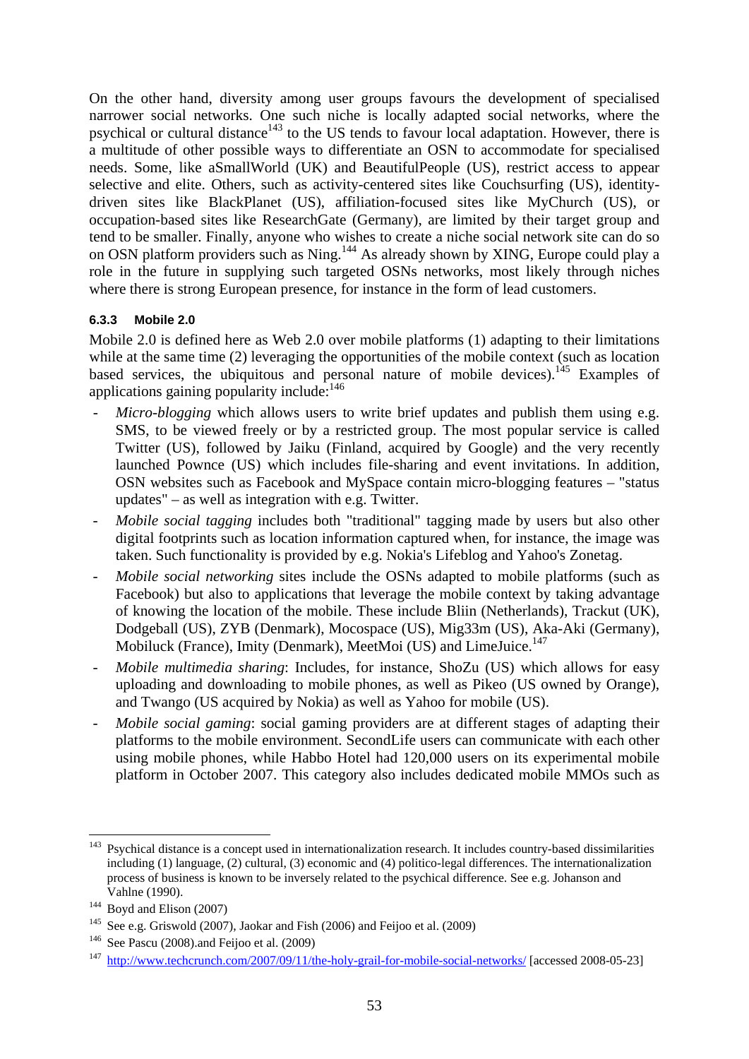On the other hand, diversity among user groups favours the development of specialised narrower social networks. One such niche is locally adapted social networks, where the psychical or cultural distance[143] to the US tends to favour local adaptation. However, there is a multitude of other possible ways to differentiate an OSN to accommodate for specialised needs. Some, like aSmallWorld (UK) and BeautifulPeople (US), restrict access to appear selective and elite. Others, such as activity-centered sites like Couchsurfing (US), identity-driven sites like BlackPlanet (US), affiliation-focused sites like MyChurch (US), or occupation-based sites like ResearchGate (Germany), are limited by their target group and tend to be smaller. Finally, anyone who wishes to create a niche social network site can do so on OSN platform providers such as Ning.[144] As already shown by XING, Europe could play a role in the future in supplying such targeted OSNs networks, most likely through niches where there is strong European presence, for instance in the form of lead customers.

### 6.3.3 Mobile 2.0

Mobile 2.0 is defined here as Web 2.0 over mobile platforms (1) adapting to their limitations while at the same time (2) leveraging the opportunities of the mobile context (such as location based services, the ubiquitous and personal nature of mobile devices).[145] Examples of applications gaining popularity include:[146]

- *Micro-blogging* which allows users to write brief updates and publish them using e.g. SMS, to be viewed freely or by a restricted group. The most popular service is called Twitter (US), followed by Jaiku (Finland, acquired by Google) and the very recently launched Pownce (US) which includes file-sharing and event invitations. In addition, OSN websites such as Facebook and MySpace contain micro-blogging features – "status updates" – as well as integration with e.g. Twitter.
- *Mobile social tagging* includes both "traditional" tagging made by users but also other digital footprints such as location information captured when, for instance, the image was taken. Such functionality is provided by e.g. Nokia's Lifeblog and Yahoo's Zonetag.
- *Mobile social networking* sites include the OSNs adapted to mobile platforms (such as Facebook) but also to applications that leverage the mobile context by taking advantage of knowing the location of the mobile. These include Bliin (Netherlands), Trackut (UK), Dodgeball (US), ZYB (Denmark), Mocospace (US), Mig33m (US), Aka-Aki (Germany), Mobiluck (France), Imity (Denmark), MeetMoi (US) and LimeJuice.[147]
- *Mobile multimedia sharing*: Includes, for instance, ShoZu (US) which allows for easy uploading and downloading to mobile phones, as well as Pikeo (US owned by Orange), and Twango (US acquired by Nokia) as well as Yahoo for mobile (US).
- *Mobile social gaming*: social gaming providers are at different stages of adapting their platforms to the mobile environment. SecondLife users can communicate with each other using mobile phones, while Habbo Hotel had 120,000 users on its experimental mobile platform in October 2007. This category also includes dedicated mobile MMOs such as

---

[143] Psychical distance is a concept used in internationalization research. It includes country-based dissimilarities including (1) language, (2) cultural, (3) economic and (4) politico-legal differences. The internationalization process of business is known to be inversely related to the psychical difference. See e.g. Johanson and Vahlne (1990).

[144] Boyd and Elison (2007)

[145] See e.g. Griswold (2007), Jaokar and Fish (2006) and Feijoo et al. (2009)

[146] See Pascu (2008).and Feijoo et al. (2009)

[147] http://www.techcrunch.com/2007/09/11/the-holy-grail-for-mobile-social-networks/ [accessed 2008-05-23]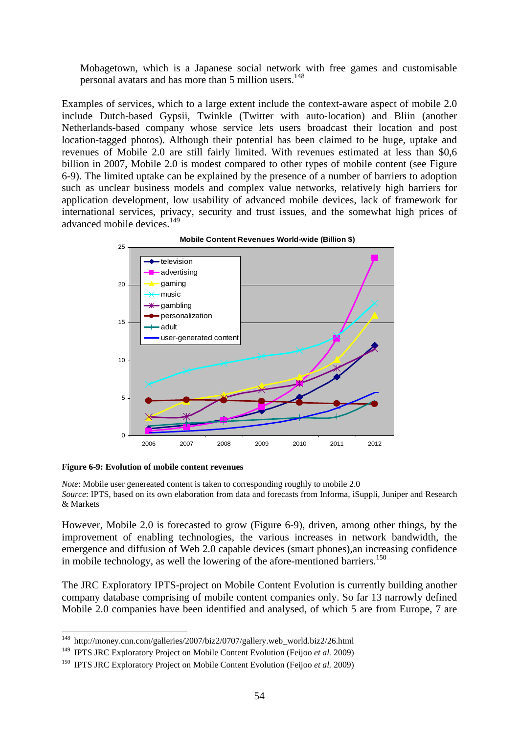Mobagetown, which is a Japanese social network with free games and customisable personal avatars and has more than 5 million users.[148]

Examples of services, which to a large extent include the context-aware aspect of mobile 2.0 include Dutch-based Gypsii, Twinkle (Twitter with auto-location) and Bliin (another Netherlands-based company whose service lets users broadcast their location and post location-tagged photos). Although their potential has been claimed to be huge, uptake and revenues of Mobile 2.0 are still fairly limited. With revenues estimated at less than $0,6 billion in 2007, Mobile 2.0 is modest compared to other types of mobile content (see Figure 6-9). The limited uptake can be explained by the presence of a number of barriers to adoption such as unclear business models and complex value networks, relatively high barriers for application development, low usability of advanced mobile devices, lack of framework for international services, privacy, security and trust issues, and the somewhat high prices of advanced mobile devices.[149]

**Figure 6-9: Evolution of mobile content revenues**

*Note*: Mobile user genereated content is taken to corresponding roughly to mobile 2.0
*Source*: IPTS, based on its own elaboration from data and forecasts from Informa, iSuppli, Juniper and Research & Markets

However, Mobile 2.0 is forecasted to grow (Figure 6-9), driven, among other things, by the improvement of enabling technologies, the various increases in network bandwidth, the emergence and diffusion of Web 2.0 capable devices (smart phones),an increasing confidence in mobile technology, as well the lowering of the afore-mentioned barriers.[150]

The JRC Exploratory IPTS-project on Mobile Content Evolution is currently building another company database comprising of mobile content companies only. So far 13 narrowly defined Mobile 2.0 companies have been identified and analysed, of which 5 are from Europe, 7 are

[148] http://money.cnn.com/galleries/2007/biz2/0707/gallery.web_world.biz2/26.html

[149] IPTS JRC Exploratory Project on Mobile Content Evolution (Feijoo *et al.* 2009)

[150] IPTS JRC Exploratory Project on Mobile Content Evolution (Feijoo *et al.* 2009)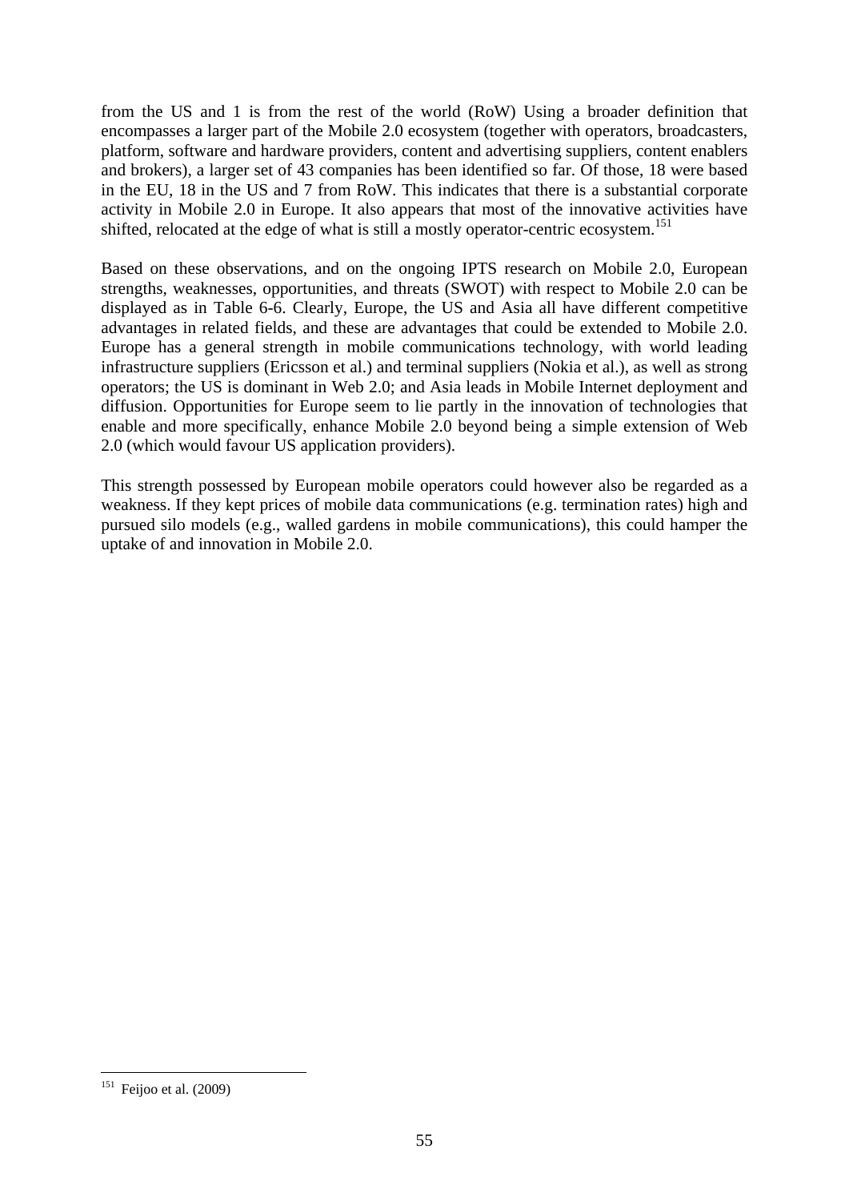from the US and 1 is from the rest of the world (RoW) Using a broader definition that encompasses a larger part of the Mobile 2.0 ecosystem (together with operators, broadcasters, platform, software and hardware providers, content and advertising suppliers, content enablers and brokers), a larger set of 43 companies has been identified so far. Of those, 18 were based in the EU, 18 in the US and 7 from RoW. This indicates that there is a substantial corporate activity in Mobile 2.0 in Europe. It also appears that most of the innovative activities have shifted, relocated at the edge of what is still a mostly operator-centric ecosystem.[151]

Based on these observations, and on the ongoing IPTS research on Mobile 2.0, European strengths, weaknesses, opportunities, and threats (SWOT) with respect to Mobile 2.0 can be displayed as in Table 6-6. Clearly, Europe, the US and Asia all have different competitive advantages in related fields, and these are advantages that could be extended to Mobile 2.0. Europe has a general strength in mobile communications technology, with world leading infrastructure suppliers (Ericsson et al.) and terminal suppliers (Nokia et al.), as well as strong operators; the US is dominant in Web 2.0; and Asia leads in Mobile Internet deployment and diffusion. Opportunities for Europe seem to lie partly in the innovation of technologies that enable and more specifically, enhance Mobile 2.0 beyond being a simple extension of Web 2.0 (which would favour US application providers).

This strength possessed by European mobile operators could however also be regarded as a weakness. If they kept prices of mobile data communications (e.g. termination rates) high and pursued silo models (e.g., walled gardens in mobile communications), this could hamper the uptake of and innovation in Mobile 2.0.

[151] Feijoo et al. (2009)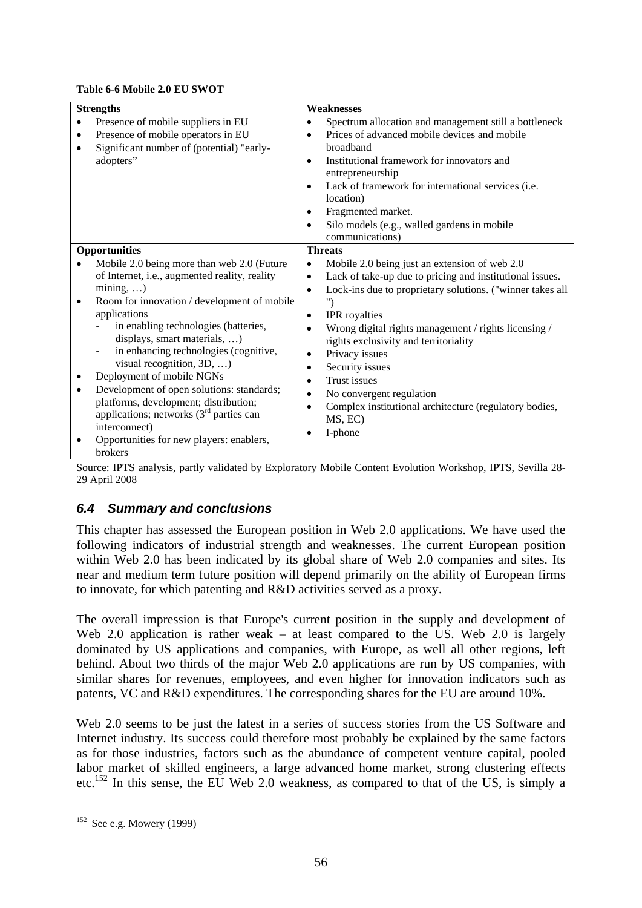**Table 6-6 Mobile 2.0 EU SWOT**

| **Strengths** | **Weaknesses** |
|---|---|
| • Presence of mobile suppliers in EU<br>• Presence of mobile operators in EU<br>• Significant number of (potential) "early-adopters" | • Spectrum allocation and management still a bottleneck<br>• Prices of advanced mobile devices and mobile broadband<br>• Institutional framework for innovators and entrepreneurship<br>• Lack of framework for international services (i.e. location)<br>• Fragmented market.<br>• Silo models (e.g., walled gardens in mobile communications) |
| **Opportunities** | **Threats** |
| • Mobile 2.0 being more than web 2.0 (Future of Internet, i.e., augmented reality, reality mining, …)<br>• Room for innovation / development of mobile applications<br>  - in enabling technologies (batteries, displays, smart materials, …)<br>  - in enhancing technologies (cognitive, visual recognition, 3D, …)<br>• Deployment of mobile NGNs<br>• Development of open solutions: standards; platforms, development; distribution; applications; networks (3rd parties can interconnect)<br>• Opportunities for new players: enablers, brokers | • Mobile 2.0 being just an extension of web 2.0<br>• Lack of take-up due to pricing and institutional issues.<br>• Lock-ins due to proprietary solutions. ("winner takes all ")<br>• IPR royalties<br>• Wrong digital rights management / rights licensing / rights exclusivity and territoriality<br>• Privacy issues<br>• Security issues<br>• Trust issues<br>• No convergent regulation<br>• Complex institutional architecture (regulatory bodies, MS, EC)<br>• I-phone |

Source: IPTS analysis, partly validated by Exploratory Mobile Content Evolution Workshop, IPTS, Sevilla 28-29 April 2008

## *6.4 Summary and conclusions*

This chapter has assessed the European position in Web 2.0 applications. We have used the following indicators of industrial strength and weaknesses. The current European position within Web 2.0 has been indicated by its global share of Web 2.0 companies and sites. Its near and medium term future position will depend primarily on the ability of European firms to innovate, for which patenting and R&D activities served as a proxy.

The overall impression is that Europe's current position in the supply and development of Web 2.0 application is rather weak – at least compared to the US. Web 2.0 is largely dominated by US applications and companies, with Europe, as well all other regions, left behind. About two thirds of the major Web 2.0 applications are run by US companies, with similar shares for revenues, employees, and even higher for innovation indicators such as patents, VC and R&D expenditures. The corresponding shares for the EU are around 10%.

Web 2.0 seems to be just the latest in a series of success stories from the US Software and Internet industry. Its success could therefore most probably be explained by the same factors as for those industries, factors such as the abundance of competent venture capital, pooled labor market of skilled engineers, a large advanced home market, strong clustering effects etc.[152] In this sense, the EU Web 2.0 weakness, as compared to that of the US, is simply a

---

[152] See e.g. Mowery (1999)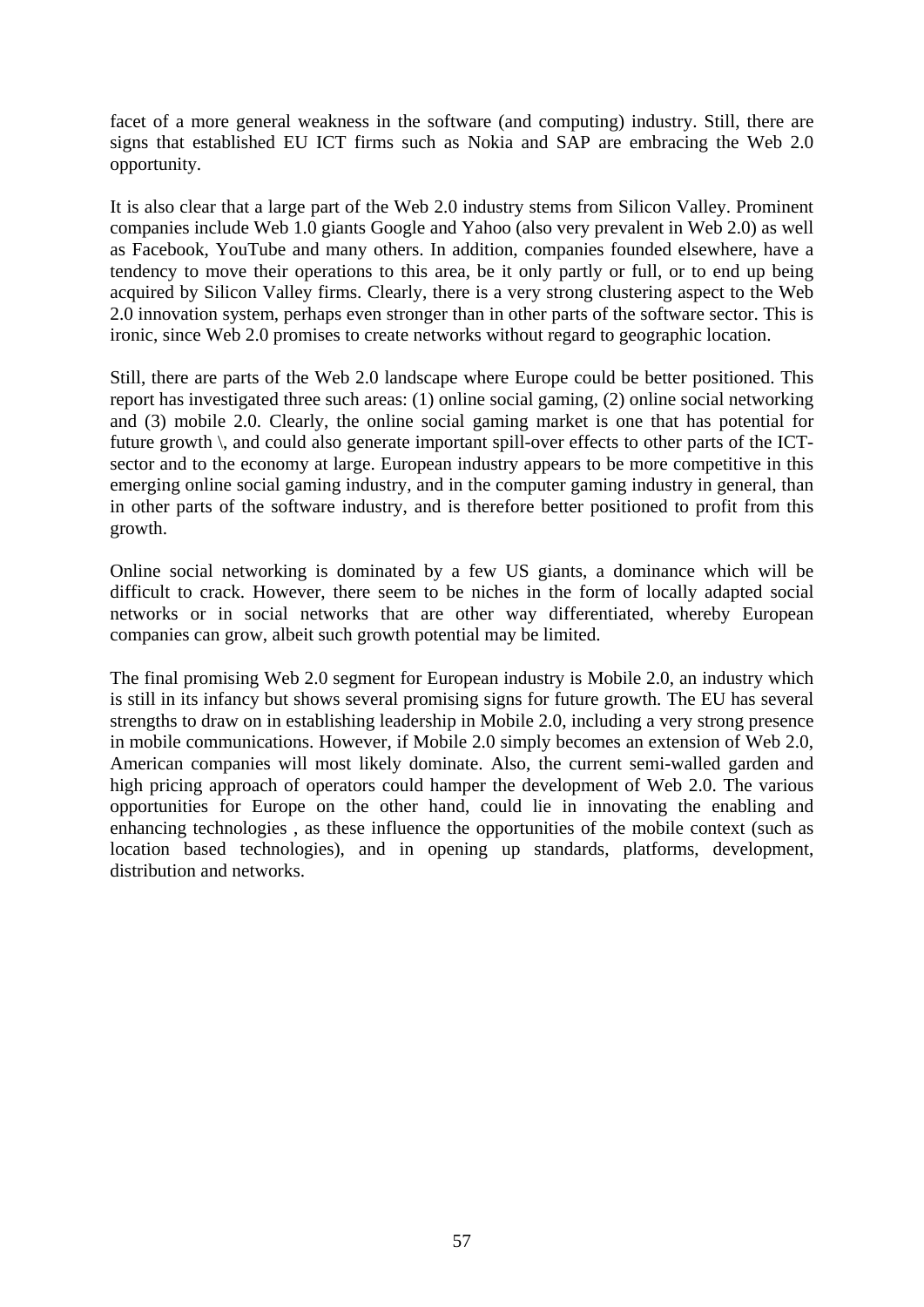facet of a more general weakness in the software (and computing) industry. Still, there are signs that established EU ICT firms such as Nokia and SAP are embracing the Web 2.0 opportunity.

It is also clear that a large part of the Web 2.0 industry stems from Silicon Valley. Prominent companies include Web 1.0 giants Google and Yahoo (also very prevalent in Web 2.0) as well as Facebook, YouTube and many others. In addition, companies founded elsewhere, have a tendency to move their operations to this area, be it only partly or full, or to end up being acquired by Silicon Valley firms. Clearly, there is a very strong clustering aspect to the Web 2.0 innovation system, perhaps even stronger than in other parts of the software sector. This is ironic, since Web 2.0 promises to create networks without regard to geographic location.

Still, there are parts of the Web 2.0 landscape where Europe could be better positioned. This report has investigated three such areas: (1) online social gaming, (2) online social networking and (3) mobile 2.0. Clearly, the online social gaming market is one that has potential for future growth \, and could also generate important spill-over effects to other parts of the ICT-sector and to the economy at large. European industry appears to be more competitive in this emerging online social gaming industry, and in the computer gaming industry in general, than in other parts of the software industry, and is therefore better positioned to profit from this growth.

Online social networking is dominated by a few US giants, a dominance which will be difficult to crack. However, there seem to be niches in the form of locally adapted social networks or in social networks that are other way differentiated, whereby European companies can grow, albeit such growth potential may be limited.

The final promising Web 2.0 segment for European industry is Mobile 2.0, an industry which is still in its infancy but shows several promising signs for future growth. The EU has several strengths to draw on in establishing leadership in Mobile 2.0, including a very strong presence in mobile communications. However, if Mobile 2.0 simply becomes an extension of Web 2.0, American companies will most likely dominate. Also, the current semi-walled garden and high pricing approach of operators could hamper the development of Web 2.0. The various opportunities for Europe on the other hand, could lie in innovating the enabling and enhancing technologies , as these influence the opportunities of the mobile context (such as location based technologies), and in opening up standards, platforms, development, distribution and networks.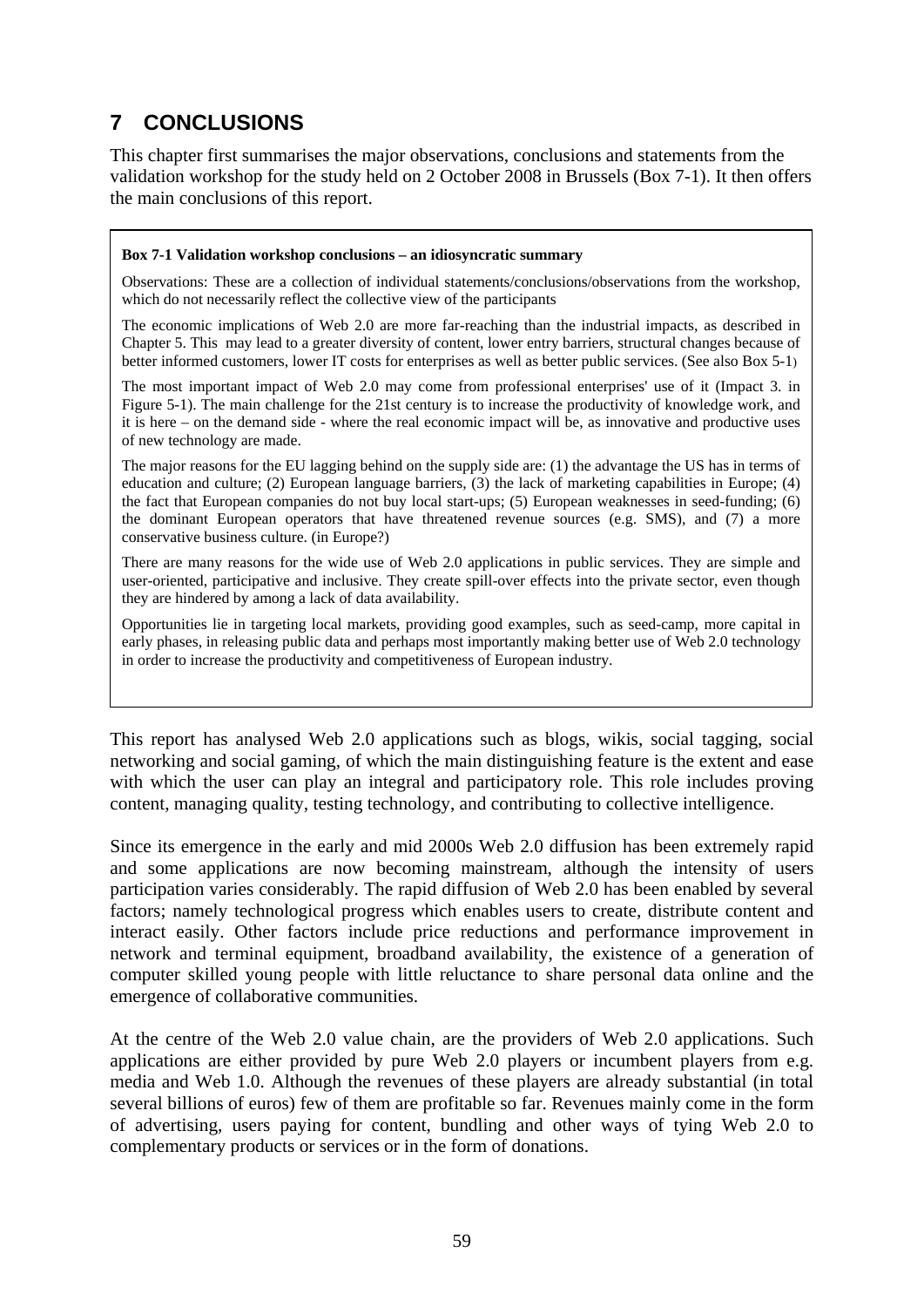# 7 CONCLUSIONS

This chapter first summarises the major observations, conclusions and statements from the validation workshop for the study held on 2 October 2008 in Brussels (Box 7-1). It then offers the main conclusions of this report.

> **Box 7-1 Validation workshop conclusions – an idiosyncratic summary**
>
> Observations: These are a collection of individual statements/conclusions/observations from the workshop, which do not necessarily reflect the collective view of the participants
>
> The economic implications of Web 2.0 are more far-reaching than the industrial impacts, as described in Chapter 5. This may lead to a greater diversity of content, lower entry barriers, structural changes because of better informed customers, lower IT costs for enterprises as well as better public services. (See also Box 5-1)
>
> The most important impact of Web 2.0 may come from professional enterprises' use of it (Impact 3. in Figure 5-1). The main challenge for the 21st century is to increase the productivity of knowledge work, and it is here – on the demand side - where the real economic impact will be, as innovative and productive uses of new technology are made.
>
> The major reasons for the EU lagging behind on the supply side are: (1) the advantage the US has in terms of education and culture; (2) European language barriers, (3) the lack of marketing capabilities in Europe; (4) the fact that European companies do not buy local start-ups; (5) European weaknesses in seed-funding; (6) the dominant European operators that have threatened revenue sources (e.g. SMS), and (7) a more conservative business culture. (in Europe?)
>
> There are many reasons for the wide use of Web 2.0 applications in public services. They are simple and user-oriented, participative and inclusive. They create spill-over effects into the private sector, even though they are hindered by among a lack of data availability.
>
> Opportunities lie in targeting local markets, providing good examples, such as seed-camp, more capital in early phases, in releasing public data and perhaps most importantly making better use of Web 2.0 technology in order to increase the productivity and competitiveness of European industry.

This report has analysed Web 2.0 applications such as blogs, wikis, social tagging, social networking and social gaming, of which the main distinguishing feature is the extent and ease with which the user can play an integral and participatory role. This role includes proving content, managing quality, testing technology, and contributing to collective intelligence.

Since its emergence in the early and mid 2000s Web 2.0 diffusion has been extremely rapid and some applications are now becoming mainstream, although the intensity of users participation varies considerably. The rapid diffusion of Web 2.0 has been enabled by several factors; namely technological progress which enables users to create, distribute content and interact easily. Other factors include price reductions and performance improvement in network and terminal equipment, broadband availability, the existence of a generation of computer skilled young people with little reluctance to share personal data online and the emergence of collaborative communities.

At the centre of the Web 2.0 value chain, are the providers of Web 2.0 applications. Such applications are either provided by pure Web 2.0 players or incumbent players from e.g. media and Web 1.0. Although the revenues of these players are already substantial (in total several billions of euros) few of them are profitable so far. Revenues mainly come in the form of advertising, users paying for content, bundling and other ways of tying Web 2.0 to complementary products or services or in the form of donations.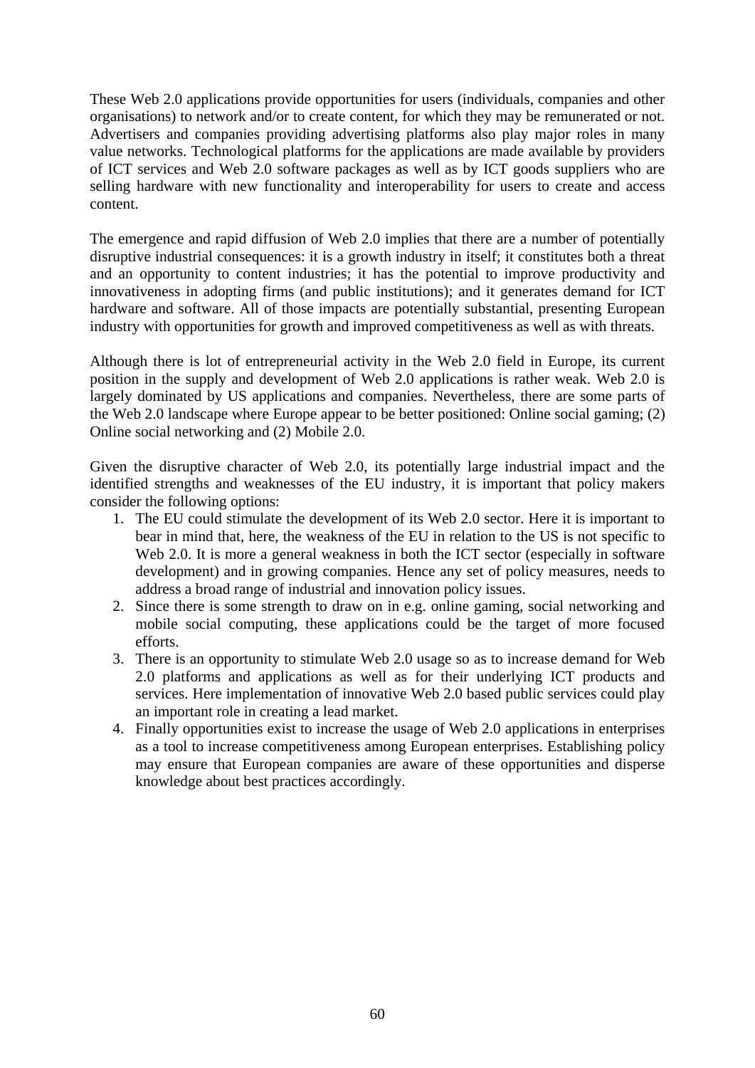These Web 2.0 applications provide opportunities for users (individuals, companies and other organisations) to network and/or to create content, for which they may be remunerated or not. Advertisers and companies providing advertising platforms also play major roles in many value networks. Technological platforms for the applications are made available by providers of ICT services and Web 2.0 software packages as well as by ICT goods suppliers who are selling hardware with new functionality and interoperability for users to create and access content.

The emergence and rapid diffusion of Web 2.0 implies that there are a number of potentially disruptive industrial consequences: it is a growth industry in itself; it constitutes both a threat and an opportunity to content industries; it has the potential to improve productivity and innovativeness in adopting firms (and public institutions); and it generates demand for ICT hardware and software. All of those impacts are potentially substantial, presenting European industry with opportunities for growth and improved competitiveness as well as with threats.

Although there is lot of entrepreneurial activity in the Web 2.0 field in Europe, its current position in the supply and development of Web 2.0 applications is rather weak. Web 2.0 is largely dominated by US applications and companies. Nevertheless, there are some parts of the Web 2.0 landscape where Europe appear to be better positioned: Online social gaming; (2) Online social networking and (2) Mobile 2.0.

Given the disruptive character of Web 2.0, its potentially large industrial impact and the identified strengths and weaknesses of the EU industry, it is important that policy makers consider the following options:

1. The EU could stimulate the development of its Web 2.0 sector. Here it is important to bear in mind that, here, the weakness of the EU in relation to the US is not specific to Web 2.0. It is more a general weakness in both the ICT sector (especially in software development) and in growing companies. Hence any set of policy measures, needs to address a broad range of industrial and innovation policy issues.
2. Since there is some strength to draw on in e.g. online gaming, social networking and mobile social computing, these applications could be the target of more focused efforts.
3. There is an opportunity to stimulate Web 2.0 usage so as to increase demand for Web 2.0 platforms and applications as well as for their underlying ICT products and services. Here implementation of innovative Web 2.0 based public services could play an important role in creating a lead market.
4. Finally opportunities exist to increase the usage of Web 2.0 applications in enterprises as a tool to increase competitiveness among European enterprises. Establishing policy may ensure that European companies are aware of these opportunities and disperse knowledge about best practices accordingly.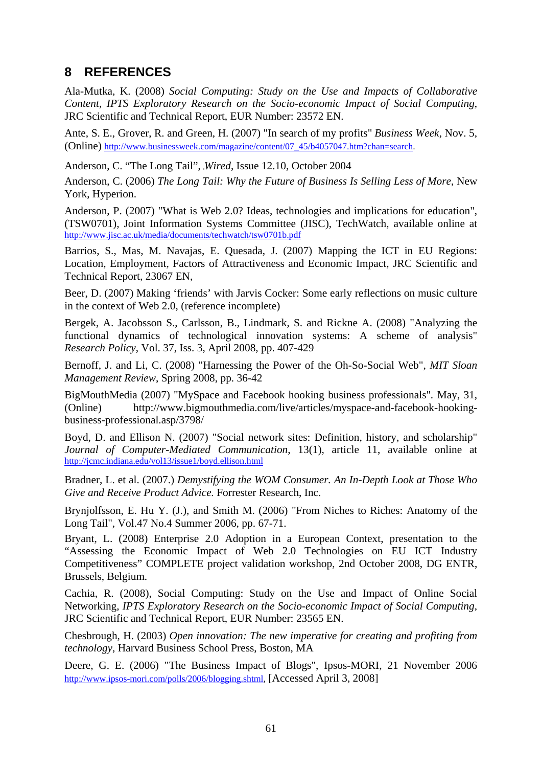## 8 REFERENCES

Ala-Mutka, K. (2008) *Social Computing: Study on the Use and Impacts of Collaborative Content, IPTS Exploratory Research on the Socio-economic Impact of Social Computing*, JRC Scientific and Technical Report, EUR Number: 23572 EN.

Ante, S. E., Grover, R. and Green, H. (2007) "In search of my profits" *Business Week*, Nov. 5, (Online) http://www.businessweek.com/magazine/content/07_45/b4057047.htm?chan=search.

Anderson, C. "The Long Tail", *Wired*, Issue 12.10, October 2004

Anderson, C. (2006) *The Long Tail: Why the Future of Business Is Selling Less of More*, New York, Hyperion.

Anderson, P. (2007) "What is Web 2.0? Ideas, technologies and implications for education", (TSW0701), Joint Information Systems Committee (JISC), TechWatch, available online at http://www.jisc.ac.uk/media/documents/techwatch/tsw0701b.pdf

Barrios, S., Mas, M. Navajas, E. Quesada, J. (2007) Mapping the ICT in EU Regions: Location, Employment, Factors of Attractiveness and Economic Impact, JRC Scientific and Technical Report, 23067 EN,

Beer, D. (2007) Making 'friends' with Jarvis Cocker: Some early reflections on music culture in the context of Web 2.0, (reference incomplete)

Bergek, A. Jacobsson S., Carlsson, B., Lindmark, S. and Rickne A. (2008) "Analyzing the functional dynamics of technological innovation systems: A scheme of analysis" *Research Policy*, Vol. 37, Iss. 3, April 2008, pp. 407-429

Bernoff, J. and Li, C. (2008) "Harnessing the Power of the Oh-So-Social Web", *MIT Sloan Management Review*, Spring 2008, pp. 36-42

BigMouthMedia (2007) "MySpace and Facebook hooking business professionals". May, 31, (Online) http://www.bigmouthmedia.com/live/articles/myspace-and-facebook-hooking-business-professional.asp/3798/

Boyd, D. and Ellison N. (2007) "Social network sites: Definition, history, and scholarship" *Journal of Computer-Mediated Communication*, 13(1), article 11, available online at http://jcmc.indiana.edu/vol13/issue1/boyd.ellison.html

Bradner, L. et al. (2007.) *Demystifying the WOM Consumer. An In-Depth Look at Those Who Give and Receive Product Advice.* Forrester Research, Inc.

Brynjolfsson, E. Hu Y. (J.), and Smith M. (2006) "From Niches to Riches: Anatomy of the Long Tail", Vol.47 No.4 Summer 2006, pp. 67-71.

Bryant, L. (2008) Enterprise 2.0 Adoption in a European Context, presentation to the "Assessing the Economic Impact of Web 2.0 Technologies on EU ICT Industry Competitiveness" COMPLETE project validation workshop, 2nd October 2008, DG ENTR, Brussels, Belgium.

Cachia, R. (2008), Social Computing: Study on the Use and Impact of Online Social Networking, *IPTS Exploratory Research on the Socio-economic Impact of Social Computing*, JRC Scientific and Technical Report, EUR Number: 23565 EN.

Chesbrough, H. (2003) *Open innovation: The new imperative for creating and profiting from technology*, Harvard Business School Press, Boston, MA

Deere, G. E. (2006) "The Business Impact of Blogs", Ipsos-MORI, 21 November 2006 http://www.ipsos-mori.com/polls/2006/blogging.shtml, [Accessed April 3, 2008]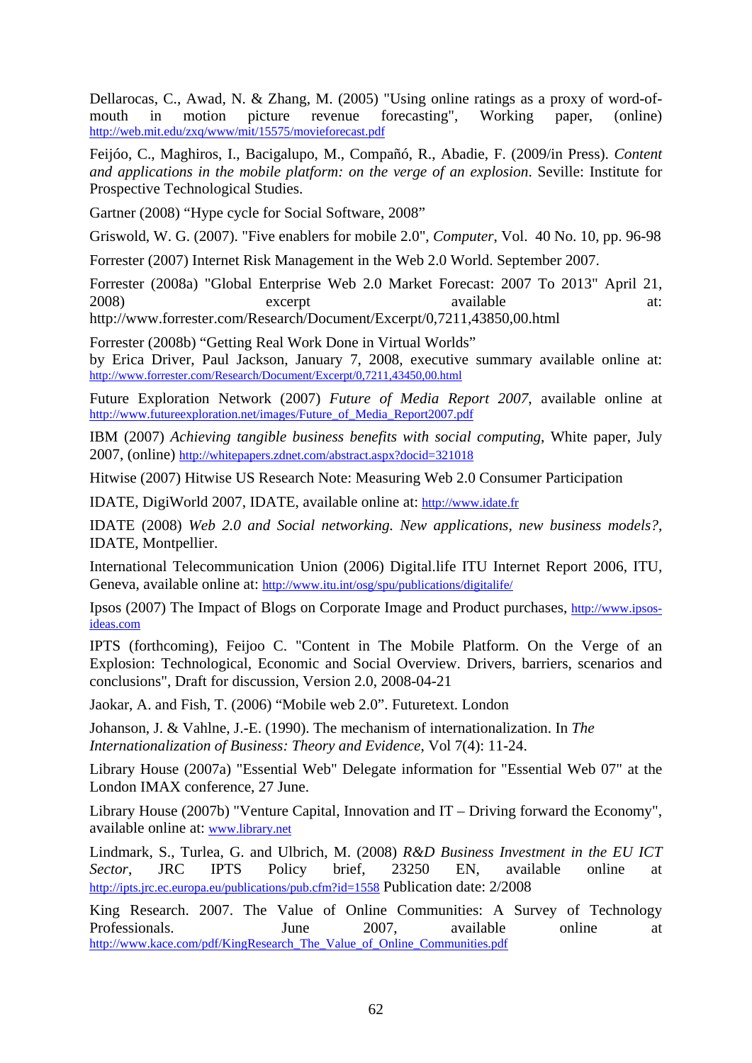Dellarocas, C., Awad, N. & Zhang, M. (2005) "Using online ratings as a proxy of word-of-mouth in motion picture revenue forecasting", Working paper, (online) http://web.mit.edu/zxq/www/mit/15575/movieforecast.pdf

Feijóo, C., Maghiros, I., Bacigalupo, M., Compañó, R., Abadie, F. (2009/in Press). *Content and applications in the mobile platform: on the verge of an explosion*. Seville: Institute for Prospective Technological Studies.

Gartner (2008) "Hype cycle for Social Software, 2008"

Griswold, W. G. (2007). "Five enablers for mobile 2.0", *Computer*, Vol. 40 No. 10, pp. 96-98

Forrester (2007) Internet Risk Management in the Web 2.0 World. September 2007.

Forrester (2008a) "Global Enterprise Web 2.0 Market Forecast: 2007 To 2013" April 21, 2008) excerpt available at: http://www.forrester.com/Research/Document/Excerpt/0,7211,43850,00.html

Forrester (2008b) "Getting Real Work Done in Virtual Worlds" by Erica Driver, Paul Jackson, January 7, 2008, executive summary available online at: http://www.forrester.com/Research/Document/Excerpt/0,7211,43450,00.html

Future Exploration Network (2007) *Future of Media Report 2007*, available online at http://www.futureexploration.net/images/Future_of_Media_Report2007.pdf

IBM (2007) *Achieving tangible business benefits with social computing*, White paper, July 2007, (online) http://whitepapers.zdnet.com/abstract.aspx?docid=321018

Hitwise (2007) Hitwise US Research Note: Measuring Web 2.0 Consumer Participation

IDATE, DigiWorld 2007, IDATE, available online at: http://www.idate.fr

IDATE (2008) *Web 2.0 and Social networking. New applications, new business models?*, IDATE, Montpellier.

International Telecommunication Union (2006) Digital.life ITU Internet Report 2006, ITU, Geneva, available online at: http://www.itu.int/osg/spu/publications/digitalife/

Ipsos (2007) The Impact of Blogs on Corporate Image and Product purchases, http://www.ipsos-ideas.com

IPTS (forthcoming), Feijoo C. "Content in The Mobile Platform. On the Verge of an Explosion: Technological, Economic and Social Overview. Drivers, barriers, scenarios and conclusions", Draft for discussion, Version 2.0, 2008-04-21

Jaokar, A. and Fish, T. (2006) "Mobile web 2.0". Futuretext. London

Johanson, J. & Vahlne, J.-E. (1990). The mechanism of internationalization. In *The Internationalization of Business: Theory and Evidence*, Vol 7(4): 11-24.

Library House (2007a) "Essential Web" Delegate information for "Essential Web 07" at the London IMAX conference, 27 June.

Library House (2007b) "Venture Capital, Innovation and IT – Driving forward the Economy", available online at: www.library.net

Lindmark, S., Turlea, G. and Ulbrich, M. (2008) *R&D Business Investment in the EU ICT Sector*, JRC IPTS Policy brief, 23250 EN, available online at http://ipts.jrc.ec.europa.eu/publications/pub.cfm?id=1558 Publication date: 2/2008

King Research. 2007. The Value of Online Communities: A Survey of Technology Professionals. June 2007, available online at http://www.kace.com/pdf/KingResearch_The_Value_of_Online_Communities.pdf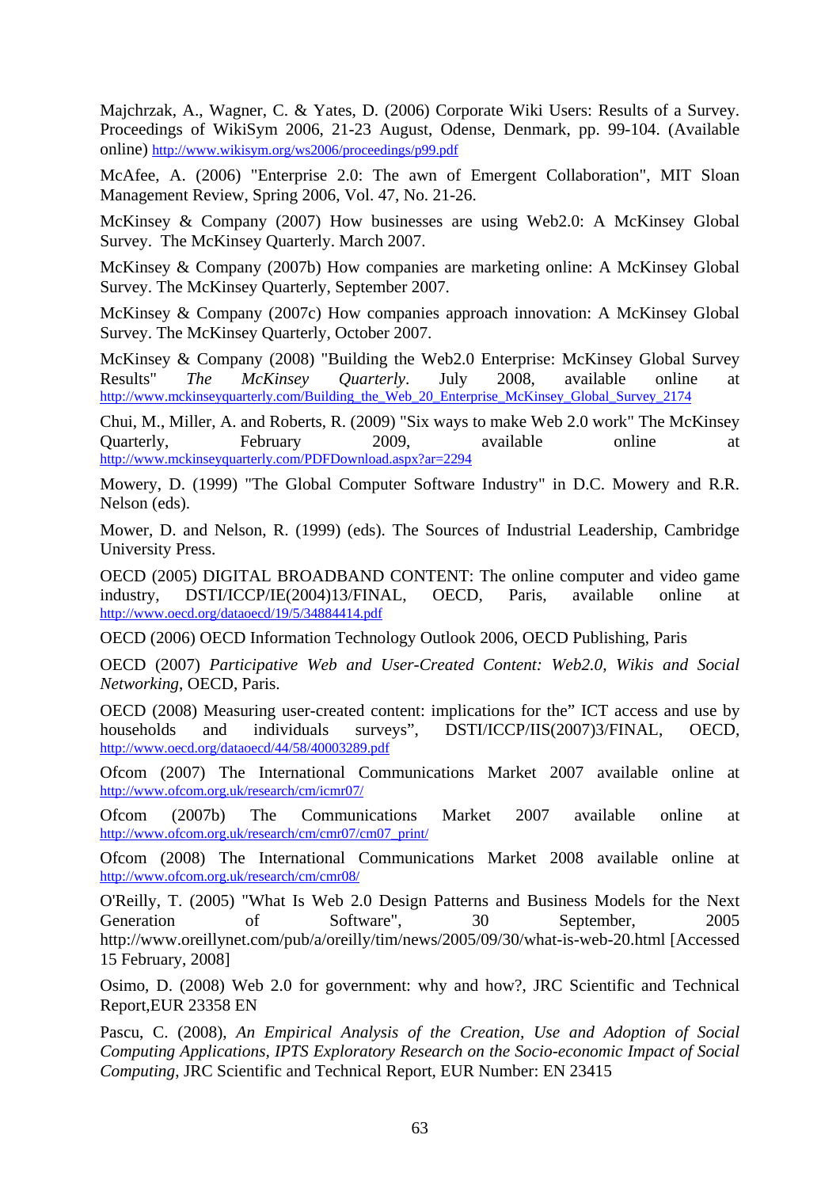Majchrzak, A., Wagner, C. & Yates, D. (2006) Corporate Wiki Users: Results of a Survey. Proceedings of WikiSym 2006, 21-23 August, Odense, Denmark, pp. 99-104. (Available online) http://www.wikisym.org/ws2006/proceedings/p99.pdf

McAfee, A. (2006) "Enterprise 2.0: The awn of Emergent Collaboration", MIT Sloan Management Review, Spring 2006, Vol. 47, No. 21-26.

McKinsey & Company (2007) How businesses are using Web2.0: A McKinsey Global Survey. The McKinsey Quarterly. March 2007.

McKinsey & Company (2007b) How companies are marketing online: A McKinsey Global Survey. The McKinsey Quarterly, September 2007.

McKinsey & Company (2007c) How companies approach innovation: A McKinsey Global Survey. The McKinsey Quarterly, October 2007.

McKinsey & Company (2008) "Building the Web2.0 Enterprise: McKinsey Global Survey Results" *The McKinsey Quarterly*. July 2008, available online at http://www.mckinseyquarterly.com/Building_the_Web_20_Enterprise_McKinsey_Global_Survey_2174

Chui, M., Miller, A. and Roberts, R. (2009) "Six ways to make Web 2.0 work" The McKinsey Quarterly, February 2009, available online at http://www.mckinseyquarterly.com/PDFDownload.aspx?ar=2294

Mowery, D. (1999) "The Global Computer Software Industry" in D.C. Mowery and R.R. Nelson (eds).

Mower, D. and Nelson, R. (1999) (eds). The Sources of Industrial Leadership, Cambridge University Press.

OECD (2005) DIGITAL BROADBAND CONTENT: The online computer and video game industry, DSTI/ICCP/IE(2004)13/FINAL, OECD, Paris, available online at http://www.oecd.org/dataoecd/19/5/34884414.pdf

OECD (2006) OECD Information Technology Outlook 2006, OECD Publishing, Paris

OECD (2007) *Participative Web and User-Created Content: Web2.0, Wikis and Social Networking*, OECD, Paris.

OECD (2008) Measuring user-created content: implications for the" ICT access and use by households and individuals surveys", DSTI/ICCP/IIS(2007)3/FINAL, OECD, http://www.oecd.org/dataoecd/44/58/40003289.pdf

Ofcom (2007) The International Communications Market 2007 available online at http://www.ofcom.org.uk/research/cm/icmr07/

Ofcom (2007b) The Communications Market 2007 available online at http://www.ofcom.org.uk/research/cm/cmr07/cm07_print/

Ofcom (2008) The International Communications Market 2008 available online at http://www.ofcom.org.uk/research/cm/cmr08/

O'Reilly, T. (2005) "What Is Web 2.0 Design Patterns and Business Models for the Next Generation of Software", 30 September, 2005 http://www.oreillynet.com/pub/a/oreilly/tim/news/2005/09/30/what-is-web-20.html [Accessed 15 February, 2008]

Osimo, D. (2008) Web 2.0 for government: why and how?, JRC Scientific and Technical Report,EUR 23358 EN

Pascu, C. (2008), *An Empirical Analysis of the Creation, Use and Adoption of Social Computing Applications, IPTS Exploratory Research on the Socio-economic Impact of Social Computing*, JRC Scientific and Technical Report, EUR Number: EN 23415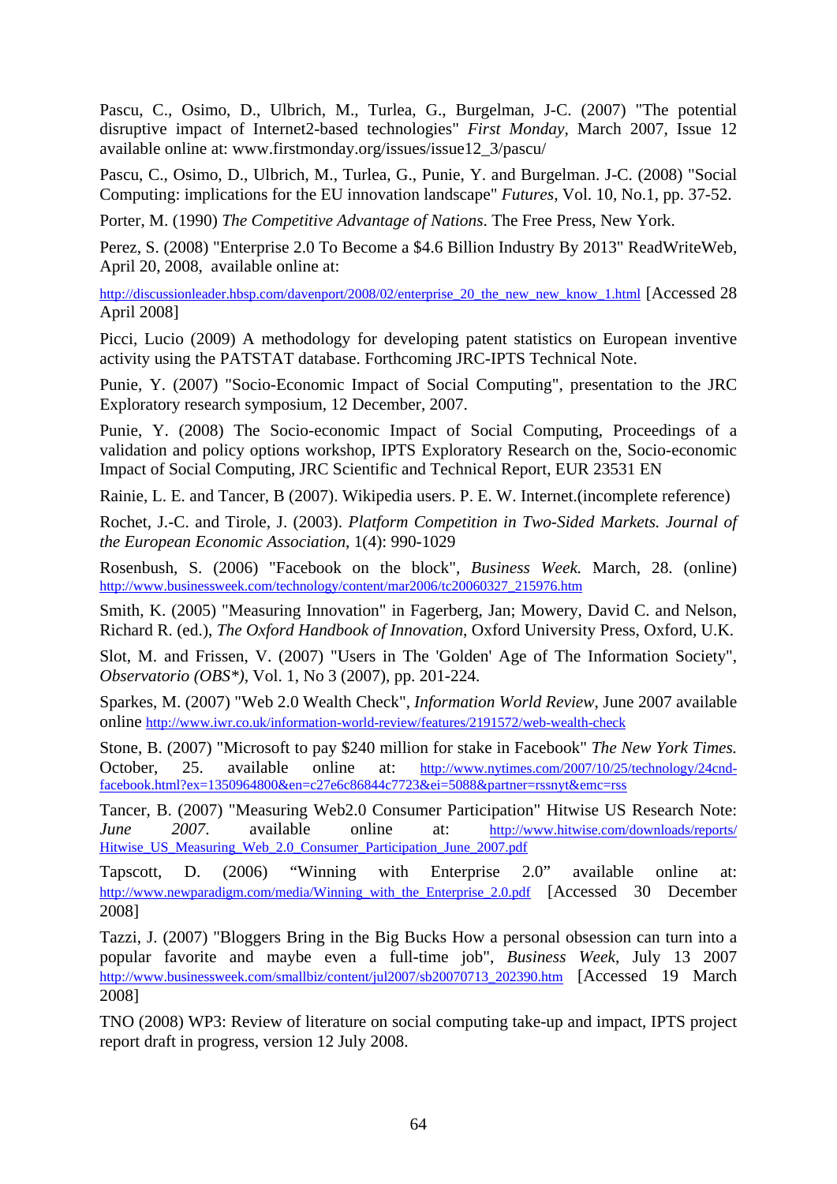Pascu, C., Osimo, D., Ulbrich, M., Turlea, G., Burgelman, J-C. (2007) "The potential disruptive impact of Internet2-based technologies" *First Monday*, March 2007, Issue 12 available online at: www.firstmonday.org/issues/issue12_3/pascu/

Pascu, C., Osimo, D., Ulbrich, M., Turlea, G., Punie, Y. and Burgelman. J-C. (2008) "Social Computing: implications for the EU innovation landscape" *Futures*, Vol. 10, No.1, pp. 37-52.

Porter, M. (1990) *The Competitive Advantage of Nations*. The Free Press, New York.

Perez, S. (2008) "Enterprise 2.0 To Become a $4.6 Billion Industry By 2013" ReadWriteWeb, April 20, 2008, available online at:

http://discussionleader.hbsp.com/davenport/2008/02/enterprise_20_the_new_new_know_1.html [Accessed 28 April 2008]

Picci, Lucio (2009) A methodology for developing patent statistics on European inventive activity using the PATSTAT database. Forthcoming JRC-IPTS Technical Note.

Punie, Y. (2007) "Socio-Economic Impact of Social Computing", presentation to the JRC Exploratory research symposium, 12 December, 2007.

Punie, Y. (2008) The Socio-economic Impact of Social Computing, Proceedings of a validation and policy options workshop, IPTS Exploratory Research on the, Socio-economic Impact of Social Computing, JRC Scientific and Technical Report, EUR 23531 EN

Rainie, L. E. and Tancer, B (2007). Wikipedia users. P. E. W. Internet.(incomplete reference)

Rochet, J.-C. and Tirole, J. (2003). *Platform Competition in Two-Sided Markets. Journal of the European Economic Association*, 1(4): 990-1029

Rosenbush, S. (2006) "Facebook on the block", *Business Week.* March, 28. (online) http://www.businessweek.com/technology/content/mar2006/tc20060327_215976.htm

Smith, K. (2005) "Measuring Innovation" in Fagerberg, Jan; Mowery, David C. and Nelson, Richard R. (ed.), *The Oxford Handbook of Innovation*, Oxford University Press, Oxford, U.K.

Slot, M. and Frissen, V. (2007) "Users in The 'Golden' Age of The Information Society", *Observatorio (OBS\*)*, Vol. 1, No 3 (2007), pp. 201-224.

Sparkes, M. (2007) "Web 2.0 Wealth Check", *Information World Review*, June 2007 available online http://www.iwr.co.uk/information-world-review/features/2191572/web-wealth-check

Stone, B. (2007) "Microsoft to pay $240 million for stake in Facebook" *The New York Times.* October, 25. available online at: http://www.nytimes.com/2007/10/25/technology/24cnd-facebook.html?ex=1350964800&en=c27e6c86844c7723&ei=5088&partner=rssnyt&emc=rss

Tancer, B. (2007) "Measuring Web2.0 Consumer Participation" Hitwise US Research Note: *June 2007*. available online at: http://www.hitwise.com/downloads/reports/Hitwise_US_Measuring_Web_2.0_Consumer_Participation_June_2007.pdf

Tapscott, D. (2006) "Winning with Enterprise 2.0" available online at: http://www.newparadigm.com/media/Winning_with_the_Enterprise_2.0.pdf [Accessed 30 December 2008]

Tazzi, J. (2007) "Bloggers Bring in the Big Bucks How a personal obsession can turn into a popular favorite and maybe even a full-time job", *Business Week*, July 13 2007 http://www.businessweek.com/smallbiz/content/jul2007/sb20070713_202390.htm [Accessed 19 March 2008]

TNO (2008) WP3: Review of literature on social computing take-up and impact, IPTS project report draft in progress, version 12 July 2008.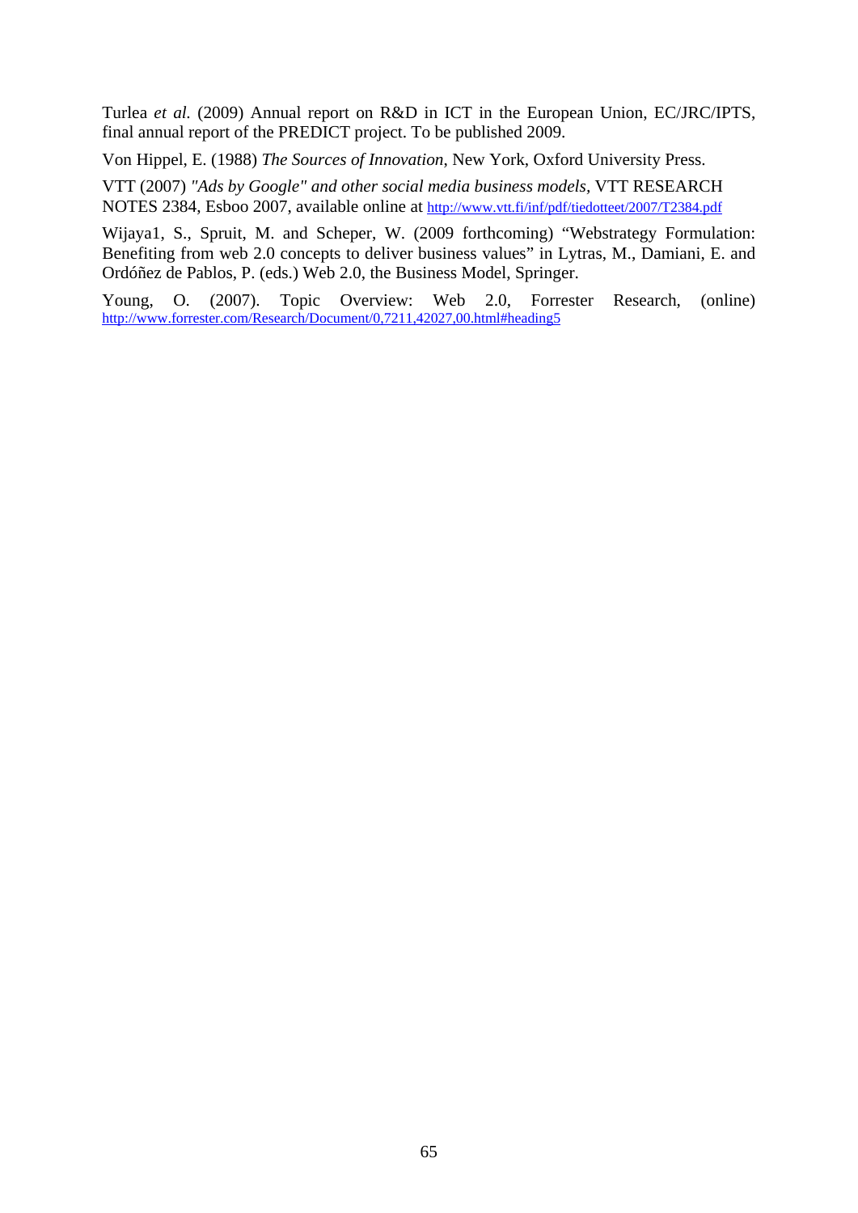Turlea *et al.* (2009) Annual report on R&D in ICT in the European Union, EC/JRC/IPTS, final annual report of the PREDICT project. To be published 2009.

Von Hippel, E. (1988) *The Sources of Innovation*, New York, Oxford University Press.

VTT (2007) *"Ads by Google" and other social media business models*, VTT RESEARCH NOTES 2384, Esboo 2007, available online at http://www.vtt.fi/inf/pdf/tiedotteet/2007/T2384.pdf

Wijaya1, S., Spruit, M. and Scheper, W. (2009 forthcoming) "Webstrategy Formulation: Benefiting from web 2.0 concepts to deliver business values" in Lytras, M., Damiani, E. and Ordóñez de Pablos, P. (eds.) Web 2.0, the Business Model, Springer.

Young, O. (2007). Topic Overview: Web 2.0, Forrester Research, (online) http://www.forrester.com/Research/Document/0,7211,42027,00.html#heading5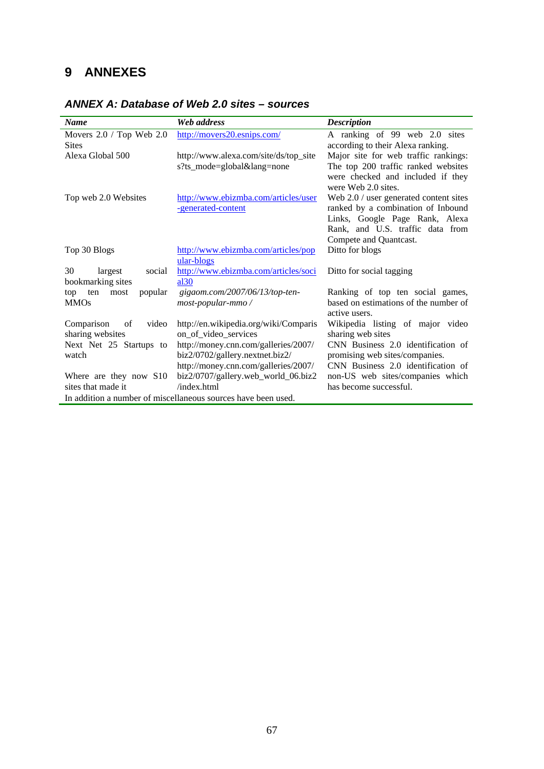# 9 ANNEXES

## ANNEX A: Database of Web 2.0 sites – sources

| *Name* | *Web address* | *Description* |
|---|---|---|
| Movers 2.0 / Top Web 2.0 Sites | http://movers20.esnips.com/ | A ranking of 99 web 2.0 sites according to their Alexa ranking. |
| Alexa Global 500 | http://www.alexa.com/site/ds/top_sites?ts_mode=global&lang=none | Major site for web traffic rankings: The top 200 traffic ranked websites were checked and included if they were Web 2.0 sites. |
| Top web 2.0 Websites | http://www.ebizmba.com/articles/user-generated-content | Web 2.0 / user generated content sites ranked by a combination of Inbound Links, Google Page Rank, Alexa Rank, and U.S. traffic data from Compete and Quantcast. |
| Top 30 Blogs | http://www.ebizmba.com/articles/popular-blogs | Ditto for blogs |
| 30 largest social bookmarking sites | http://www.ebizmba.com/articles/social30 | Ditto for social tagging |
| top ten most popular MMOs | *gigaom.com/2007/06/13/top-ten-most-popular-mmo /* | Ranking of top ten social games, based on estimations of the number of active users. |
| Comparison of video sharing websites | http://en.wikipedia.org/wiki/Comparison_of_video_services | Wikipedia listing of major video sharing web sites |
| Next Net 25 Startups to watch | http://money.cnn.com/galleries/2007/biz2/0702/gallery.nextnet.biz2/ | CNN Business 2.0 identification of promising web sites/companies. |
| Where are they now S10 sites that made it | http://money.cnn.com/galleries/2007/biz2/0707/gallery.web_world_06.biz2/index.html | CNN Business 2.0 identification of non-US web sites/companies which has become successful. |
| In addition a number of miscellaneous sources have been used. | | |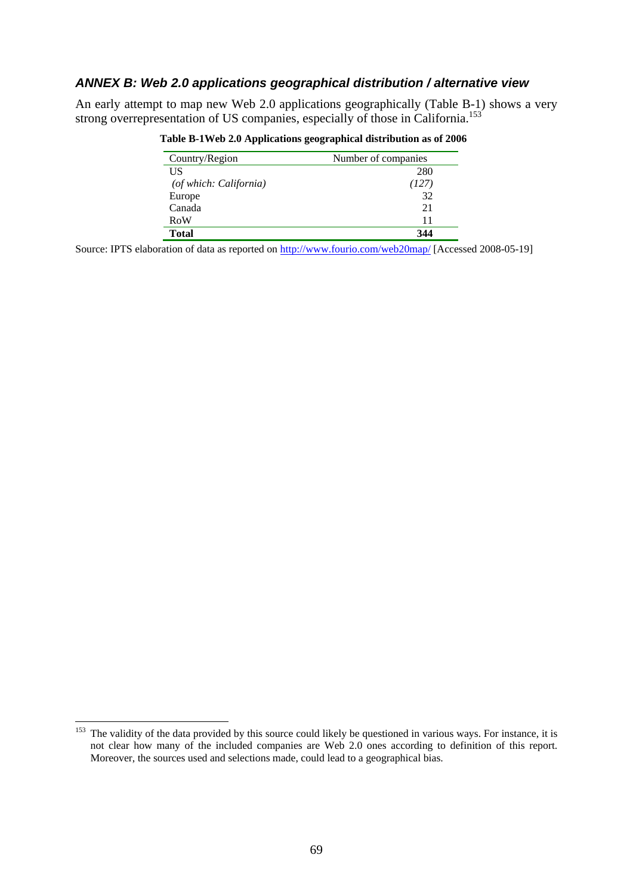### *ANNEX B: Web 2.0 applications geographical distribution / alternative view*

An early attempt to map new Web 2.0 applications geographically (Table B-1) shows a very strong overrepresentation of US companies, especially of those in California.[153]

**Table B-1Web 2.0 Applications geographical distribution as of 2006**

| Country/Region | Number of companies |
|---|---|
| US | 280 |
| *(of which: California)* | *(127)* |
| Europe | 32 |
| Canada | 21 |
| RoW | 11 |
| **Total** | **344** |

Source: IPTS elaboration of data as reported on http://www.fourio.com/web20map/ [Accessed 2008-05-19]

[153] The validity of the data provided by this source could likely be questioned in various ways. For instance, it is not clear how many of the included companies are Web 2.0 ones according to definition of this report. Moreover, the sources used and selections made, could lead to a geographical bias.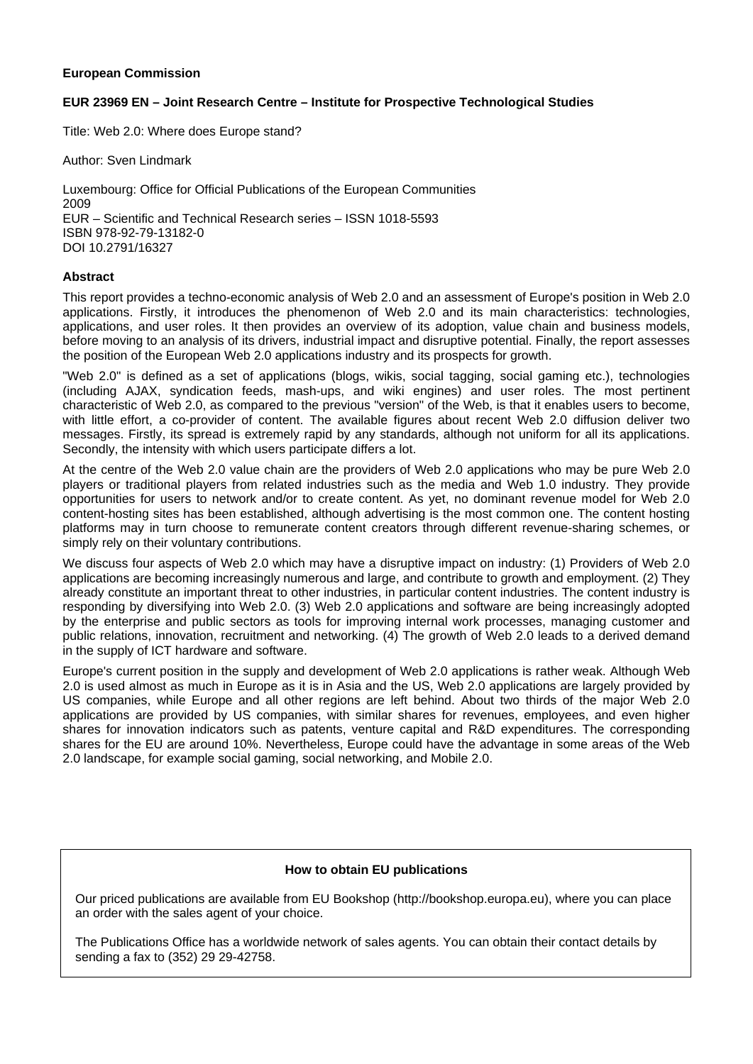**European Commission**

**EUR 23969 EN – Joint Research Centre – Institute for Prospective Technological Studies**

Title: Web 2.0: Where does Europe stand?

Author: Sven Lindmark

Luxembourg: Office for Official Publications of the European Communities
2009
EUR – Scientific and Technical Research series – ISSN 1018-5593
ISBN 978-92-79-13182-0
DOI 10.2791/16327

**Abstract**

This report provides a techno-economic analysis of Web 2.0 and an assessment of Europe's position in Web 2.0 applications. Firstly, it introduces the phenomenon of Web 2.0 and its main characteristics: technologies, applications, and user roles. It then provides an overview of its adoption, value chain and business models, before moving to an analysis of its drivers, industrial impact and disruptive potential. Finally, the report assesses the position of the European Web 2.0 applications industry and its prospects for growth.

"Web 2.0" is defined as a set of applications (blogs, wikis, social tagging, social gaming etc.), technologies (including AJAX, syndication feeds, mash-ups, and wiki engines) and user roles. The most pertinent characteristic of Web 2.0, as compared to the previous "version" of the Web, is that it enables users to become, with little effort, a co-provider of content. The available figures about recent Web 2.0 diffusion deliver two messages. Firstly, its spread is extremely rapid by any standards, although not uniform for all its applications. Secondly, the intensity with which users participate differs a lot.

At the centre of the Web 2.0 value chain are the providers of Web 2.0 applications who may be pure Web 2.0 players or traditional players from related industries such as the media and Web 1.0 industry. They provide opportunities for users to network and/or to create content. As yet, no dominant revenue model for Web 2.0 content-hosting sites has been established, although advertising is the most common one. The content hosting platforms may in turn choose to remunerate content creators through different revenue-sharing schemes, or simply rely on their voluntary contributions.

We discuss four aspects of Web 2.0 which may have a disruptive impact on industry: (1) Providers of Web 2.0 applications are becoming increasingly numerous and large, and contribute to growth and employment. (2) They already constitute an important threat to other industries, in particular content industries. The content industry is responding by diversifying into Web 2.0. (3) Web 2.0 applications and software are being increasingly adopted by the enterprise and public sectors as tools for improving internal work processes, managing customer and public relations, innovation, recruitment and networking. (4) The growth of Web 2.0 leads to a derived demand in the supply of ICT hardware and software.

Europe's current position in the supply and development of Web 2.0 applications is rather weak. Although Web 2.0 is used almost as much in Europe as it is in Asia and the US, Web 2.0 applications are largely provided by US companies, while Europe and all other regions are left behind. About two thirds of the major Web 2.0 applications are provided by US companies, with similar shares for revenues, employees, and even higher shares for innovation indicators such as patents, venture capital and R&D expenditures. The corresponding shares for the EU are around 10%. Nevertheless, Europe could have the advantage in some areas of the Web 2.0 landscape, for example social gaming, social networking, and Mobile 2.0.

**How to obtain EU publications**

Our priced publications are available from EU Bookshop (http://bookshop.europa.eu), where you can place an order with the sales agent of your choice.

The Publications Office has a worldwide network of sales agents. You can obtain their contact details by sending a fax to (352) 29 29-42758.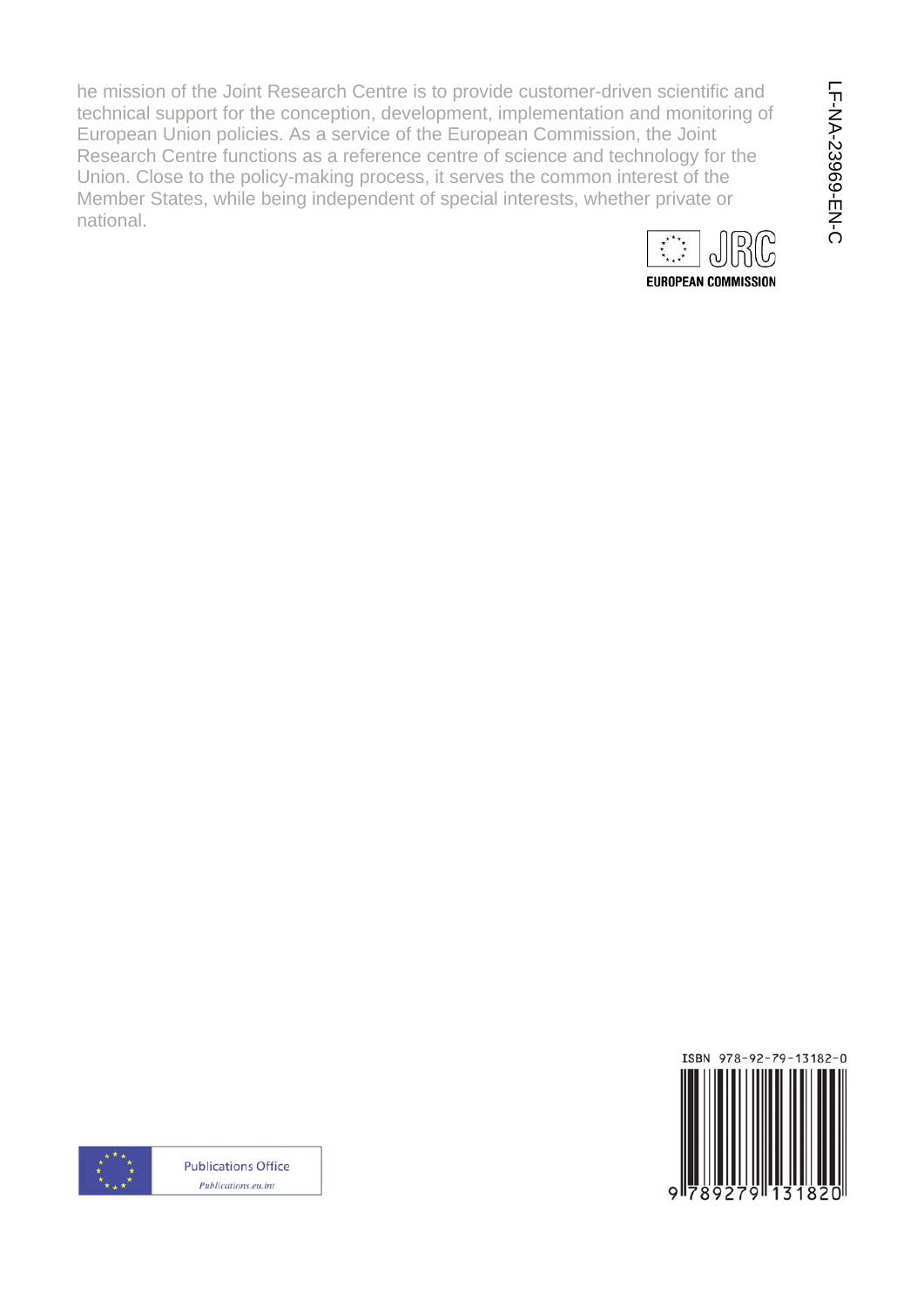he mission of the Joint Research Centre is to provide customer-driven scientific and technical support for the conception, development, implementation and monitoring of European Union policies. As a service of the European Commission, the Joint Research Centre functions as a reference centre of science and technology for the Union. Close to the policy-making process, it serves the common interest of the Member States, while being independent of special interests, whether private or national.

JRC

EUROPEAN COMMISSION

LF-NA-23969-EN-C

Publications Office

Publications.eu.int

ISBN 978-92-79-13182-0

9 789279 131820